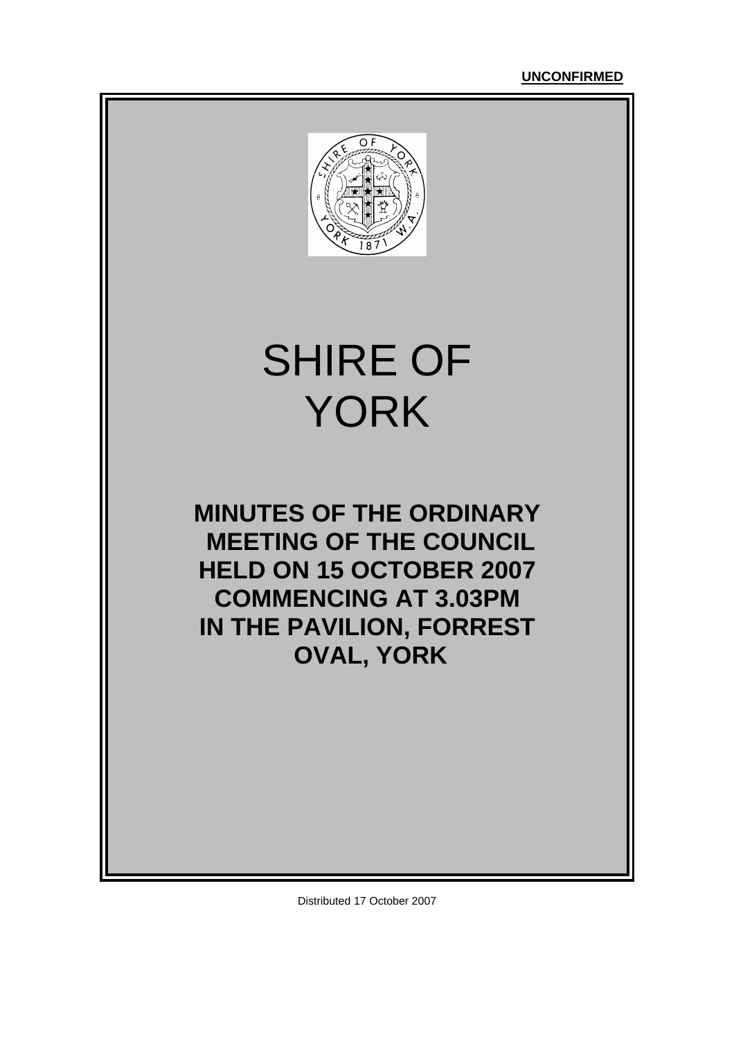**UNCONFIRMED**

# SHIRE OF YORK

## MINUTES OF THE ORDINARY MEETING OF THE COUNCIL HELD ON 15 OCTOBER 2007 COMMENCING AT 3.03PM IN THE PAVILION, FORREST OVAL, YORK

Distributed 17 October 2007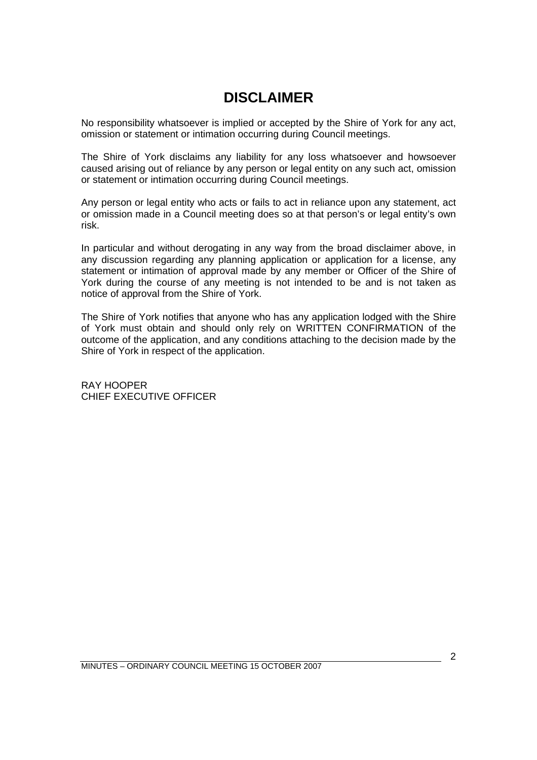# DISCLAIMER

No responsibility whatsoever is implied or accepted by the Shire of York for any act, omission or statement or intimation occurring during Council meetings.

The Shire of York disclaims any liability for any loss whatsoever and howsoever caused arising out of reliance by any person or legal entity on any such act, omission or statement or intimation occurring during Council meetings.

Any person or legal entity who acts or fails to act in reliance upon any statement, act or omission made in a Council meeting does so at that person's or legal entity's own risk.

In particular and without derogating in any way from the broad disclaimer above, in any discussion regarding any planning application or application for a license, any statement or intimation of approval made by any member or Officer of the Shire of York during the course of any meeting is not intended to be and is not taken as notice of approval from the Shire of York.

The Shire of York notifies that anyone who has any application lodged with the Shire of York must obtain and should only rely on WRITTEN CONFIRMATION of the outcome of the application, and any conditions attaching to the decision made by the Shire of York in respect of the application.

RAY HOOPER
CHIEF EXECUTIVE OFFICER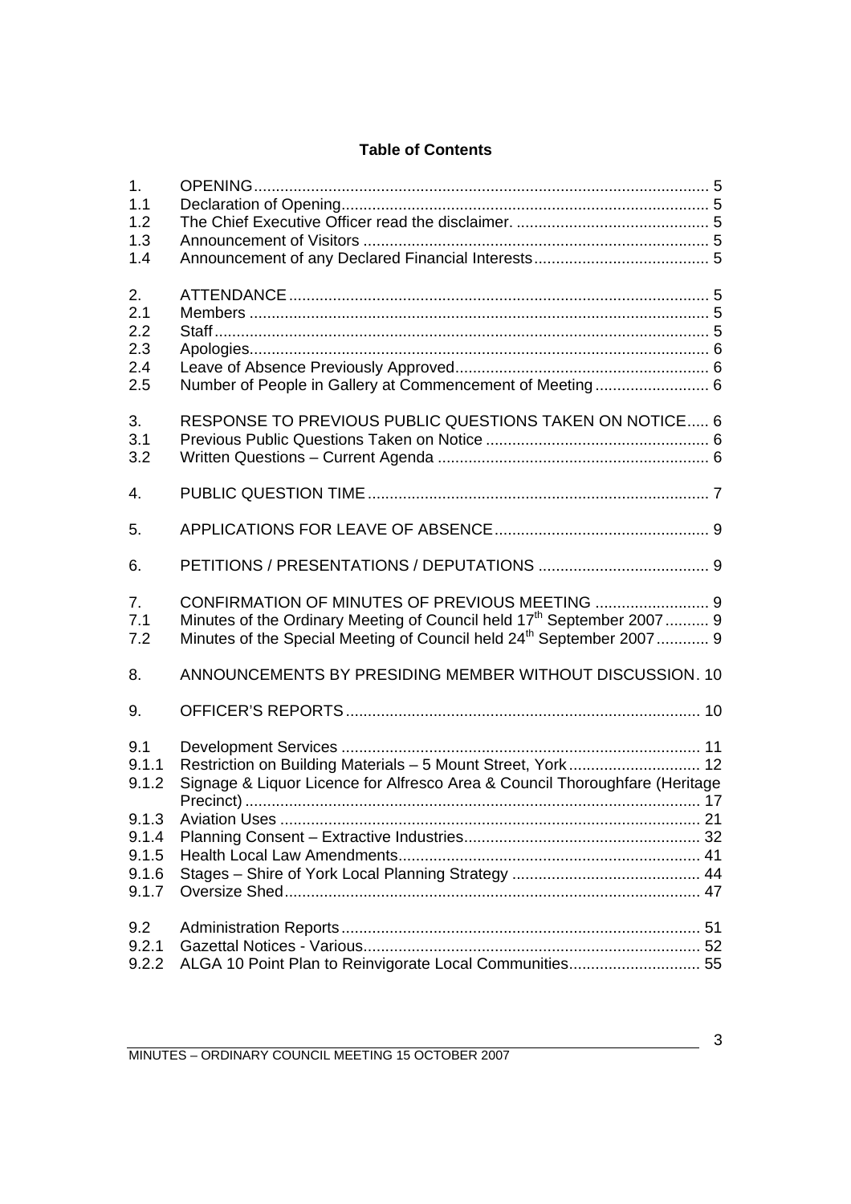**Table of Contents**

| | | |
|---|---|---|
| 1. | OPENING | 5 |
| 1.1 | Declaration of Opening | 5 |
| 1.2 | The Chief Executive Officer read the disclaimer. | 5 |
| 1.3 | Announcement of Visitors | 5 |
| 1.4 | Announcement of any Declared Financial Interests | 5 |
| 2. | ATTENDANCE | 5 |
| 2.1 | Members | 5 |
| 2.2 | Staff | 5 |
| 2.3 | Apologies | 6 |
| 2.4 | Leave of Absence Previously Approved | 6 |
| 2.5 | Number of People in Gallery at Commencement of Meeting | 6 |
| 3. | RESPONSE TO PREVIOUS PUBLIC QUESTIONS TAKEN ON NOTICE | 6 |
| 3.1 | Previous Public Questions Taken on Notice | 6 |
| 3.2 | Written Questions – Current Agenda | 6 |
| 4. | PUBLIC QUESTION TIME | 7 |
| 5. | APPLICATIONS FOR LEAVE OF ABSENCE | 9 |
| 6. | PETITIONS / PRESENTATIONS / DEPUTATIONS | 9 |
| 7. | CONFIRMATION OF MINUTES OF PREVIOUS MEETING | 9 |
| 7.1 | Minutes of the Ordinary Meeting of Council held 17th September 2007 | 9 |
| 7.2 | Minutes of the Special Meeting of Council held 24th September 2007 | 9 |
| 8. | ANNOUNCEMENTS BY PRESIDING MEMBER WITHOUT DISCUSSION | 10 |
| 9. | OFFICER'S REPORTS | 10 |
| 9.1 | Development Services | 11 |
| 9.1.1 | Restriction on Building Materials – 5 Mount Street, York | 12 |
| 9.1.2 | Signage & Liquor Licence for Alfresco Area & Council Thoroughfare (Heritage Precinct) | 17 |
| 9.1.3 | Aviation Uses | 21 |
| 9.1.4 | Planning Consent – Extractive Industries | 32 |
| 9.1.5 | Health Local Law Amendments | 41 |
| 9.1.6 | Stages – Shire of York Local Planning Strategy | 44 |
| 9.1.7 | Oversize Shed | 47 |
| 9.2 | Administration Reports | 51 |
| 9.2.1 | Gazettal Notices - Various | 52 |
| 9.2.2 | ALGA 10 Point Plan to Reinvigorate Local Communities | 55 |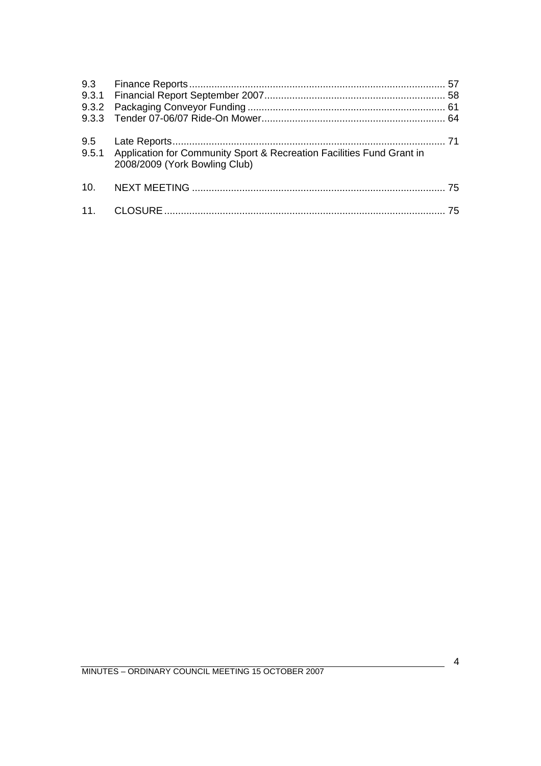9.3 Finance Reports ........................................................................................... 57
9.3.1 Financial Report September 2007 ................................................................ 58
9.3.2 Packaging Conveyor Funding ...................................................................... 61
9.3.3 Tender 07-06/07 Ride-On Mower ................................................................. 64

9.5 Late Reports ................................................................................................. 71
9.5.1 Application for Community Sport & Recreation Facilities Fund Grant in 2008/2009 (York Bowling Club)

10. NEXT MEETING .......................................................................................... 75

11. CLOSURE .................................................................................................... 75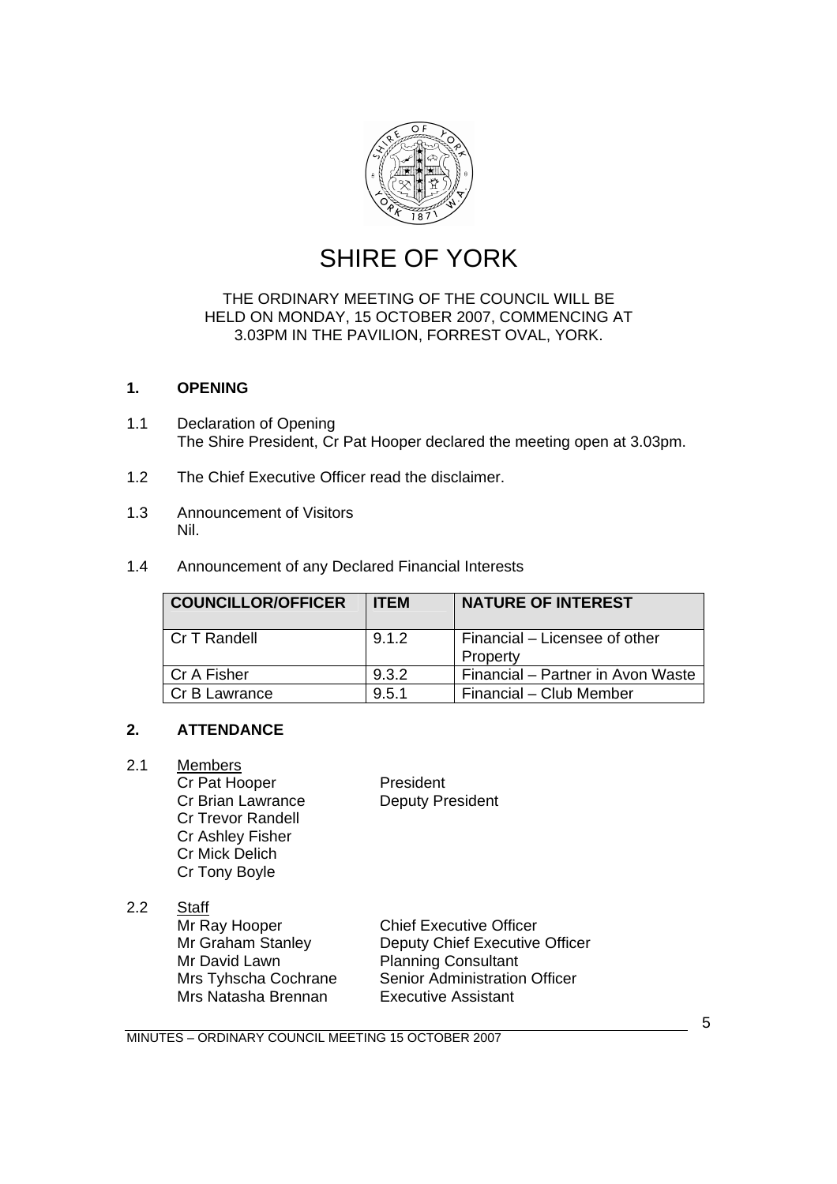# SHIRE OF YORK

THE ORDINARY MEETING OF THE COUNCIL WILL BE HELD ON MONDAY, 15 OCTOBER 2007, COMMENCING AT 3.03PM IN THE PAVILION, FORREST OVAL, YORK.

## 1. OPENING

1.1 Declaration of Opening
The Shire President, Cr Pat Hooper declared the meeting open at 3.03pm.

1.2 The Chief Executive Officer read the disclaimer.

1.3 Announcement of Visitors
Nil.

1.4 Announcement of any Declared Financial Interests

| COUNCILLOR/OFFICER | ITEM | NATURE OF INTEREST |
|---|---|---|
| Cr T Randell | 9.1.2 | Financial – Licensee of other Property |
| Cr A Fisher | 9.3.2 | Financial – Partner in Avon Waste |
| Cr B Lawrance | 9.5.1 | Financial – Club Member |

## 2. ATTENDANCE

2.1 Members

| | |
|---|---|
| Cr Pat Hooper | President |
| Cr Brian Lawrance | Deputy President |
| Cr Trevor Randell | |
| Cr Ashley Fisher | |
| Cr Mick Delich | |
| Cr Tony Boyle | |

2.2 Staff

| | |
|---|---|
| Mr Ray Hooper | Chief Executive Officer |
| Mr Graham Stanley | Deputy Chief Executive Officer |
| Mr David Lawn | Planning Consultant |
| Mrs Tyhscha Cochrane | Senior Administration Officer |
| Mrs Natasha Brennan | Executive Assistant |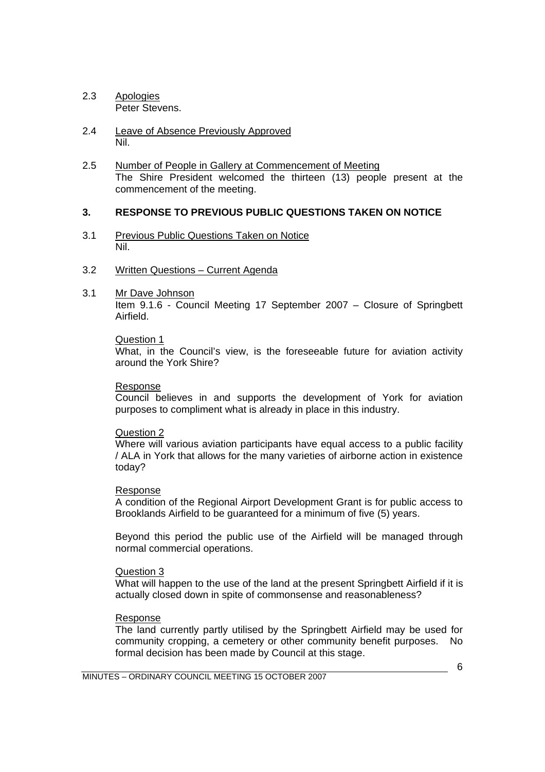2.3 Apologies
Peter Stevens.

2.4 Leave of Absence Previously Approved
Nil.

2.5 Number of People in Gallery at Commencement of Meeting
The Shire President welcomed the thirteen (13) people present at the commencement of the meeting.

## 3. RESPONSE TO PREVIOUS PUBLIC QUESTIONS TAKEN ON NOTICE

3.1 Previous Public Questions Taken on Notice
Nil.

3.2 Written Questions – Current Agenda

3.1 Mr Dave Johnson
Item 9.1.6 - Council Meeting 17 September 2007 – Closure of Springbett Airfield.

Question 1
What, in the Council's view, is the foreseeable future for aviation activity around the York Shire?

Response
Council believes in and supports the development of York for aviation purposes to compliment what is already in place in this industry.

Question 2
Where will various aviation participants have equal access to a public facility / ALA in York that allows for the many varieties of airborne action in existence today?

Response
A condition of the Regional Airport Development Grant is for public access to Brooklands Airfield to be guaranteed for a minimum of five (5) years.

Beyond this period the public use of the Airfield will be managed through normal commercial operations.

Question 3
What will happen to the use of the land at the present Springbett Airfield if it is actually closed down in spite of commonsense and reasonableness?

Response
The land currently partly utilised by the Springbett Airfield may be used for community cropping, a cemetery or other community benefit purposes. No formal decision has been made by Council at this stage.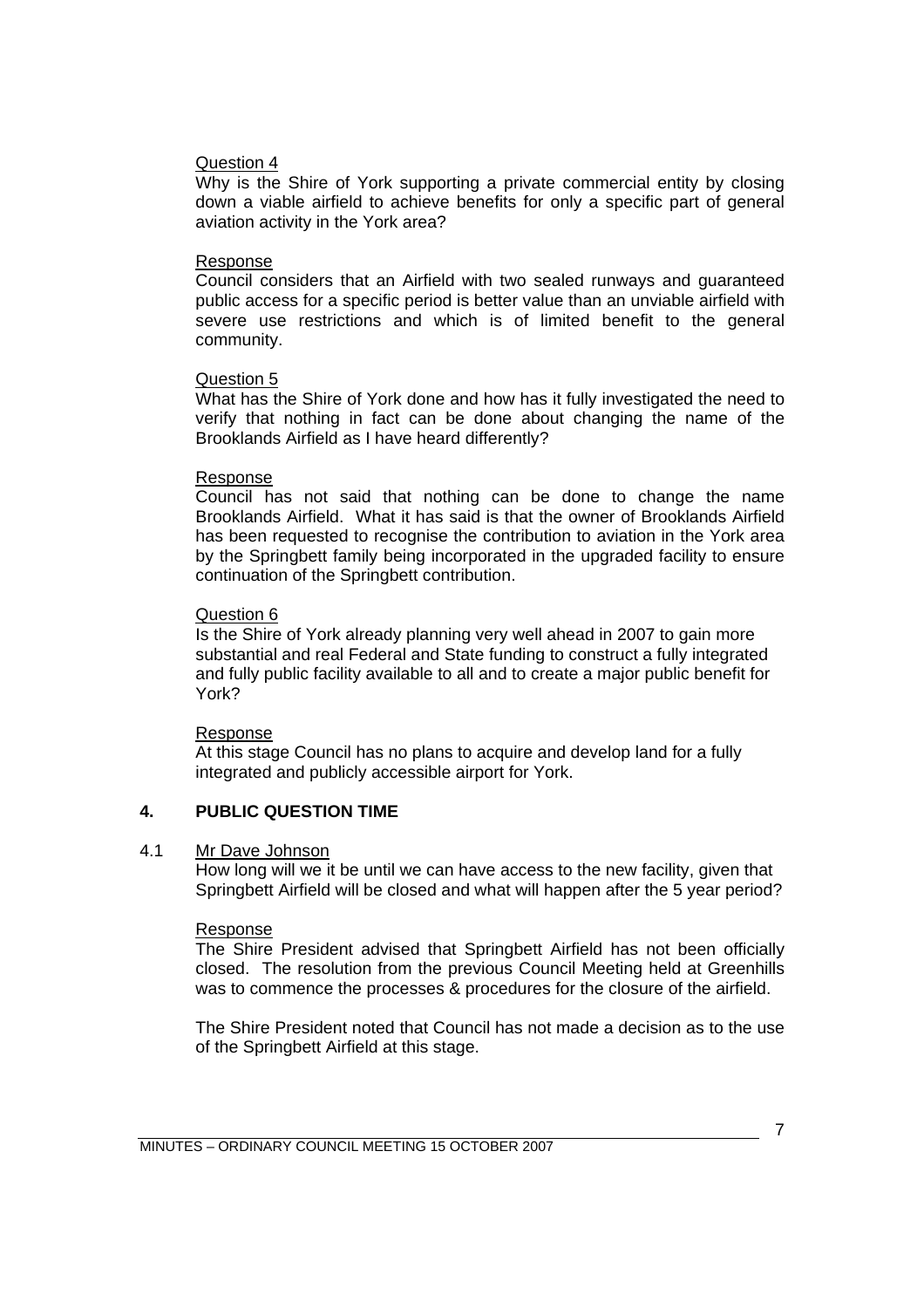Question 4

Why is the Shire of York supporting a private commercial entity by closing down a viable airfield to achieve benefits for only a specific part of general aviation activity in the York area?

Response

Council considers that an Airfield with two sealed runways and guaranteed public access for a specific period is better value than an unviable airfield with severe use restrictions and which is of limited benefit to the general community.

Question 5

What has the Shire of York done and how has it fully investigated the need to verify that nothing in fact can be done about changing the name of the Brooklands Airfield as I have heard differently?

Response

Council has not said that nothing can be done to change the name Brooklands Airfield. What it has said is that the owner of Brooklands Airfield has been requested to recognise the contribution to aviation in the York area by the Springbett family being incorporated in the upgraded facility to ensure continuation of the Springbett contribution.

Question 6

Is the Shire of York already planning very well ahead in 2007 to gain more substantial and real Federal and State funding to construct a fully integrated and fully public facility available to all and to create a major public benefit for York?

Response

At this stage Council has no plans to acquire and develop land for a fully integrated and publicly accessible airport for York.

## 4. PUBLIC QUESTION TIME

4.1 Mr Dave Johnson

How long will we it be until we can have access to the new facility, given that Springbett Airfield will be closed and what will happen after the 5 year period?

Response

The Shire President advised that Springbett Airfield has not been officially closed. The resolution from the previous Council Meeting held at Greenhills was to commence the processes & procedures for the closure of the airfield.

The Shire President noted that Council has not made a decision as to the use of the Springbett Airfield at this stage.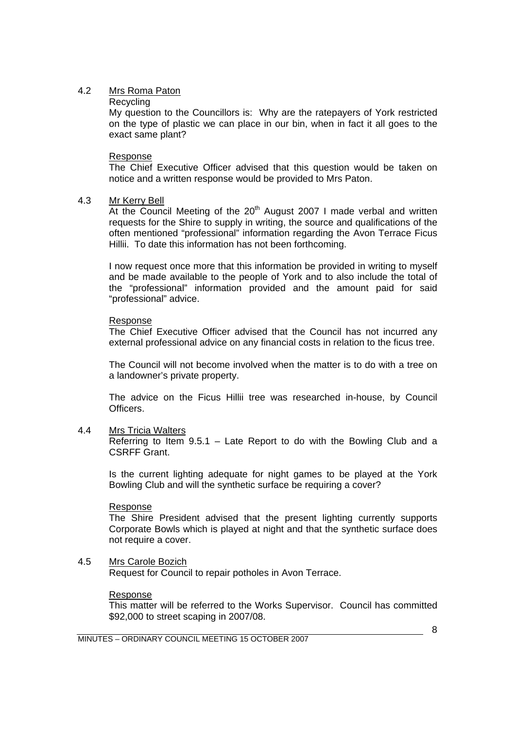4.2 Mrs Roma Paton

Recycling

My question to the Councillors is: Why are the ratepayers of York restricted on the type of plastic we can place in our bin, when in fact it all goes to the exact same plant?

Response

The Chief Executive Officer advised that this question would be taken on notice and a written response would be provided to Mrs Paton.

4.3 Mr Kerry Bell

At the Council Meeting of the 20th August 2007 I made verbal and written requests for the Shire to supply in writing, the source and qualifications of the often mentioned "professional" information regarding the Avon Terrace Ficus Hillii. To date this information has not been forthcoming.

I now request once more that this information be provided in writing to myself and be made available to the people of York and to also include the total of the "professional" information provided and the amount paid for said "professional" advice.

Response

The Chief Executive Officer advised that the Council has not incurred any external professional advice on any financial costs in relation to the ficus tree.

The Council will not become involved when the matter is to do with a tree on a landowner's private property.

The advice on the Ficus Hillii tree was researched in-house, by Council Officers.

4.4 Mrs Tricia Walters

Referring to Item 9.5.1 – Late Report to do with the Bowling Club and a CSRFF Grant.

Is the current lighting adequate for night games to be played at the York Bowling Club and will the synthetic surface be requiring a cover?

Response

The Shire President advised that the present lighting currently supports Corporate Bowls which is played at night and that the synthetic surface does not require a cover.

4.5 Mrs Carole Bozich

Request for Council to repair potholes in Avon Terrace.

Response

This matter will be referred to the Works Supervisor. Council has committed $92,000 to street scaping in 2007/08.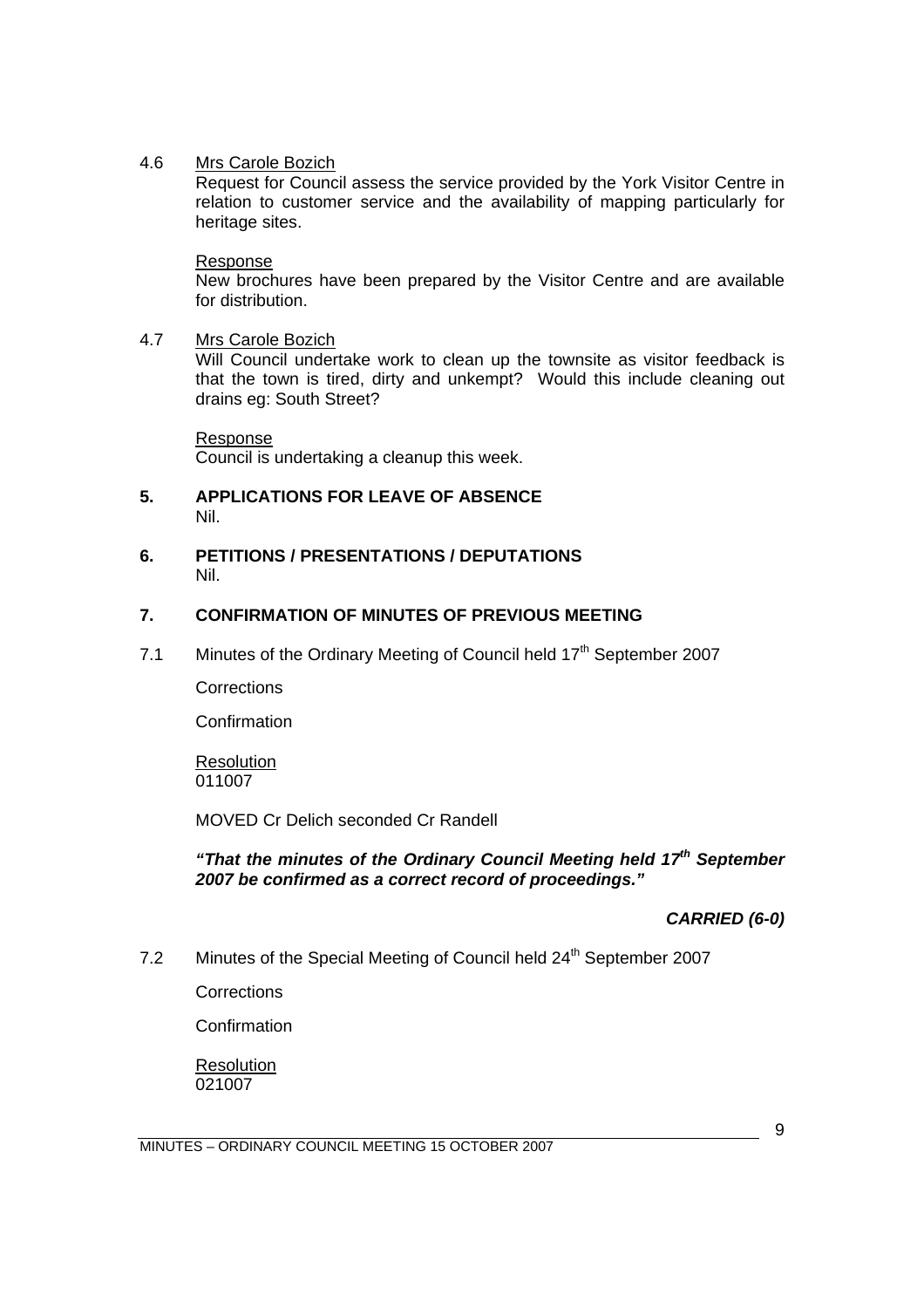4.6 Mrs Carole Bozich

Request for Council assess the service provided by the York Visitor Centre in relation to customer service and the availability of mapping particularly for heritage sites.

Response

New brochures have been prepared by the Visitor Centre and are available for distribution.

4.7 Mrs Carole Bozich

Will Council undertake work to clean up the townsite as visitor feedback is that the town is tired, dirty and unkempt? Would this include cleaning out drains eg: South Street?

Response

Council is undertaking a cleanup this week.

## 5. APPLICATIONS FOR LEAVE OF ABSENCE

Nil.

## 6. PETITIONS / PRESENTATIONS / DEPUTATIONS

Nil.

## 7. CONFIRMATION OF MINUTES OF PREVIOUS MEETING

7.1 Minutes of the Ordinary Meeting of Council held 17th September 2007

Corrections

Confirmation

Resolution
011007

MOVED Cr Delich seconded Cr Randell

***"That the minutes of the Ordinary Council Meeting held 17th September 2007 be confirmed as a correct record of proceedings."***

***CARRIED (6-0)***

7.2 Minutes of the Special Meeting of Council held 24th September 2007

Corrections

Confirmation

Resolution
021007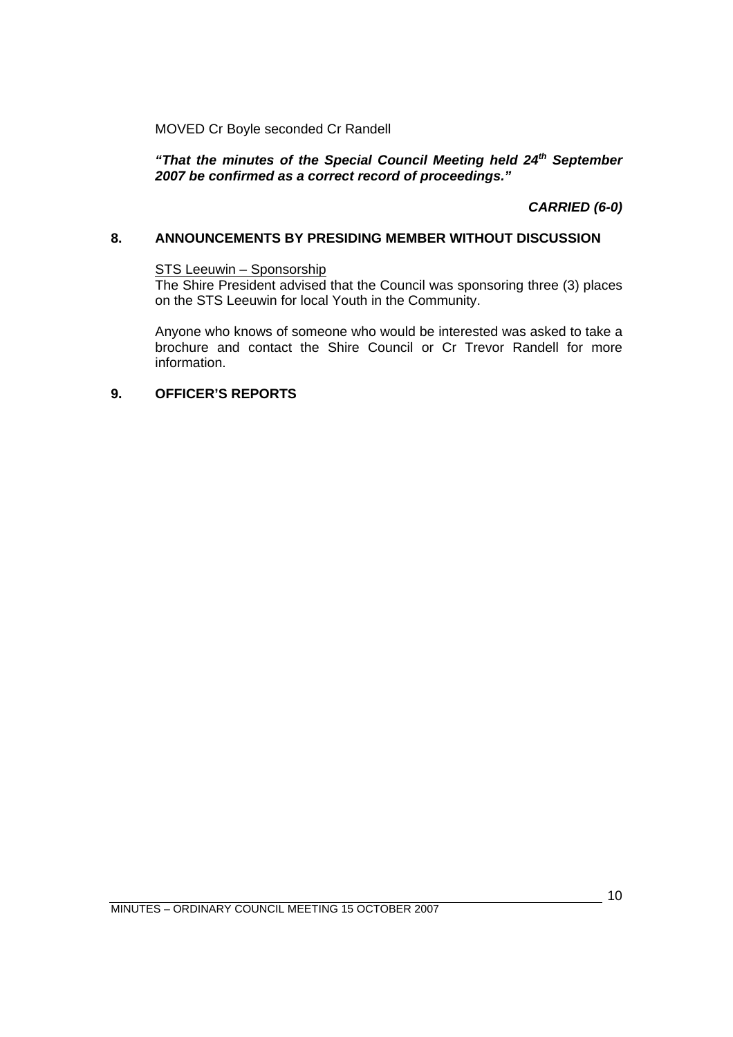MOVED Cr Boyle seconded Cr Randell

***"That the minutes of the Special Council Meeting held 24th September 2007 be confirmed as a correct record of proceedings."***

***CARRIED (6-0)***

## 8. ANNOUNCEMENTS BY PRESIDING MEMBER WITHOUT DISCUSSION

STS Leeuwin – Sponsorship

The Shire President advised that the Council was sponsoring three (3) places on the STS Leeuwin for local Youth in the Community.

Anyone who knows of someone who would be interested was asked to take a brochure and contact the Shire Council or Cr Trevor Randell for more information.

## 9. OFFICER'S REPORTS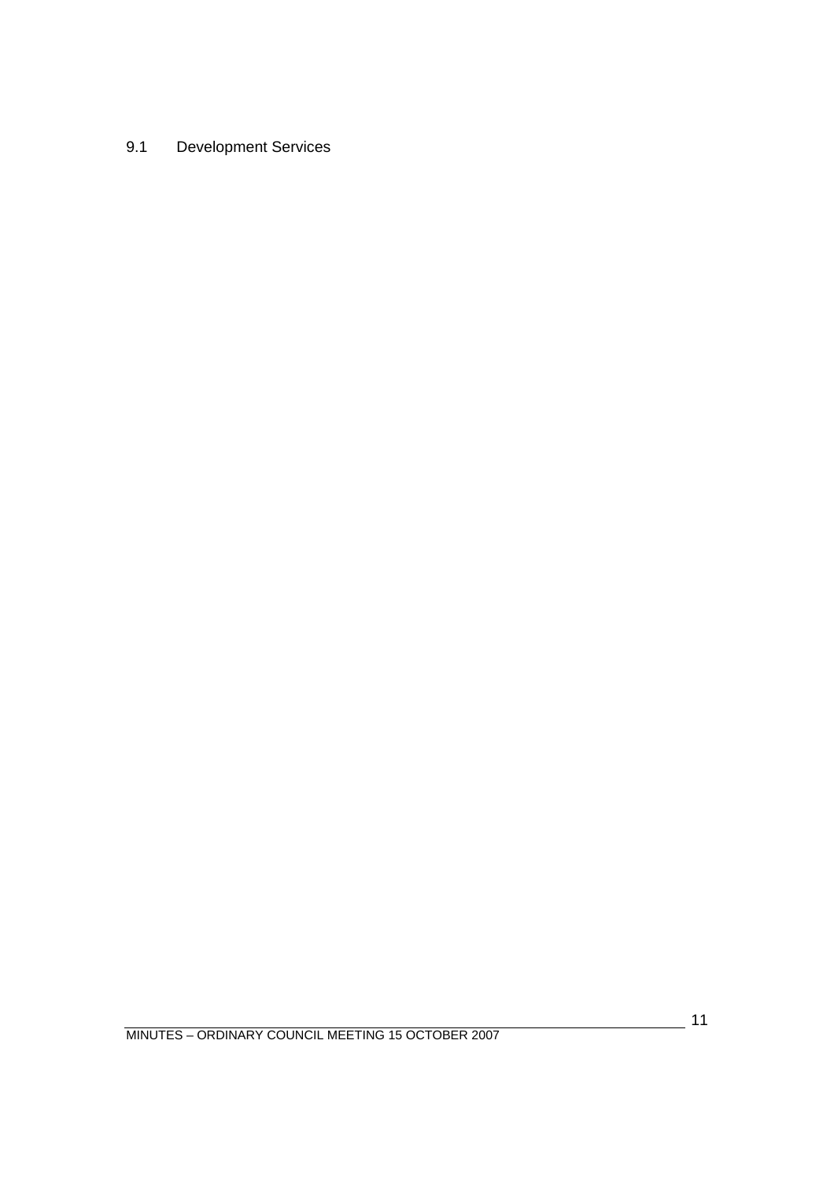## 9.1 Development Services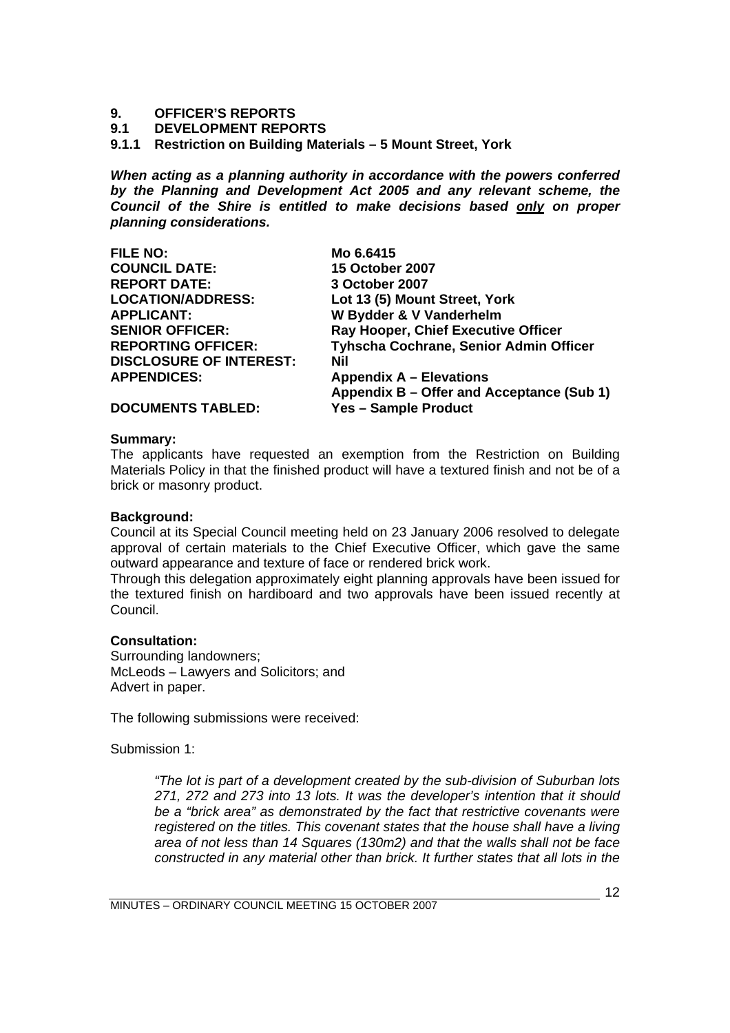# 9. OFFICER'S REPORTS

## 9.1 DEVELOPMENT REPORTS

### 9.1.1 Restriction on Building Materials – 5 Mount Street, York

***When acting as a planning authority in accordance with the powers conferred by the Planning and Development Act 2005 and any relevant scheme, the Council of the Shire is entitled to make decisions based only on proper planning considerations.***

| | |
|---|---|
| **FILE NO:** | **Mo 6.6415** |
| **COUNCIL DATE:** | **15 October 2007** |
| **REPORT DATE:** | **3 October 2007** |
| **LOCATION/ADDRESS:** | **Lot 13 (5) Mount Street, York** |
| **APPLICANT:** | **W Bydder & V Vanderhelm** |
| **SENIOR OFFICER:** | **Ray Hooper, Chief Executive Officer** |
| **REPORTING OFFICER:** | **Tyhscha Cochrane, Senior Admin Officer** |
| **DISCLOSURE OF INTEREST:** | **Nil** |
| **APPENDICES:** | **Appendix A – Elevations**<br>**Appendix B – Offer and Acceptance (Sub 1)** |
| **DOCUMENTS TABLED:** | **Yes – Sample Product** |

**Summary:**
The applicants have requested an exemption from the Restriction on Building Materials Policy in that the finished product will have a textured finish and not be of a brick or masonry product.

**Background:**
Council at its Special Council meeting held on 23 January 2006 resolved to delegate approval of certain materials to the Chief Executive Officer, which gave the same outward appearance and texture of face or rendered brick work.
Through this delegation approximately eight planning approvals have been issued for the textured finish on hardiboard and two approvals have been issued recently at Council.

**Consultation:**
Surrounding landowners;
McLeods – Lawyers and Solicitors; and
Advert in paper.

The following submissions were received:

Submission 1:

> *"The lot is part of a development created by the sub-division of Suburban lots 271, 272 and 273 into 13 lots. It was the developer's intention that it should be a "brick area" as demonstrated by the fact that restrictive covenants were registered on the titles. This covenant states that the house shall have a living area of not less than 14 Squares (130m2) and that the walls shall not be face constructed in any material other than brick. It further states that all lots in the*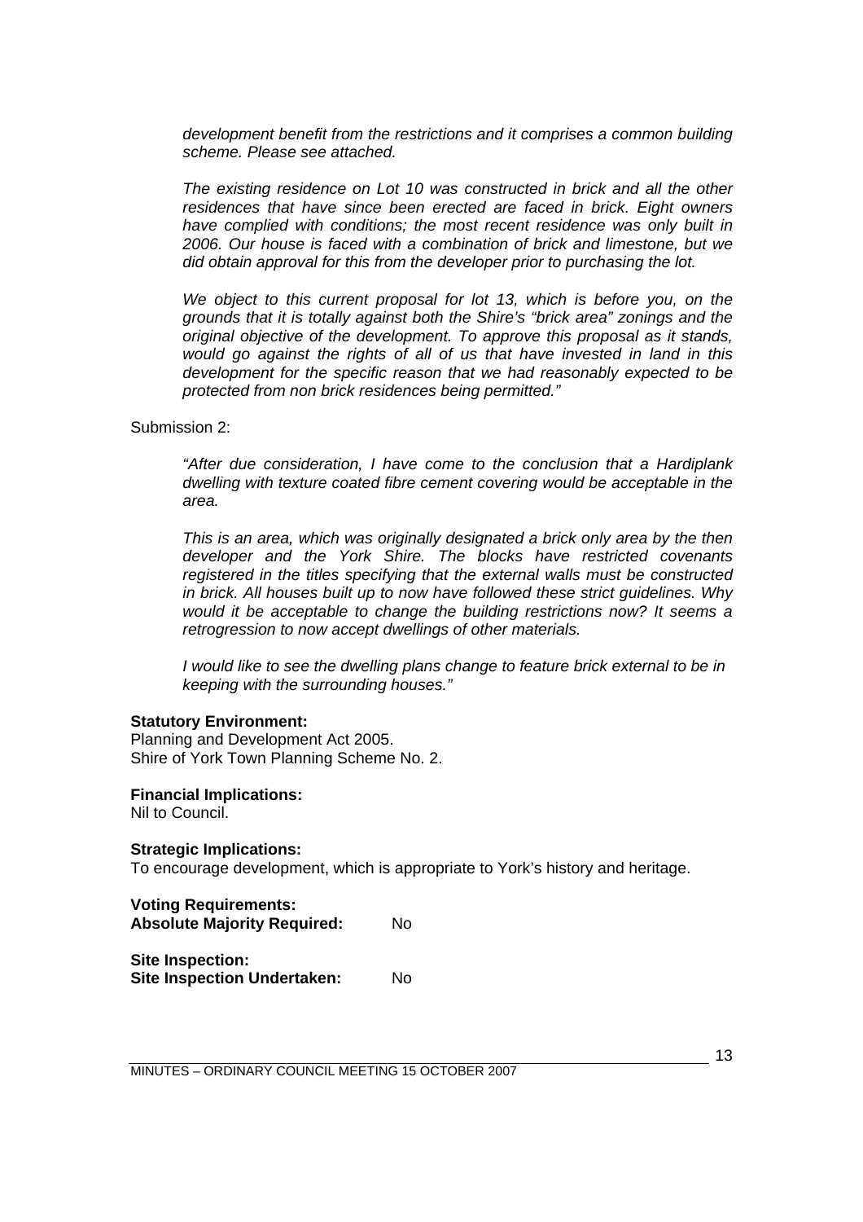*development benefit from the restrictions and it comprises a common building scheme. Please see attached.*

*The existing residence on Lot 10 was constructed in brick and all the other residences that have since been erected are faced in brick. Eight owners have complied with conditions; the most recent residence was only built in 2006. Our house is faced with a combination of brick and limestone, but we did obtain approval for this from the developer prior to purchasing the lot.*

*We object to this current proposal for lot 13, which is before you, on the grounds that it is totally against both the Shire's "brick area" zonings and the original objective of the development. To approve this proposal as it stands, would go against the rights of all of us that have invested in land in this development for the specific reason that we had reasonably expected to be protected from non brick residences being permitted."*

Submission 2:

*"After due consideration, I have come to the conclusion that a Hardiplank dwelling with texture coated fibre cement covering would be acceptable in the area.*

*This is an area, which was originally designated a brick only area by the then developer and the York Shire. The blocks have restricted covenants registered in the titles specifying that the external walls must be constructed in brick. All houses built up to now have followed these strict guidelines. Why would it be acceptable to change the building restrictions now? It seems a retrogression to now accept dwellings of other materials.*

*I would like to see the dwelling plans change to feature brick external to be in keeping with the surrounding houses."*

**Statutory Environment:**
Planning and Development Act 2005.
Shire of York Town Planning Scheme No. 2.

**Financial Implications:**
Nil to Council.

**Strategic Implications:**
To encourage development, which is appropriate to York's history and heritage.

**Voting Requirements:**
**Absolute Majority Required:** No

**Site Inspection:**
**Site Inspection Undertaken:** No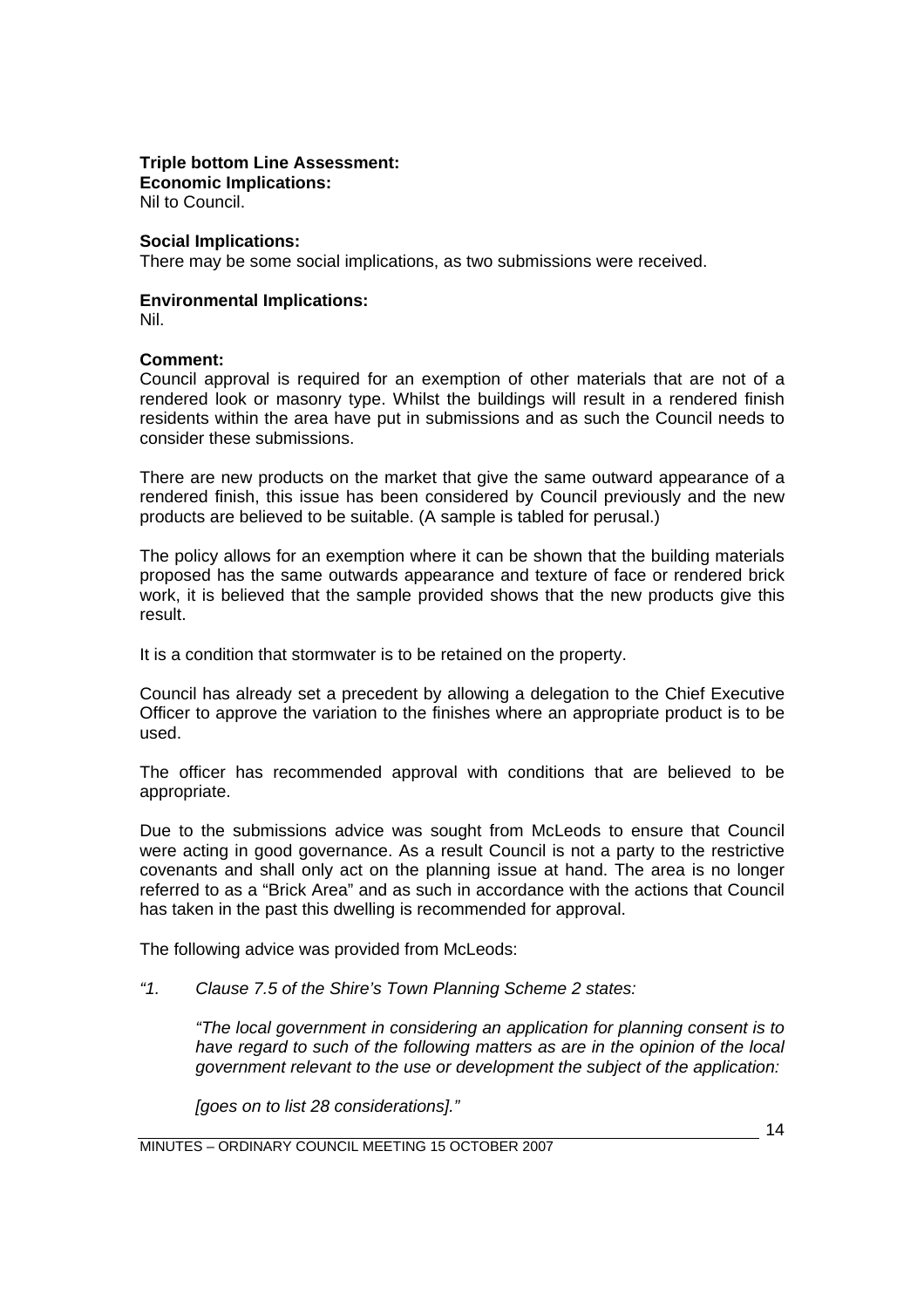**Triple bottom Line Assessment:**

**Economic Implications:**

Nil to Council.

**Social Implications:**

There may be some social implications, as two submissions were received.

**Environmental Implications:**

Nil.

**Comment:**

Council approval is required for an exemption of other materials that are not of a rendered look or masonry type. Whilst the buildings will result in a rendered finish residents within the area have put in submissions and as such the Council needs to consider these submissions.

There are new products on the market that give the same outward appearance of a rendered finish, this issue has been considered by Council previously and the new products are believed to be suitable. (A sample is tabled for perusal.)

The policy allows for an exemption where it can be shown that the building materials proposed has the same outwards appearance and texture of face or rendered brick work, it is believed that the sample provided shows that the new products give this result.

It is a condition that stormwater is to be retained on the property.

Council has already set a precedent by allowing a delegation to the Chief Executive Officer to approve the variation to the finishes where an appropriate product is to be used.

The officer has recommended approval with conditions that are believed to be appropriate.

Due to the submissions advice was sought from McLeods to ensure that Council were acting in good governance. As a result Council is not a party to the restrictive covenants and shall only act on the planning issue at hand. The area is no longer referred to as a "Brick Area" and as such in accordance with the actions that Council has taken in the past this dwelling is recommended for approval.

The following advice was provided from McLeods:

*"1. Clause 7.5 of the Shire's Town Planning Scheme 2 states:*

> *"The local government in considering an application for planning consent is to have regard to such of the following matters as are in the opinion of the local government relevant to the use or development the subject of the application:*
>
> *[goes on to list 28 considerations]."*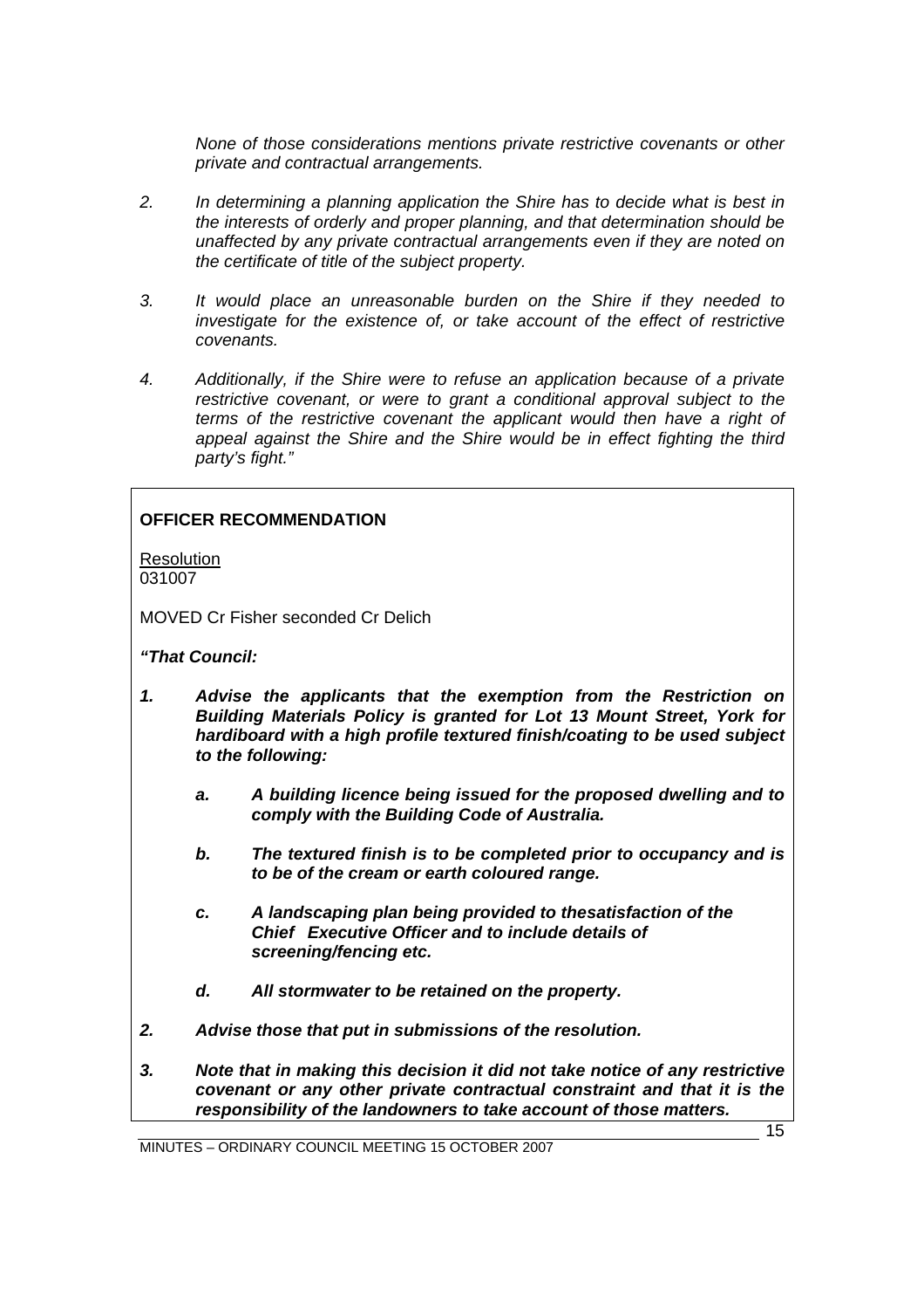*None of those considerations mentions private restrictive covenants or other private and contractual arrangements.*

2. *In determining a planning application the Shire has to decide what is best in the interests of orderly and proper planning, and that determination should be unaffected by any private contractual arrangements even if they are noted on the certificate of title of the subject property.*

3. *It would place an unreasonable burden on the Shire if they needed to investigate for the existence of, or take account of the effect of restrictive covenants.*

4. *Additionally, if the Shire were to refuse an application because of a private restrictive covenant, or were to grant a conditional approval subject to the terms of the restrictive covenant the applicant would then have a right of appeal against the Shire and the Shire would be in effect fighting the third party's fight."*

**OFFICER RECOMMENDATION**

Resolution
031007

MOVED Cr Fisher seconded Cr Delich

***"That Council:***

***1. Advise the applicants that the exemption from the Restriction on Building Materials Policy is granted for Lot 13 Mount Street, York for hardiboard with a high profile textured finish/coating to be used subject to the following:***

   ***a. A building licence being issued for the proposed dwelling and to comply with the Building Code of Australia.***

   ***b. The textured finish is to be completed prior to occupancy and is to be of the cream or earth coloured range.***

   ***c. A landscaping plan being provided to thesatisfaction of the Chief Executive Officer and to include details of screening/fencing etc.***

   ***d. All stormwater to be retained on the property.***

***2. Advise those that put in submissions of the resolution.***

***3. Note that in making this decision it did not take notice of any restrictive covenant or any other private contractual constraint and that it is the responsibility of the landowners to take account of those matters.***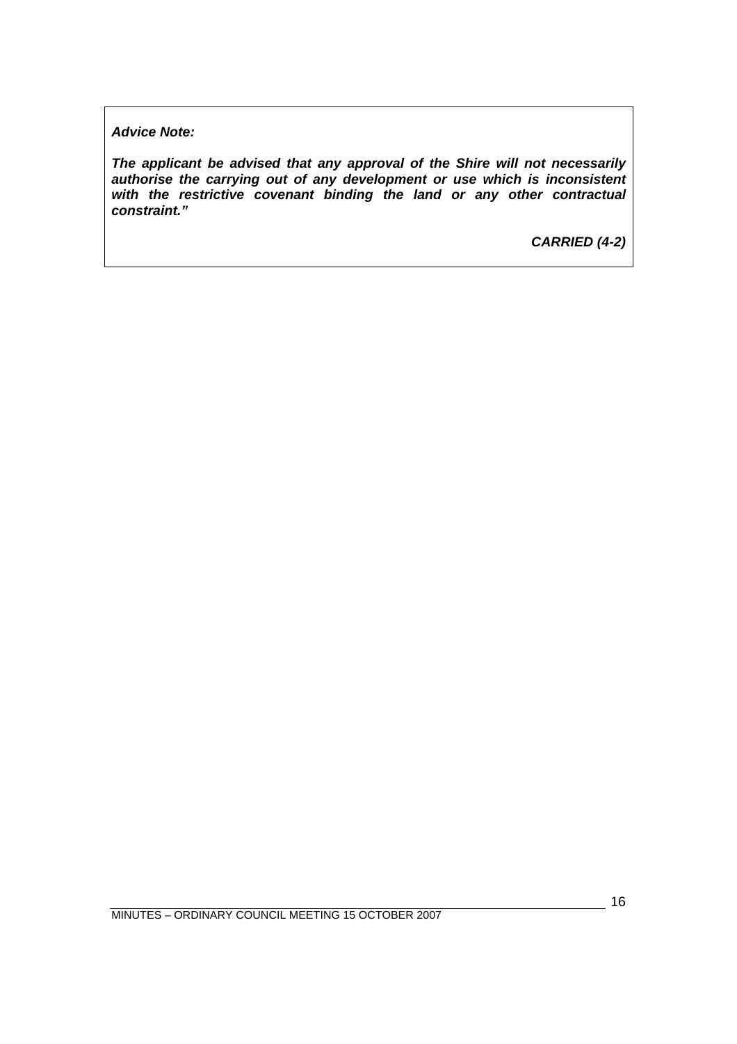***Advice Note:***

***The applicant be advised that any approval of the Shire will not necessarily authorise the carrying out of any development or use which is inconsistent with the restrictive covenant binding the land or any other contractual constraint."***

***CARRIED (4-2)***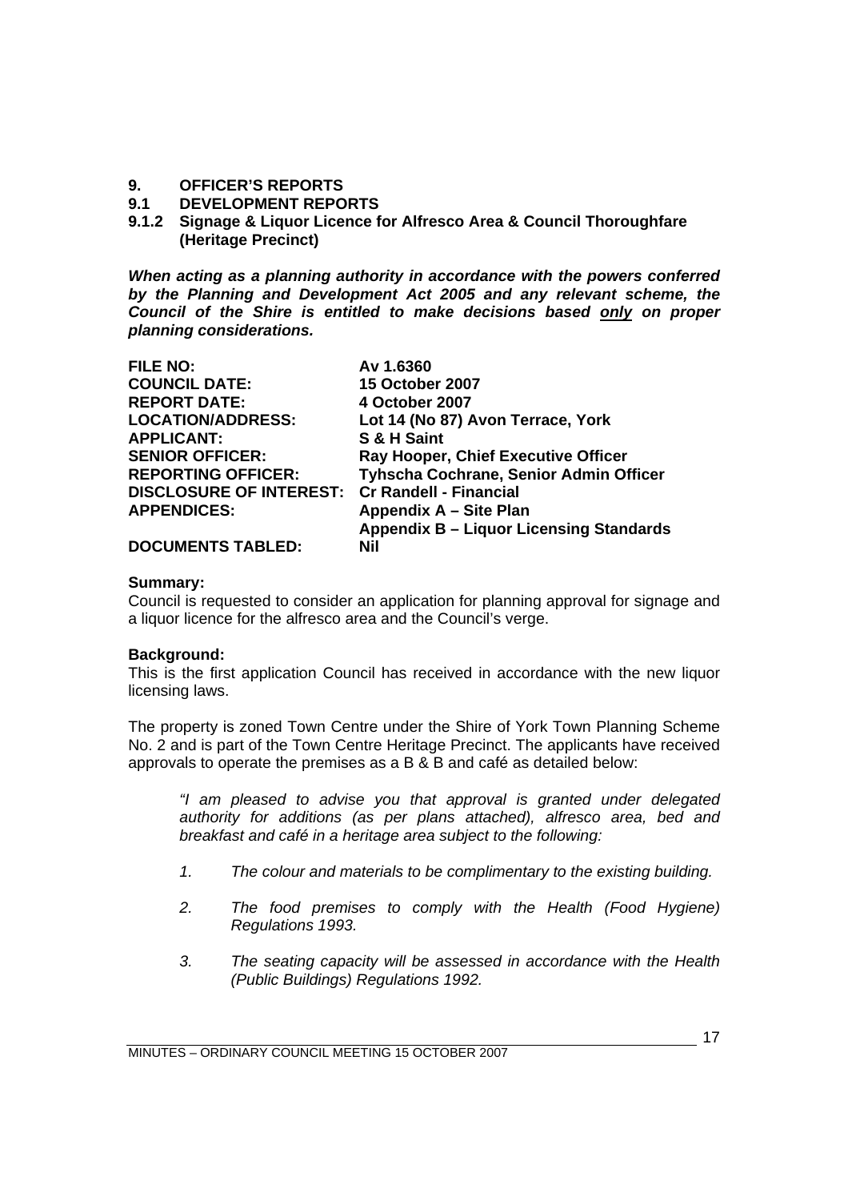# 9. OFFICER'S REPORTS

## 9.1 DEVELOPMENT REPORTS

### 9.1.2 Signage & Liquor Licence for Alfresco Area & Council Thoroughfare (Heritage Precinct)

***When acting as a planning authority in accordance with the powers conferred by the Planning and Development Act 2005 and any relevant scheme, the Council of the Shire is entitled to make decisions based only on proper planning considerations.***

| | |
|---|---|
| **FILE NO:** | **Av 1.6360** |
| **COUNCIL DATE:** | **15 October 2007** |
| **REPORT DATE:** | **4 October 2007** |
| **LOCATION/ADDRESS:** | **Lot 14 (No 87) Avon Terrace, York** |
| **APPLICANT:** | **S & H Saint** |
| **SENIOR OFFICER:** | **Ray Hooper, Chief Executive Officer** |
| **REPORTING OFFICER:** | **Tyhscha Cochrane, Senior Admin Officer** |
| **DISCLOSURE OF INTEREST:** | **Cr Randell - Financial** |
| **APPENDICES:** | **Appendix A – Site Plan**<br>**Appendix B – Liquor Licensing Standards** |
| **DOCUMENTS TABLED:** | **Nil** |

**Summary:**
Council is requested to consider an application for planning approval for signage and a liquor licence for the alfresco area and the Council's verge.

**Background:**
This is the first application Council has received in accordance with the new liquor licensing laws.

The property is zoned Town Centre under the Shire of York Town Planning Scheme No. 2 and is part of the Town Centre Heritage Precinct. The applicants have received approvals to operate the premises as a B & B and café as detailed below:

*"I am pleased to advise you that approval is granted under delegated authority for additions (as per plans attached), alfresco area, bed and breakfast and café in a heritage area subject to the following:*

1. *The colour and materials to be complimentary to the existing building.*
2. *The food premises to comply with the Health (Food Hygiene) Regulations 1993.*
3. *The seating capacity will be assessed in accordance with the Health (Public Buildings) Regulations 1992.*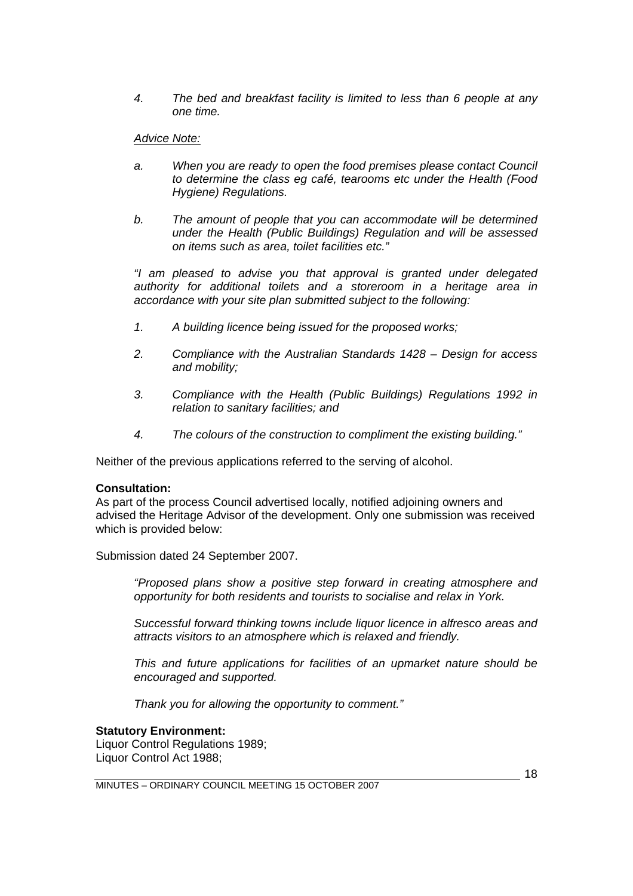*4. The bed and breakfast facility is limited to less than 6 people at any one time.*

*Advice Note:*

*a. When you are ready to open the food premises please contact Council to determine the class eg café, tearooms etc under the Health (Food Hygiene) Regulations.*

*b. The amount of people that you can accommodate will be determined under the Health (Public Buildings) Regulation and will be assessed on items such as area, toilet facilities etc."*

*"I am pleased to advise you that approval is granted under delegated authority for additional toilets and a storeroom in a heritage area in accordance with your site plan submitted subject to the following:*

*1. A building licence being issued for the proposed works;*

*2. Compliance with the Australian Standards 1428 – Design for access and mobility;*

*3. Compliance with the Health (Public Buildings) Regulations 1992 in relation to sanitary facilities; and*

*4. The colours of the construction to compliment the existing building."*

Neither of the previous applications referred to the serving of alcohol.

**Consultation:**
As part of the process Council advertised locally, notified adjoining owners and advised the Heritage Advisor of the development. Only one submission was received which is provided below:

Submission dated 24 September 2007.

*"Proposed plans show a positive step forward in creating atmosphere and opportunity for both residents and tourists to socialise and relax in York.*

*Successful forward thinking towns include liquor licence in alfresco areas and attracts visitors to an atmosphere which is relaxed and friendly.*

*This and future applications for facilities of an upmarket nature should be encouraged and supported.*

*Thank you for allowing the opportunity to comment."*

**Statutory Environment:**
Liquor Control Regulations 1989;
Liquor Control Act 1988;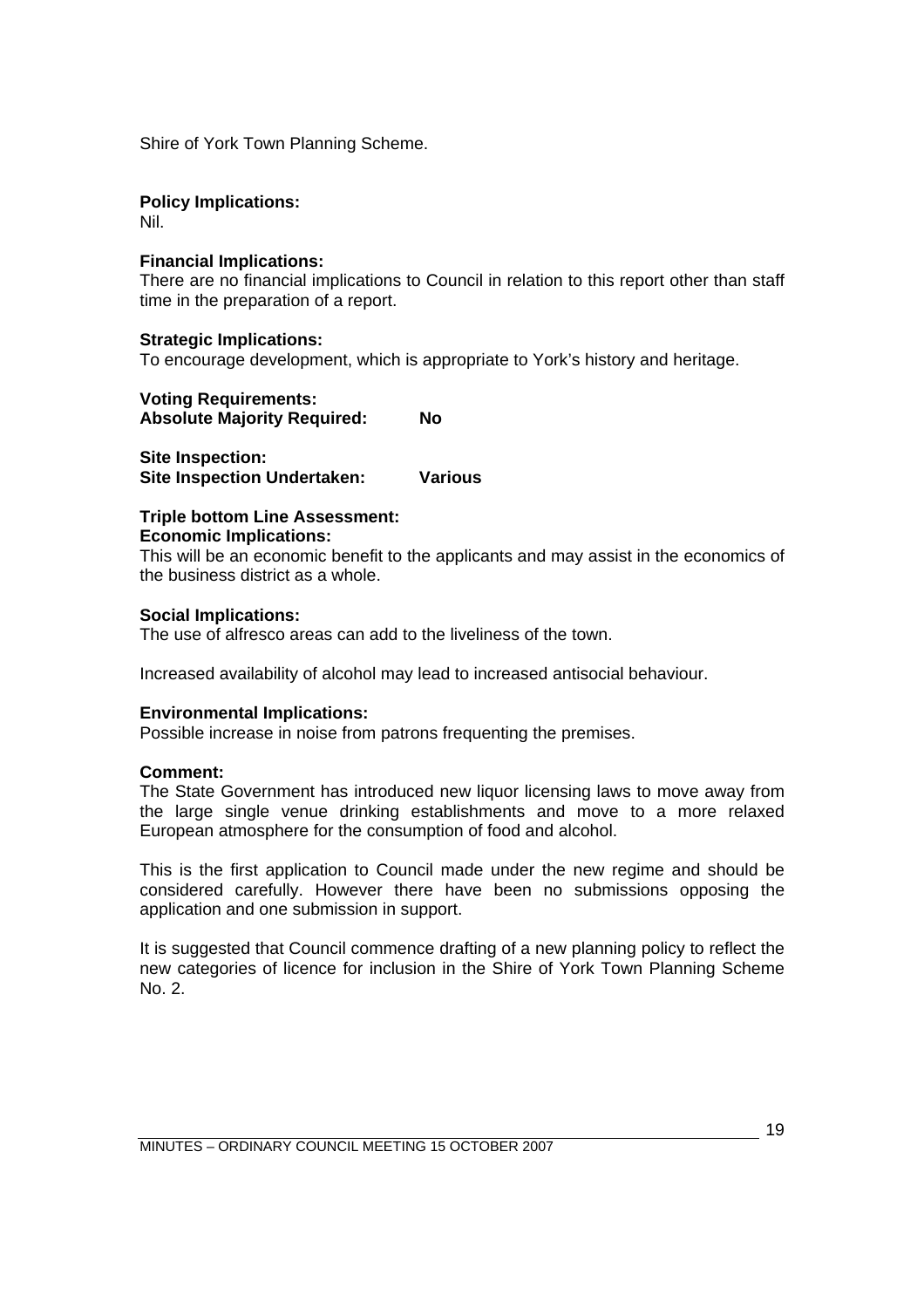Shire of York Town Planning Scheme.

**Policy Implications:**
Nil.

**Financial Implications:**
There are no financial implications to Council in relation to this report other than staff time in the preparation of a report.

**Strategic Implications:**
To encourage development, which is appropriate to York's history and heritage.

**Voting Requirements:**
**Absolute Majority Required: No**

**Site Inspection:**
**Site Inspection Undertaken: Various**

**Triple bottom Line Assessment:**
**Economic Implications:**
This will be an economic benefit to the applicants and may assist in the economics of the business district as a whole.

**Social Implications:**
The use of alfresco areas can add to the liveliness of the town.

Increased availability of alcohol may lead to increased antisocial behaviour.

**Environmental Implications:**
Possible increase in noise from patrons frequenting the premises.

**Comment:**
The State Government has introduced new liquor licensing laws to move away from the large single venue drinking establishments and move to a more relaxed European atmosphere for the consumption of food and alcohol.

This is the first application to Council made under the new regime and should be considered carefully. However there have been no submissions opposing the application and one submission in support.

It is suggested that Council commence drafting of a new planning policy to reflect the new categories of licence for inclusion in the Shire of York Town Planning Scheme No. 2.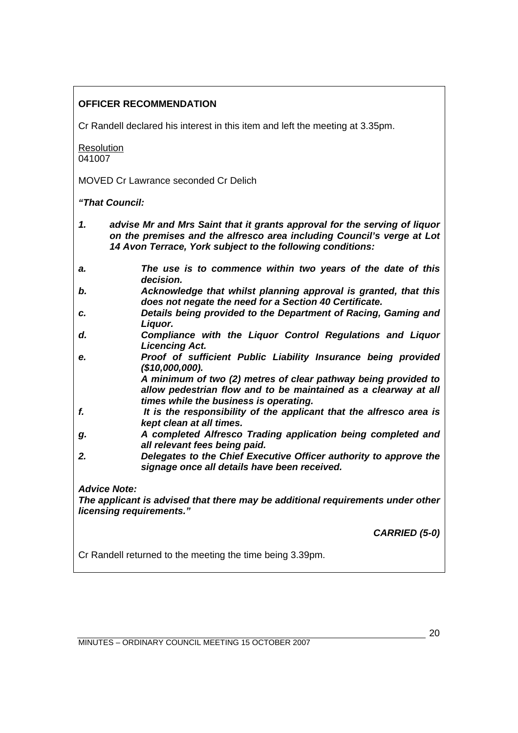**OFFICER RECOMMENDATION**

Cr Randell declared his interest in this item and left the meeting at 3.35pm.

Resolution
041007

MOVED Cr Lawrance seconded Cr Delich

***"That Council:***

***1. advise Mr and Mrs Saint that it grants approval for the serving of liquor on the premises and the alfresco area including Council's verge at Lot 14 Avon Terrace, York subject to the following conditions:***

***a. The use is to commence within two years of the date of this decision.***

***b. Acknowledge that whilst planning approval is granted, that this does not negate the need for a Section 40 Certificate.***

***c. Details being provided to the Department of Racing, Gaming and Liquor.***

***d. Compliance with the Liquor Control Regulations and Liquor Licencing Act.***

***e. Proof of sufficient Public Liability Insurance being provided ($10,000,000).***

***A minimum of two (2) metres of clear pathway being provided to allow pedestrian flow and to be maintained as a clearway at all times while the business is operating.***

***f. It is the responsibility of the applicant that the alfresco area is kept clean at all times.***

***g. A completed Alfresco Trading application being completed and all relevant fees being paid.***

***2. Delegates to the Chief Executive Officer authority to approve the signage once all details have been received.***

***Advice Note:***

***The applicant is advised that there may be additional requirements under other licensing requirements."***

***CARRIED (5-0)***

Cr Randell returned to the meeting the time being 3.39pm.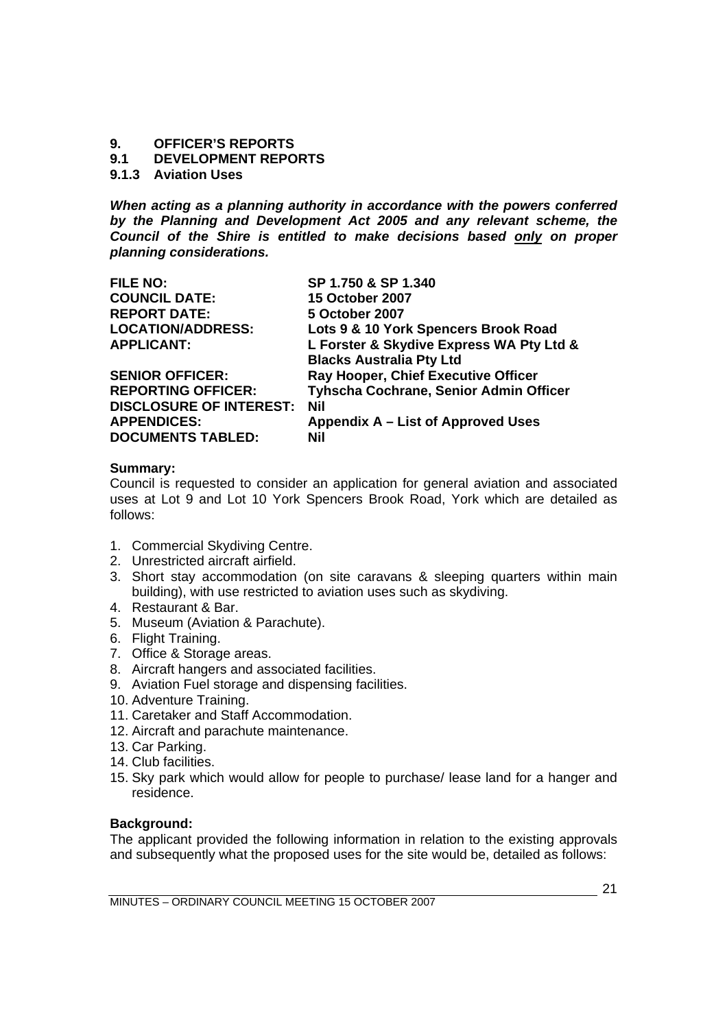# 9. OFFICER'S REPORTS

## 9.1 DEVELOPMENT REPORTS

### 9.1.3 Aviation Uses

***When acting as a planning authority in accordance with the powers conferred by the Planning and Development Act 2005 and any relevant scheme, the Council of the Shire is entitled to make decisions based only on proper planning considerations.***

| | |
|---|---|
| **FILE NO:** | **SP 1.750 & SP 1.340** |
| **COUNCIL DATE:** | **15 October 2007** |
| **REPORT DATE:** | **5 October 2007** |
| **LOCATION/ADDRESS:** | **Lots 9 & 10 York Spencers Brook Road** |
| **APPLICANT:** | **L Forster & Skydive Express WA Pty Ltd & Blacks Australia Pty Ltd** |
| **SENIOR OFFICER:** | **Ray Hooper, Chief Executive Officer** |
| **REPORTING OFFICER:** | **Tyhscha Cochrane, Senior Admin Officer** |
| **DISCLOSURE OF INTEREST:** | **Nil** |
| **APPENDICES:** | **Appendix A – List of Approved Uses** |
| **DOCUMENTS TABLED:** | **Nil** |

**Summary:**
Council is requested to consider an application for general aviation and associated uses at Lot 9 and Lot 10 York Spencers Brook Road, York which are detailed as follows:

1. Commercial Skydiving Centre.
2. Unrestricted aircraft airfield.
3. Short stay accommodation (on site caravans & sleeping quarters within main building), with use restricted to aviation uses such as skydiving.
4. Restaurant & Bar.
5. Museum (Aviation & Parachute).
6. Flight Training.
7. Office & Storage areas.
8. Aircraft hangers and associated facilities.
9. Aviation Fuel storage and dispensing facilities.
10. Adventure Training.
11. Caretaker and Staff Accommodation.
12. Aircraft and parachute maintenance.
13. Car Parking.
14. Club facilities.
15. Sky park which would allow for people to purchase/ lease land for a hanger and residence.

**Background:**
The applicant provided the following information in relation to the existing approvals and subsequently what the proposed uses for the site would be, detailed as follows: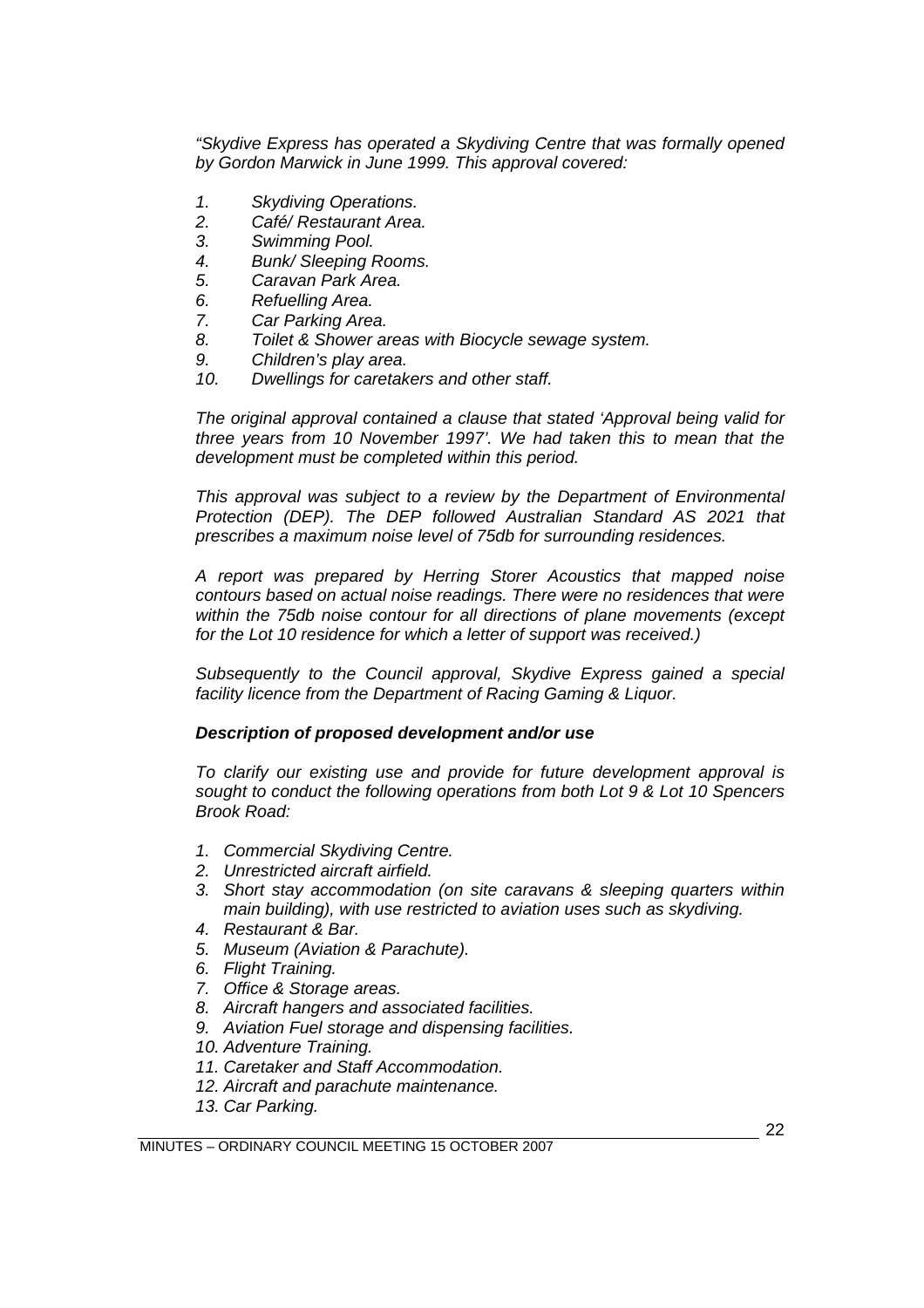*"Skydive Express has operated a Skydiving Centre that was formally opened by Gordon Marwick in June 1999. This approval covered:*

1. *Skydiving Operations.*
2. *Café/ Restaurant Area.*
3. *Swimming Pool.*
4. *Bunk/ Sleeping Rooms.*
5. *Caravan Park Area.*
6. *Refuelling Area.*
7. *Car Parking Area.*
8. *Toilet & Shower areas with Biocycle sewage system.*
9. *Children's play area.*
10. *Dwellings for caretakers and other staff.*

*The original approval contained a clause that stated 'Approval being valid for three years from 10 November 1997'. We had taken this to mean that the development must be completed within this period.*

*This approval was subject to a review by the Department of Environmental Protection (DEP). The DEP followed Australian Standard AS 2021 that prescribes a maximum noise level of 75db for surrounding residences.*

*A report was prepared by Herring Storer Acoustics that mapped noise contours based on actual noise readings. There were no residences that were within the 75db noise contour for all directions of plane movements (except for the Lot 10 residence for which a letter of support was received.)*

*Subsequently to the Council approval, Skydive Express gained a special facility licence from the Department of Racing Gaming & Liquor.*

***Description of proposed development and/or use***

*To clarify our existing use and provide for future development approval is sought to conduct the following operations from both Lot 9 & Lot 10 Spencers Brook Road:*

1. *Commercial Skydiving Centre.*
2. *Unrestricted aircraft airfield.*
3. *Short stay accommodation (on site caravans & sleeping quarters within main building), with use restricted to aviation uses such as skydiving.*
4. *Restaurant & Bar.*
5. *Museum (Aviation & Parachute).*
6. *Flight Training.*
7. *Office & Storage areas.*
8. *Aircraft hangers and associated facilities.*
9. *Aviation Fuel storage and dispensing facilities.*
10. *Adventure Training.*
11. *Caretaker and Staff Accommodation.*
12. *Aircraft and parachute maintenance.*
13. *Car Parking.*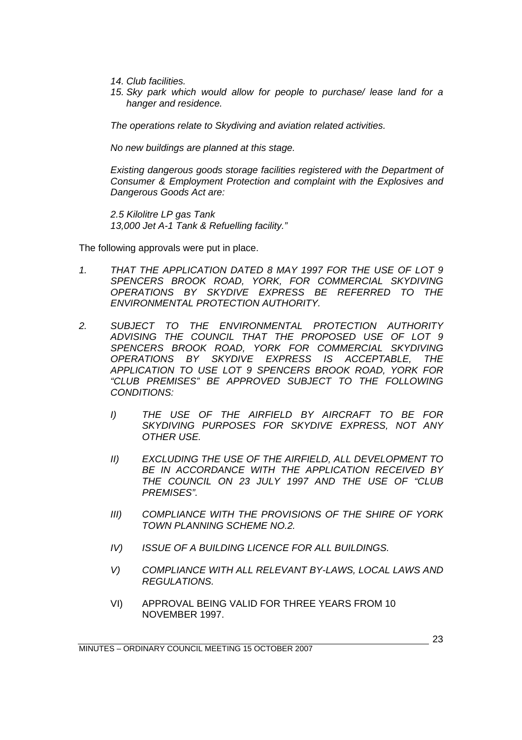14. *Club facilities.*
15. *Sky park which would allow for people to purchase/ lease land for a hanger and residence.*

*The operations relate to Skydiving and aviation related activities.*

*No new buildings are planned at this stage.*

*Existing dangerous goods storage facilities registered with the Department of Consumer & Employment Protection and complaint with the Explosives and Dangerous Goods Act are:*

*2.5 Kilolitre LP gas Tank*
*13,000 Jet A-1 Tank & Refuelling facility."*

The following approvals were put in place.

1. *THAT THE APPLICATION DATED 8 MAY 1997 FOR THE USE OF LOT 9 SPENCERS BROOK ROAD, YORK, FOR COMMERCIAL SKYDIVING OPERATIONS BY SKYDIVE EXPRESS BE REFERRED TO THE ENVIRONMENTAL PROTECTION AUTHORITY.*

2. *SUBJECT TO THE ENVIRONMENTAL PROTECTION AUTHORITY ADVISING THE COUNCIL THAT THE PROPOSED USE OF LOT 9 SPENCERS BROOK ROAD, YORK FOR COMMERCIAL SKYDIVING OPERATIONS BY SKYDIVE EXPRESS IS ACCEPTABLE, THE APPLICATION TO USE LOT 9 SPENCERS BROOK ROAD, YORK FOR "CLUB PREMISES" BE APPROVED SUBJECT TO THE FOLLOWING CONDITIONS:*

   *I) THE USE OF THE AIRFIELD BY AIRCRAFT TO BE FOR SKYDIVING PURPOSES FOR SKYDIVE EXPRESS, NOT ANY OTHER USE.*

   *II) EXCLUDING THE USE OF THE AIRFIELD, ALL DEVELOPMENT TO BE IN ACCORDANCE WITH THE APPLICATION RECEIVED BY THE COUNCIL ON 23 JULY 1997 AND THE USE OF "CLUB PREMISES".*

   *III) COMPLIANCE WITH THE PROVISIONS OF THE SHIRE OF YORK TOWN PLANNING SCHEME NO.2.*

   *IV) ISSUE OF A BUILDING LICENCE FOR ALL BUILDINGS.*

   *V) COMPLIANCE WITH ALL RELEVANT BY-LAWS, LOCAL LAWS AND REGULATIONS.*

   VI) APPROVAL BEING VALID FOR THREE YEARS FROM 10 NOVEMBER 1997.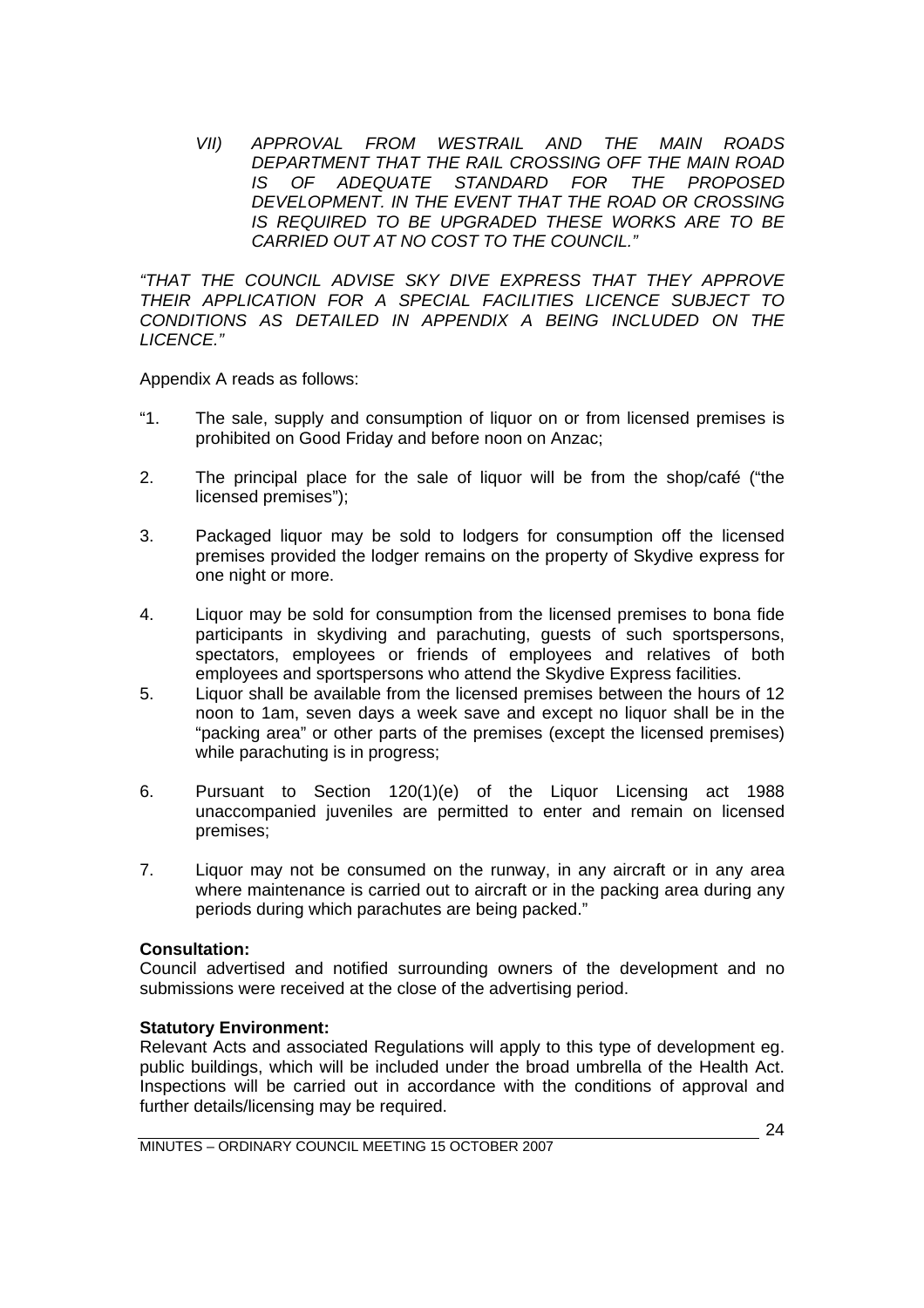*VII) APPROVAL FROM WESTRAIL AND THE MAIN ROADS DEPARTMENT THAT THE RAIL CROSSING OFF THE MAIN ROAD IS OF ADEQUATE STANDARD FOR THE PROPOSED DEVELOPMENT. IN THE EVENT THAT THE ROAD OR CROSSING IS REQUIRED TO BE UPGRADED THESE WORKS ARE TO BE CARRIED OUT AT NO COST TO THE COUNCIL."*

*"THAT THE COUNCIL ADVISE SKY DIVE EXPRESS THAT THEY APPROVE THEIR APPLICATION FOR A SPECIAL FACILITIES LICENCE SUBJECT TO CONDITIONS AS DETAILED IN APPENDIX A BEING INCLUDED ON THE LICENCE."*

Appendix A reads as follows:

"1. The sale, supply and consumption of liquor on or from licensed premises is prohibited on Good Friday and before noon on Anzac;

2. The principal place for the sale of liquor will be from the shop/café ("the licensed premises");

3. Packaged liquor may be sold to lodgers for consumption off the licensed premises provided the lodger remains on the property of Skydive express for one night or more.

4. Liquor may be sold for consumption from the licensed premises to bona fide participants in skydiving and parachuting, guests of such sportspersons, spectators, employees or friends of employees and relatives of both employees and sportspersons who attend the Skydive Express facilities.

5. Liquor shall be available from the licensed premises between the hours of 12 noon to 1am, seven days a week save and except no liquor shall be in the "packing area" or other parts of the premises (except the licensed premises) while parachuting is in progress;

6. Pursuant to Section 120(1)(e) of the Liquor Licensing act 1988 unaccompanied juveniles are permitted to enter and remain on licensed premises;

7. Liquor may not be consumed on the runway, in any aircraft or in any area where maintenance is carried out to aircraft or in the packing area during any periods during which parachutes are being packed."

**Consultation:**
Council advertised and notified surrounding owners of the development and no submissions were received at the close of the advertising period.

**Statutory Environment:**
Relevant Acts and associated Regulations will apply to this type of development eg. public buildings, which will be included under the broad umbrella of the Health Act. Inspections will be carried out in accordance with the conditions of approval and further details/licensing may be required.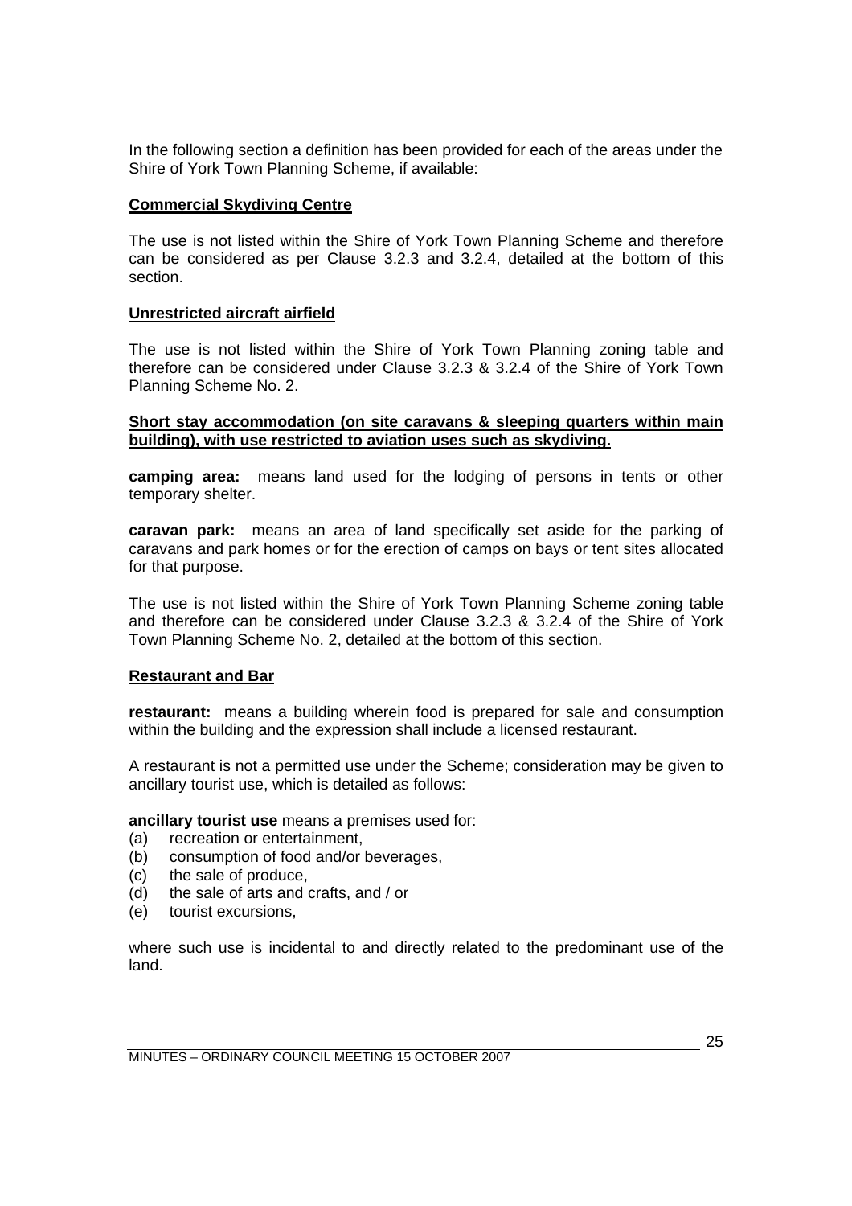In the following section a definition has been provided for each of the areas under the Shire of York Town Planning Scheme, if available:

**Commercial Skydiving Centre**

The use is not listed within the Shire of York Town Planning Scheme and therefore can be considered as per Clause 3.2.3 and 3.2.4, detailed at the bottom of this section.

**Unrestricted aircraft airfield**

The use is not listed within the Shire of York Town Planning zoning table and therefore can be considered under Clause 3.2.3 & 3.2.4 of the Shire of York Town Planning Scheme No. 2.

**Short stay accommodation (on site caravans & sleeping quarters within main building), with use restricted to aviation uses such as skydiving.**

**camping area:** means land used for the lodging of persons in tents or other temporary shelter.

**caravan park:** means an area of land specifically set aside for the parking of caravans and park homes or for the erection of camps on bays or tent sites allocated for that purpose.

The use is not listed within the Shire of York Town Planning Scheme zoning table and therefore can be considered under Clause 3.2.3 & 3.2.4 of the Shire of York Town Planning Scheme No. 2, detailed at the bottom of this section.

**Restaurant and Bar**

**restaurant:** means a building wherein food is prepared for sale and consumption within the building and the expression shall include a licensed restaurant.

A restaurant is not a permitted use under the Scheme; consideration may be given to ancillary tourist use, which is detailed as follows:

**ancillary tourist use** means a premises used for:
(a) recreation or entertainment,
(b) consumption of food and/or beverages,
(c) the sale of produce,
(d) the sale of arts and crafts, and / or
(e) tourist excursions,

where such use is incidental to and directly related to the predominant use of the land.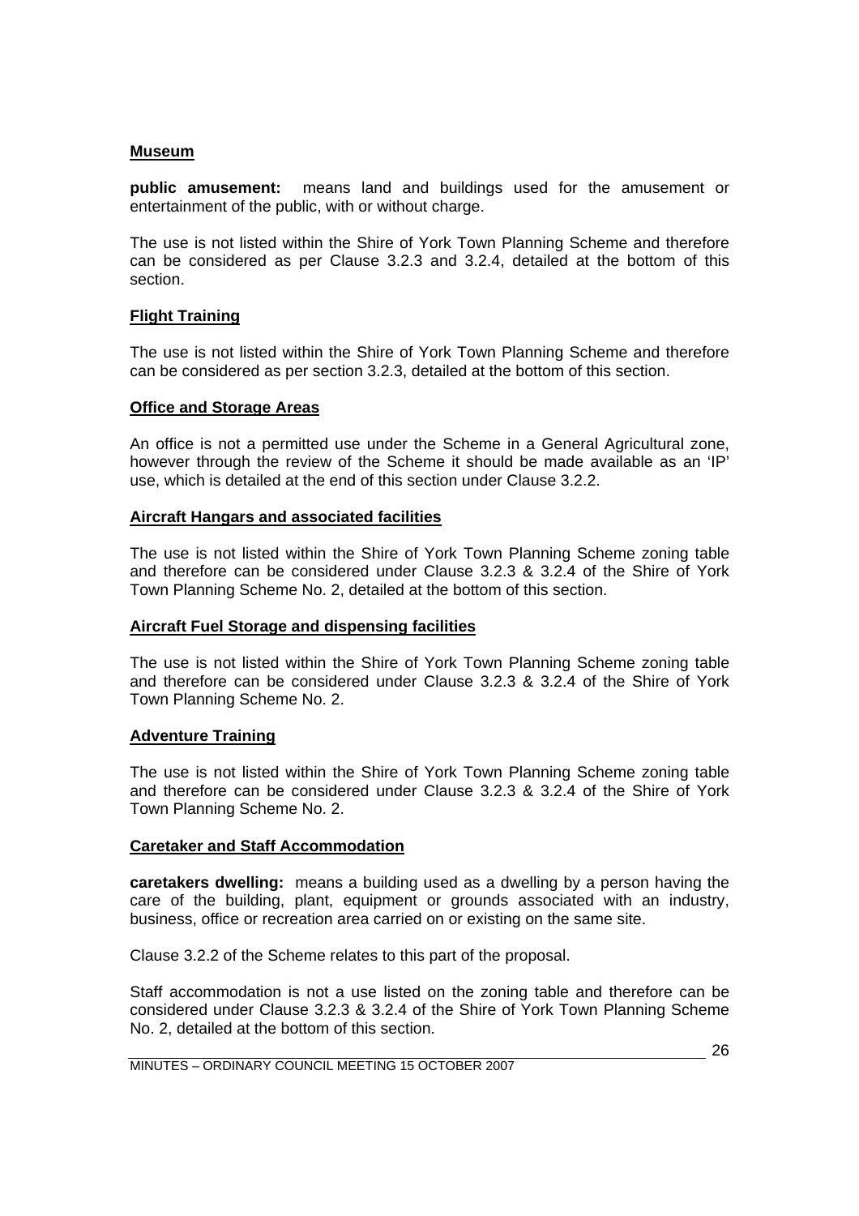**Museum**

**public amusement:** means land and buildings used for the amusement or entertainment of the public, with or without charge.

The use is not listed within the Shire of York Town Planning Scheme and therefore can be considered as per Clause 3.2.3 and 3.2.4, detailed at the bottom of this section.

**Flight Training**

The use is not listed within the Shire of York Town Planning Scheme and therefore can be considered as per section 3.2.3, detailed at the bottom of this section.

**Office and Storage Areas**

An office is not a permitted use under the Scheme in a General Agricultural zone, however through the review of the Scheme it should be made available as an 'IP' use, which is detailed at the end of this section under Clause 3.2.2.

**Aircraft Hangars and associated facilities**

The use is not listed within the Shire of York Town Planning Scheme zoning table and therefore can be considered under Clause 3.2.3 & 3.2.4 of the Shire of York Town Planning Scheme No. 2, detailed at the bottom of this section.

**Aircraft Fuel Storage and dispensing facilities**

The use is not listed within the Shire of York Town Planning Scheme zoning table and therefore can be considered under Clause 3.2.3 & 3.2.4 of the Shire of York Town Planning Scheme No. 2.

**Adventure Training**

The use is not listed within the Shire of York Town Planning Scheme zoning table and therefore can be considered under Clause 3.2.3 & 3.2.4 of the Shire of York Town Planning Scheme No. 2.

**Caretaker and Staff Accommodation**

**caretakers dwelling:** means a building used as a dwelling by a person having the care of the building, plant, equipment or grounds associated with an industry, business, office or recreation area carried on or existing on the same site.

Clause 3.2.2 of the Scheme relates to this part of the proposal.

Staff accommodation is not a use listed on the zoning table and therefore can be considered under Clause 3.2.3 & 3.2.4 of the Shire of York Town Planning Scheme No. 2, detailed at the bottom of this section.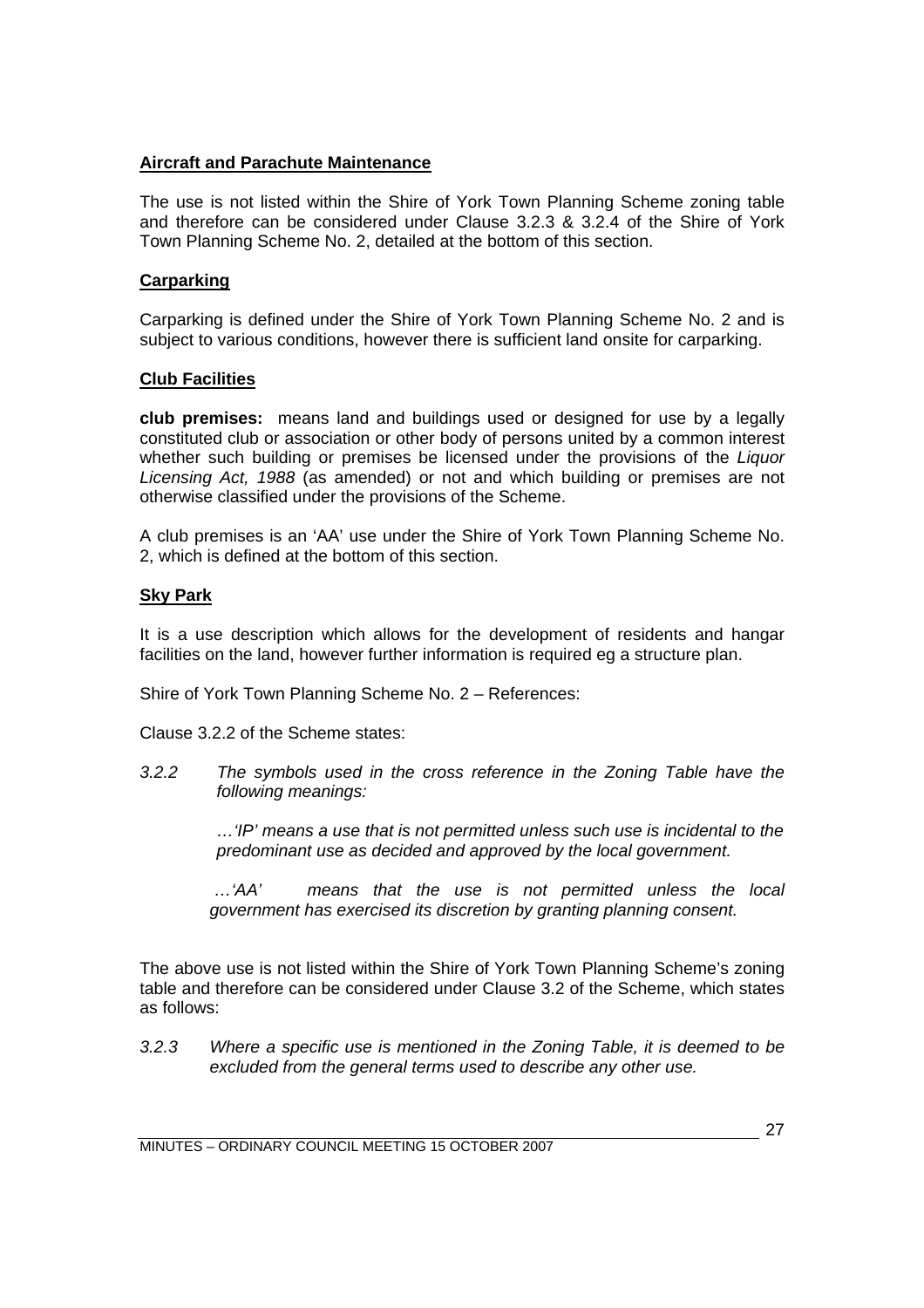**Aircraft and Parachute Maintenance**

The use is not listed within the Shire of York Town Planning Scheme zoning table and therefore can be considered under Clause 3.2.3 & 3.2.4 of the Shire of York Town Planning Scheme No. 2, detailed at the bottom of this section.

**Carparking**

Carparking is defined under the Shire of York Town Planning Scheme No. 2 and is subject to various conditions, however there is sufficient land onsite for carparking.

**Club Facilities**

**club premises:** means land and buildings used or designed for use by a legally constituted club or association or other body of persons united by a common interest whether such building or premises be licensed under the provisions of the *Liquor Licensing Act, 1988* (as amended) or not and which building or premises are not otherwise classified under the provisions of the Scheme.

A club premises is an 'AA' use under the Shire of York Town Planning Scheme No. 2, which is defined at the bottom of this section.

**Sky Park**

It is a use description which allows for the development of residents and hangar facilities on the land, however further information is required eg a structure plan.

Shire of York Town Planning Scheme No. 2 – References:

Clause 3.2.2 of the Scheme states:

*3.2.2 The symbols used in the cross reference in the Zoning Table have the following meanings:*

> *…'IP' means a use that is not permitted unless such use is incidental to the predominant use as decided and approved by the local government.*
>
> *…'AA' means that the use is not permitted unless the local government has exercised its discretion by granting planning consent.*

The above use is not listed within the Shire of York Town Planning Scheme's zoning table and therefore can be considered under Clause 3.2 of the Scheme, which states as follows:

*3.2.3 Where a specific use is mentioned in the Zoning Table, it is deemed to be excluded from the general terms used to describe any other use.*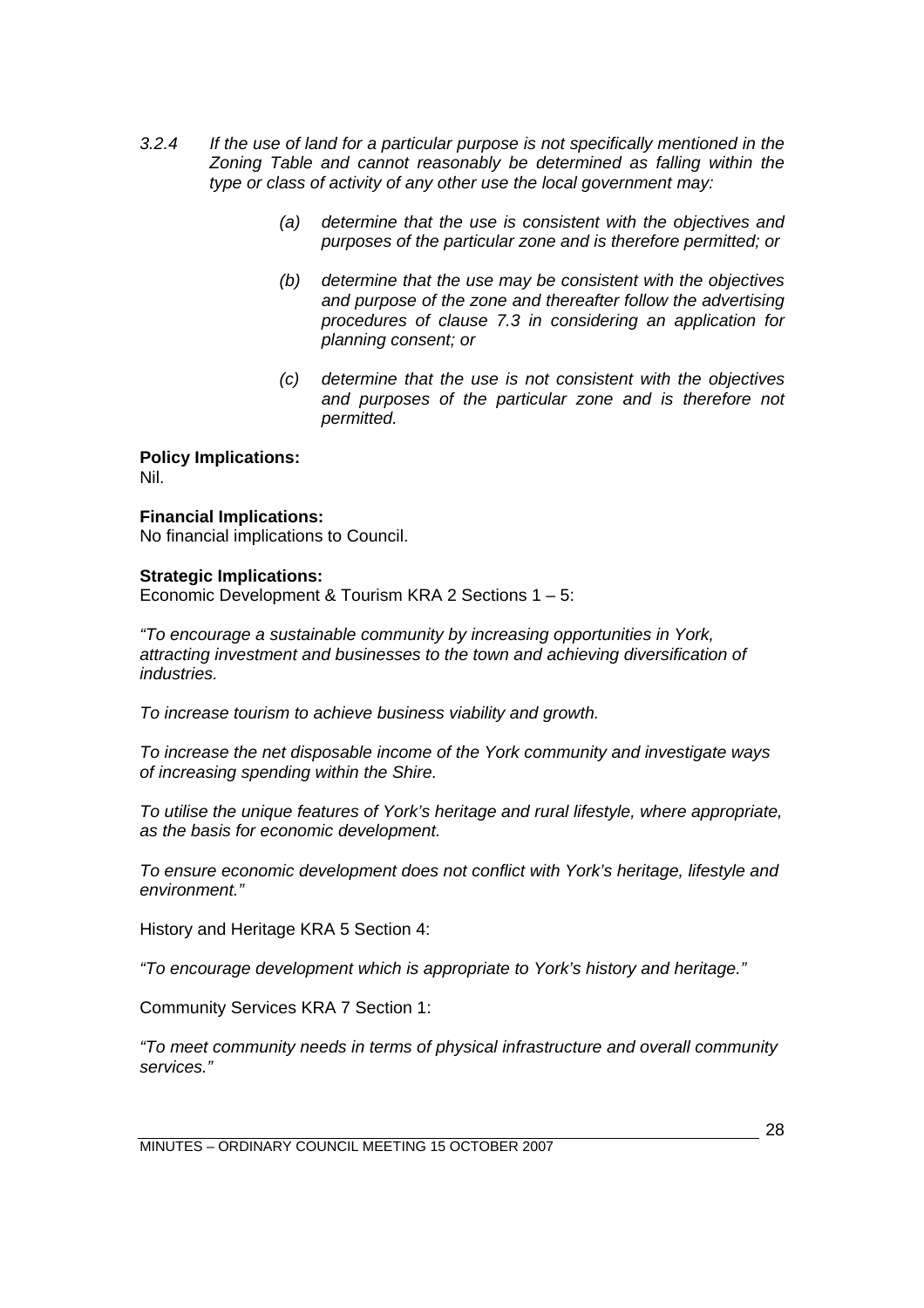*3.2.4 If the use of land for a particular purpose is not specifically mentioned in the Zoning Table and cannot reasonably be determined as falling within the type or class of activity of any other use the local government may:*

> *(a) determine that the use is consistent with the objectives and purposes of the particular zone and is therefore permitted; or*
>
> *(b) determine that the use may be consistent with the objectives and purpose of the zone and thereafter follow the advertising procedures of clause 7.3 in considering an application for planning consent; or*
>
> *(c) determine that the use is not consistent with the objectives and purposes of the particular zone and is therefore not permitted.*

**Policy Implications:**
Nil.

**Financial Implications:**
No financial implications to Council.

**Strategic Implications:**
Economic Development & Tourism KRA 2 Sections 1 – 5:

*"To encourage a sustainable community by increasing opportunities in York, attracting investment and businesses to the town and achieving diversification of industries.*

*To increase tourism to achieve business viability and growth.*

*To increase the net disposable income of the York community and investigate ways of increasing spending within the Shire.*

*To utilise the unique features of York's heritage and rural lifestyle, where appropriate, as the basis for economic development.*

*To ensure economic development does not conflict with York's heritage, lifestyle and environment."*

History and Heritage KRA 5 Section 4:

*"To encourage development which is appropriate to York's history and heritage."*

Community Services KRA 7 Section 1:

*"To meet community needs in terms of physical infrastructure and overall community services."*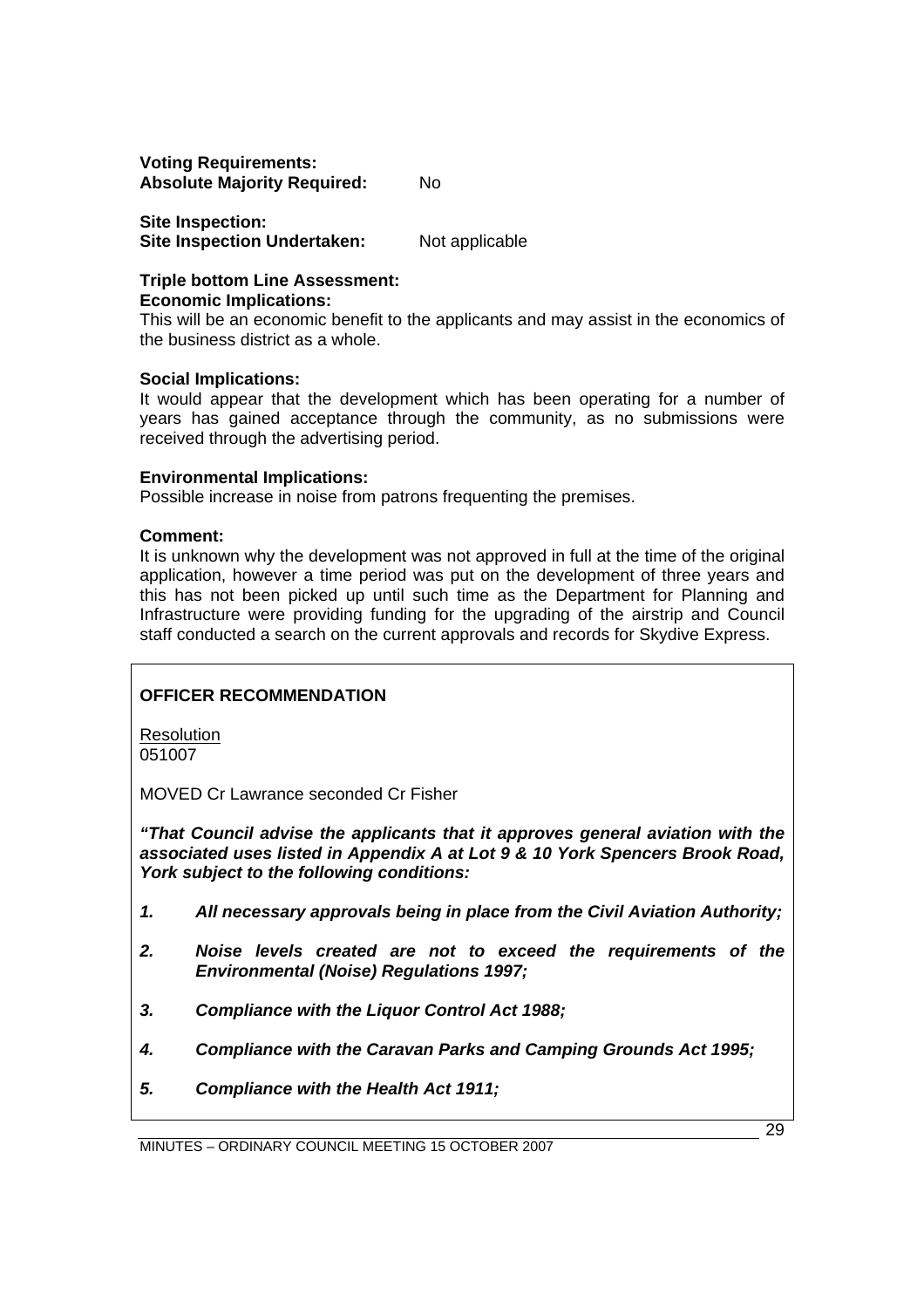**Voting Requirements:**
**Absolute Majority Required:** No

**Site Inspection:**
**Site Inspection Undertaken:** Not applicable

**Triple bottom Line Assessment:**
**Economic Implications:**
This will be an economic benefit to the applicants and may assist in the economics of the business district as a whole.

**Social Implications:**
It would appear that the development which has been operating for a number of years has gained acceptance through the community, as no submissions were received through the advertising period.

**Environmental Implications:**
Possible increase in noise from patrons frequenting the premises.

**Comment:**
It is unknown why the development was not approved in full at the time of the original application, however a time period was put on the development of three years and this has not been picked up until such time as the Department for Planning and Infrastructure were providing funding for the upgrading of the airstrip and Council staff conducted a search on the current approvals and records for Skydive Express.

**OFFICER RECOMMENDATION**

Resolution
051007

MOVED Cr Lawrance seconded Cr Fisher

***"That Council advise the applicants that it approves general aviation with the associated uses listed in Appendix A at Lot 9 & 10 York Spencers Brook Road, York subject to the following conditions:***

1. ***All necessary approvals being in place from the Civil Aviation Authority;***
2. ***Noise levels created are not to exceed the requirements of the Environmental (Noise) Regulations 1997;***
3. ***Compliance with the Liquor Control Act 1988;***
4. ***Compliance with the Caravan Parks and Camping Grounds Act 1995;***
5. ***Compliance with the Health Act 1911;***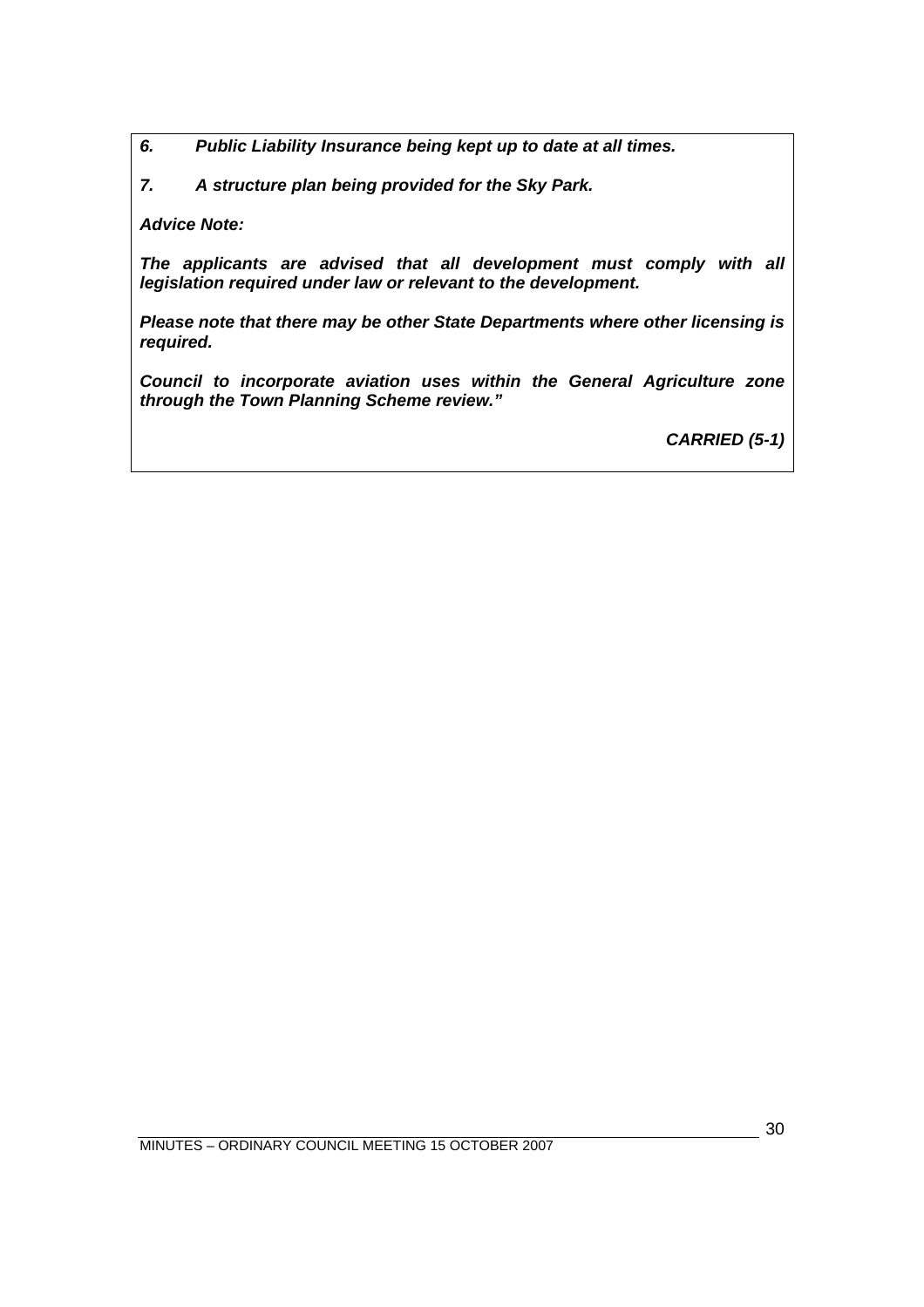***6. Public Liability Insurance being kept up to date at all times.***

***7. A structure plan being provided for the Sky Park.***

***Advice Note:***

***The applicants are advised that all development must comply with all legislation required under law or relevant to the development.***

***Please note that there may be other State Departments where other licensing is required.***

***Council to incorporate aviation uses within the General Agriculture zone through the Town Planning Scheme review."***

***CARRIED (5-1)***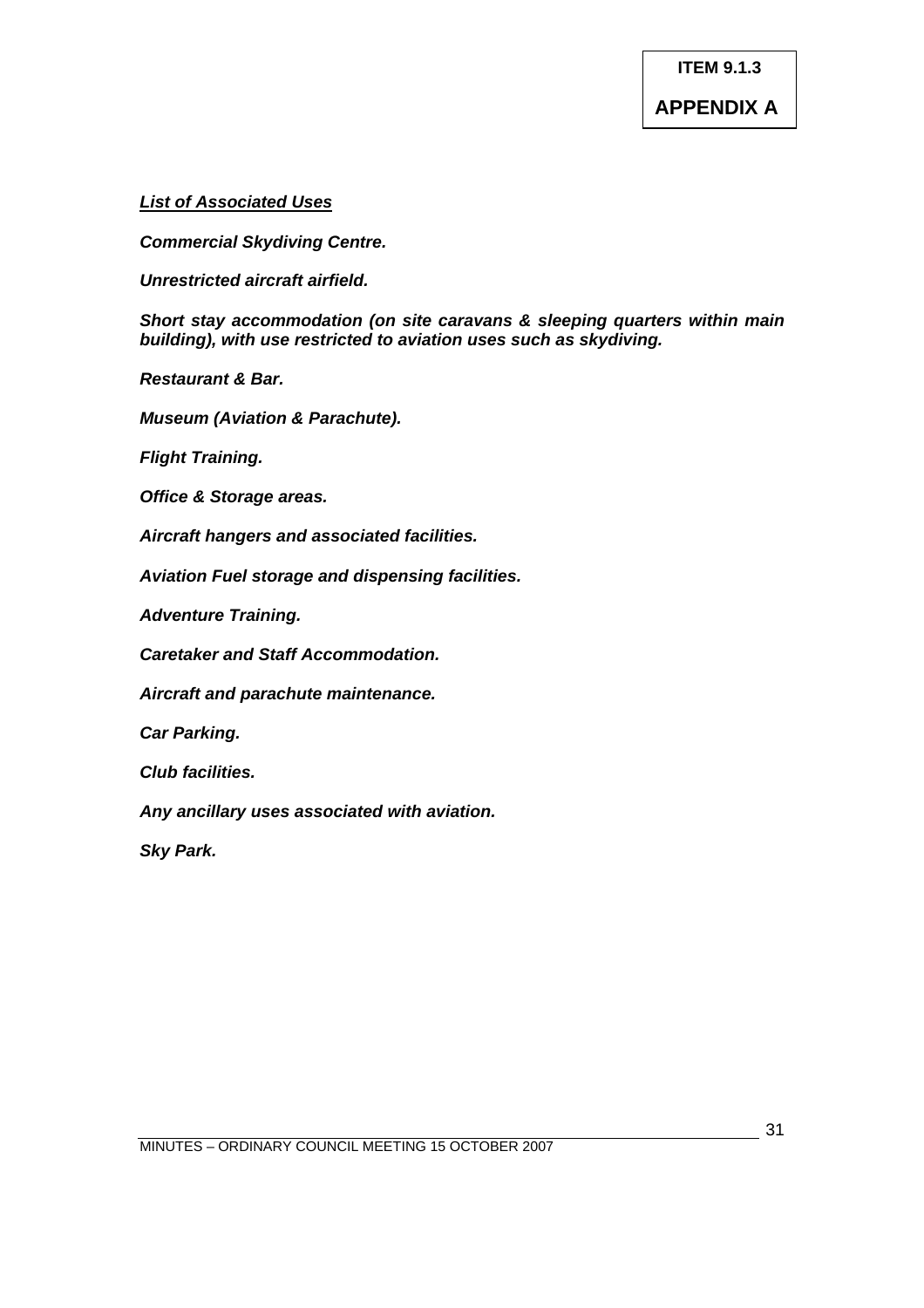**ITEM 9.1.3**

**APPENDIX A**

***<u>List of Associated Uses</u>***

***Commercial Skydiving Centre.***

***Unrestricted aircraft airfield.***

***Short stay accommodation (on site caravans & sleeping quarters within main building), with use restricted to aviation uses such as skydiving.***

***Restaurant & Bar.***

***Museum (Aviation & Parachute).***

***Flight Training.***

***Office & Storage areas.***

***Aircraft hangers and associated facilities.***

***Aviation Fuel storage and dispensing facilities.***

***Adventure Training.***

***Caretaker and Staff Accommodation.***

***Aircraft and parachute maintenance.***

***Car Parking.***

***Club facilities.***

***Any ancillary uses associated with aviation.***

***Sky Park.***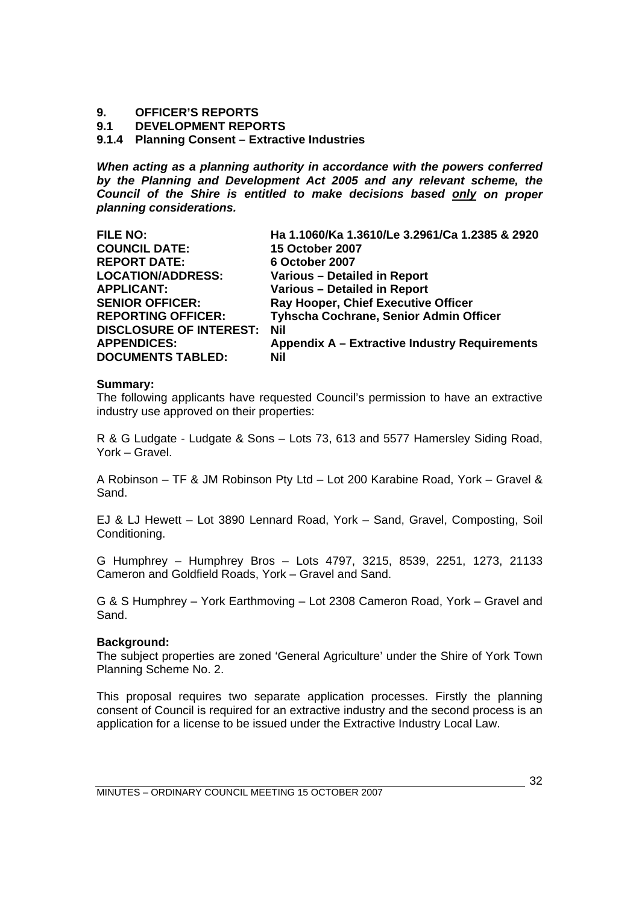# 9. OFFICER'S REPORTS

## 9.1 DEVELOPMENT REPORTS

### 9.1.4 Planning Consent – Extractive Industries

***When acting as a planning authority in accordance with the powers conferred by the Planning and Development Act 2005 and any relevant scheme, the Council of the Shire is entitled to make decisions based only on proper planning considerations.***

| | |
|---|---|
| **FILE NO:** | **Ha 1.1060/Ka 1.3610/Le 3.2961/Ca 1.2385 & 2920** |
| **COUNCIL DATE:** | **15 October 2007** |
| **REPORT DATE:** | **6 October 2007** |
| **LOCATION/ADDRESS:** | **Various – Detailed in Report** |
| **APPLICANT:** | **Various – Detailed in Report** |
| **SENIOR OFFICER:** | **Ray Hooper, Chief Executive Officer** |
| **REPORTING OFFICER:** | **Tyhscha Cochrane, Senior Admin Officer** |
| **DISCLOSURE OF INTEREST:** | **Nil** |
| **APPENDICES:** | **Appendix A – Extractive Industry Requirements** |
| **DOCUMENTS TABLED:** | **Nil** |

**Summary:**
The following applicants have requested Council's permission to have an extractive industry use approved on their properties:

R & G Ludgate - Ludgate & Sons – Lots 73, 613 and 5577 Hamersley Siding Road, York – Gravel.

A Robinson – TF & JM Robinson Pty Ltd – Lot 200 Karabine Road, York – Gravel & Sand.

EJ & LJ Hewett – Lot 3890 Lennard Road, York – Sand, Gravel, Composting, Soil Conditioning.

G Humphrey – Humphrey Bros – Lots 4797, 3215, 8539, 2251, 1273, 21133 Cameron and Goldfield Roads, York – Gravel and Sand.

G & S Humphrey – York Earthmoving – Lot 2308 Cameron Road, York – Gravel and Sand.

**Background:**
The subject properties are zoned 'General Agriculture' under the Shire of York Town Planning Scheme No. 2.

This proposal requires two separate application processes. Firstly the planning consent of Council is required for an extractive industry and the second process is an application for a license to be issued under the Extractive Industry Local Law.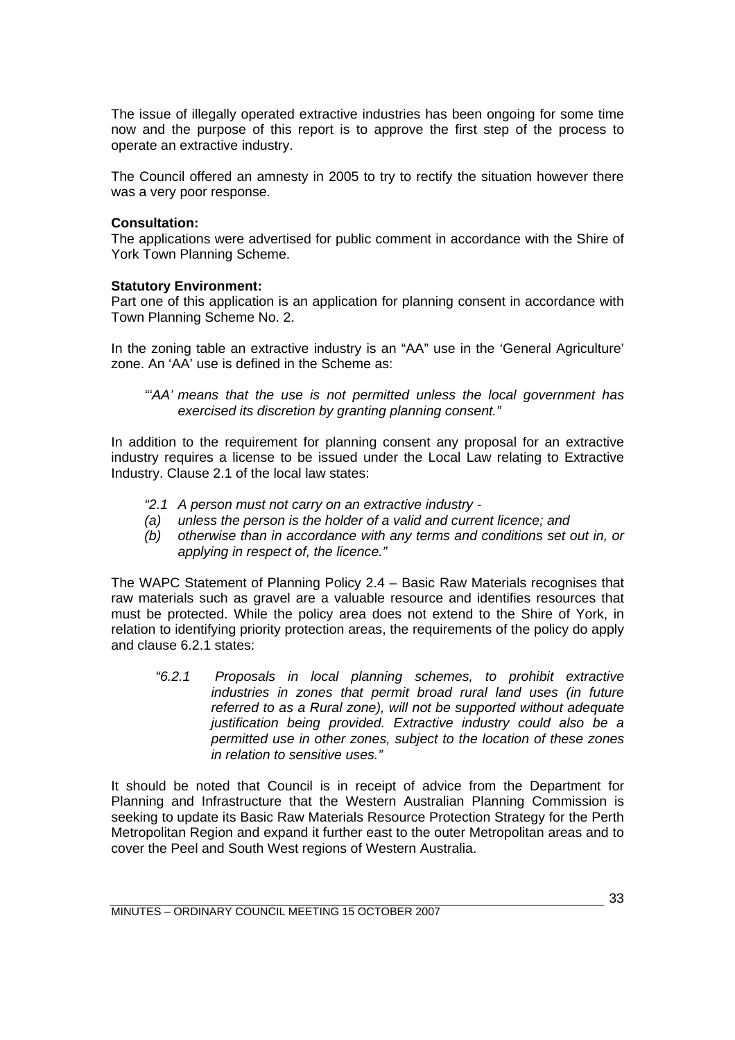The issue of illegally operated extractive industries has been ongoing for some time now and the purpose of this report is to approve the first step of the process to operate an extractive industry.

The Council offered an amnesty in 2005 to try to rectify the situation however there was a very poor response.

**Consultation:**
The applications were advertised for public comment in accordance with the Shire of York Town Planning Scheme.

**Statutory Environment:**
Part one of this application is an application for planning consent in accordance with Town Planning Scheme No. 2.

In the zoning table an extractive industry is an "AA" use in the 'General Agriculture' zone. An 'AA' use is defined in the Scheme as:

> *"'AA' means that the use is not permitted unless the local government has exercised its discretion by granting planning consent."*

In addition to the requirement for planning consent any proposal for an extractive industry requires a license to be issued under the Local Law relating to Extractive Industry. Clause 2.1 of the local law states:

> *"2.1 A person must not carry on an extractive industry -*
> *(a) unless the person is the holder of a valid and current licence; and*
> *(b) otherwise than in accordance with any terms and conditions set out in, or applying in respect of, the licence."*

The WAPC Statement of Planning Policy 2.4 – Basic Raw Materials recognises that raw materials such as gravel are a valuable resource and identifies resources that must be protected. While the policy area does not extend to the Shire of York, in relation to identifying priority protection areas, the requirements of the policy do apply and clause 6.2.1 states:

> *"6.2.1 Proposals in local planning schemes, to prohibit extractive industries in zones that permit broad rural land uses (in future referred to as a Rural zone), will not be supported without adequate justification being provided. Extractive industry could also be a permitted use in other zones, subject to the location of these zones in relation to sensitive uses."*

It should be noted that Council is in receipt of advice from the Department for Planning and Infrastructure that the Western Australian Planning Commission is seeking to update its Basic Raw Materials Resource Protection Strategy for the Perth Metropolitan Region and expand it further east to the outer Metropolitan areas and to cover the Peel and South West regions of Western Australia.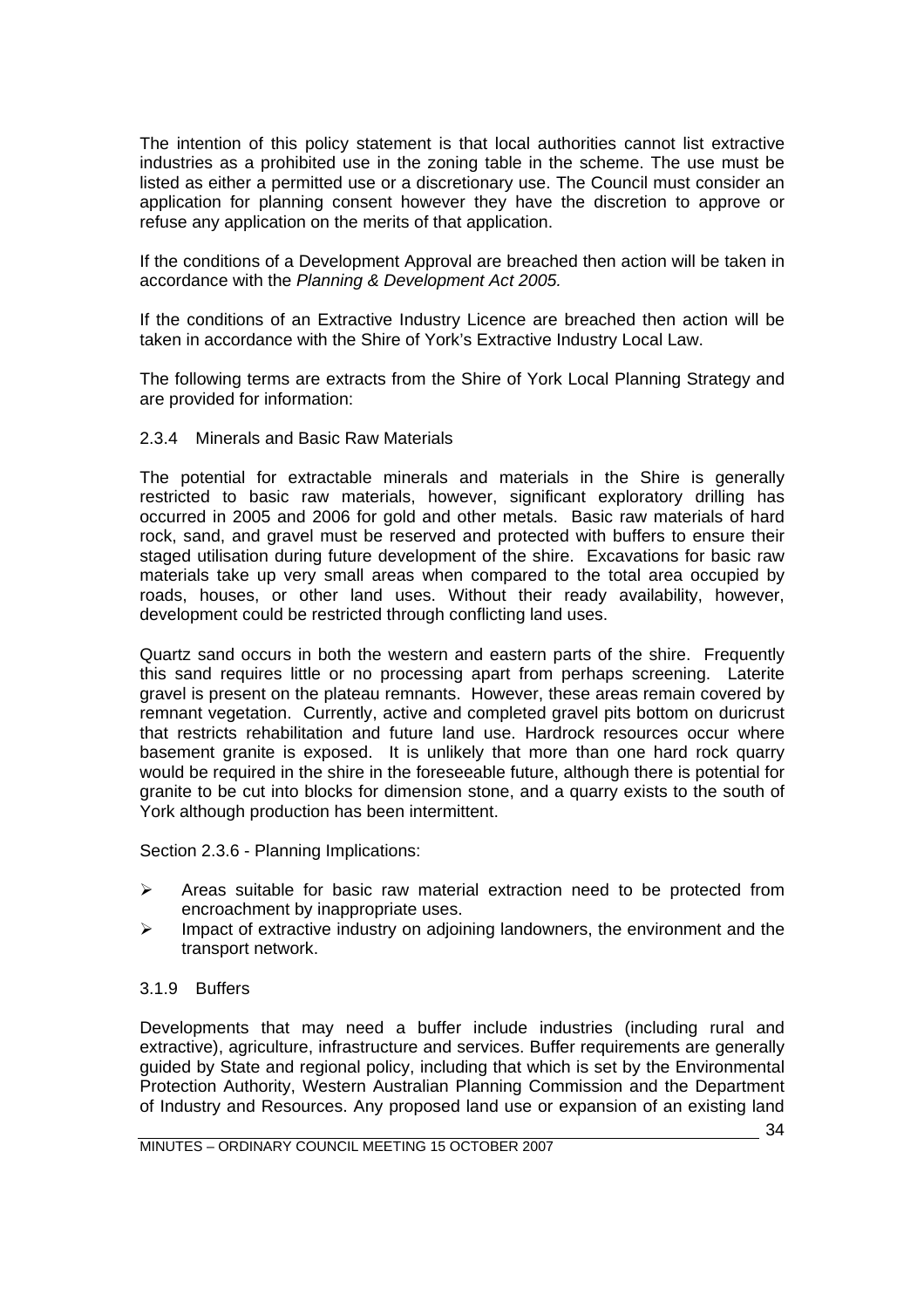The intention of this policy statement is that local authorities cannot list extractive industries as a prohibited use in the zoning table in the scheme. The use must be listed as either a permitted use or a discretionary use. The Council must consider an application for planning consent however they have the discretion to approve or refuse any application on the merits of that application.

If the conditions of a Development Approval are breached then action will be taken in accordance with the *Planning & Development Act 2005.*

If the conditions of an Extractive Industry Licence are breached then action will be taken in accordance with the Shire of York's Extractive Industry Local Law.

The following terms are extracts from the Shire of York Local Planning Strategy and are provided for information:

2.3.4 Minerals and Basic Raw Materials

The potential for extractable minerals and materials in the Shire is generally restricted to basic raw materials, however, significant exploratory drilling has occurred in 2005 and 2006 for gold and other metals. Basic raw materials of hard rock, sand, and gravel must be reserved and protected with buffers to ensure their staged utilisation during future development of the shire. Excavations for basic raw materials take up very small areas when compared to the total area occupied by roads, houses, or other land uses. Without their ready availability, however, development could be restricted through conflicting land uses.

Quartz sand occurs in both the western and eastern parts of the shire. Frequently this sand requires little or no processing apart from perhaps screening. Laterite gravel is present on the plateau remnants. However, these areas remain covered by remnant vegetation. Currently, active and completed gravel pits bottom on duricrust that restricts rehabilitation and future land use. Hardrock resources occur where basement granite is exposed. It is unlikely that more than one hard rock quarry would be required in the shire in the foreseeable future, although there is potential for granite to be cut into blocks for dimension stone, and a quarry exists to the south of York although production has been intermittent.

Section 2.3.6 - Planning Implications:

- Areas suitable for basic raw material extraction need to be protected from encroachment by inappropriate uses.
- Impact of extractive industry on adjoining landowners, the environment and the transport network.

3.1.9 Buffers

Developments that may need a buffer include industries (including rural and extractive), agriculture, infrastructure and services. Buffer requirements are generally guided by State and regional policy, including that which is set by the Environmental Protection Authority, Western Australian Planning Commission and the Department of Industry and Resources. Any proposed land use or expansion of an existing land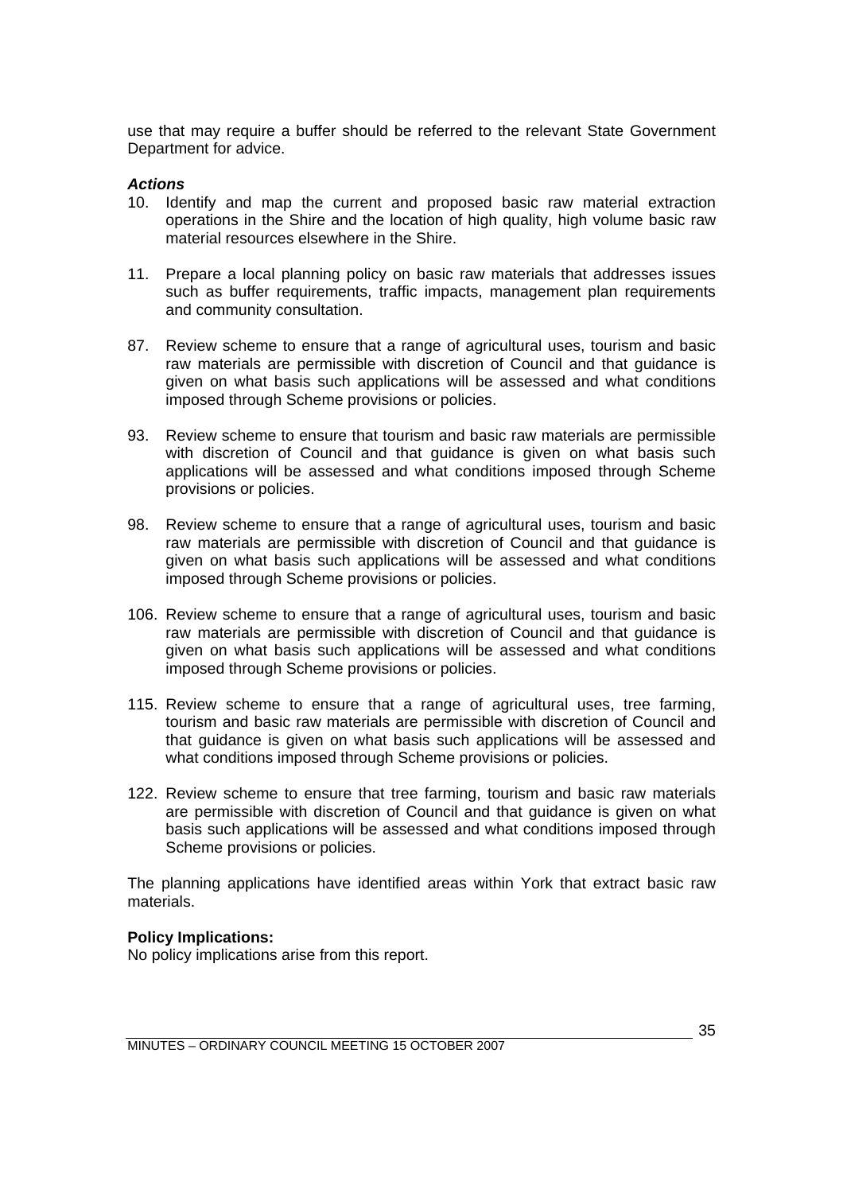use that may require a buffer should be referred to the relevant State Government Department for advice.

***Actions***

10. Identify and map the current and proposed basic raw material extraction operations in the Shire and the location of high quality, high volume basic raw material resources elsewhere in the Shire.

11. Prepare a local planning policy on basic raw materials that addresses issues such as buffer requirements, traffic impacts, management plan requirements and community consultation.

87. Review scheme to ensure that a range of agricultural uses, tourism and basic raw materials are permissible with discretion of Council and that guidance is given on what basis such applications will be assessed and what conditions imposed through Scheme provisions or policies.

93. Review scheme to ensure that tourism and basic raw materials are permissible with discretion of Council and that guidance is given on what basis such applications will be assessed and what conditions imposed through Scheme provisions or policies.

98. Review scheme to ensure that a range of agricultural uses, tourism and basic raw materials are permissible with discretion of Council and that guidance is given on what basis such applications will be assessed and what conditions imposed through Scheme provisions or policies.

106. Review scheme to ensure that a range of agricultural uses, tourism and basic raw materials are permissible with discretion of Council and that guidance is given on what basis such applications will be assessed and what conditions imposed through Scheme provisions or policies.

115. Review scheme to ensure that a range of agricultural uses, tree farming, tourism and basic raw materials are permissible with discretion of Council and that guidance is given on what basis such applications will be assessed and what conditions imposed through Scheme provisions or policies.

122. Review scheme to ensure that tree farming, tourism and basic raw materials are permissible with discretion of Council and that guidance is given on what basis such applications will be assessed and what conditions imposed through Scheme provisions or policies.

The planning applications have identified areas within York that extract basic raw materials.

**Policy Implications:**
No policy implications arise from this report.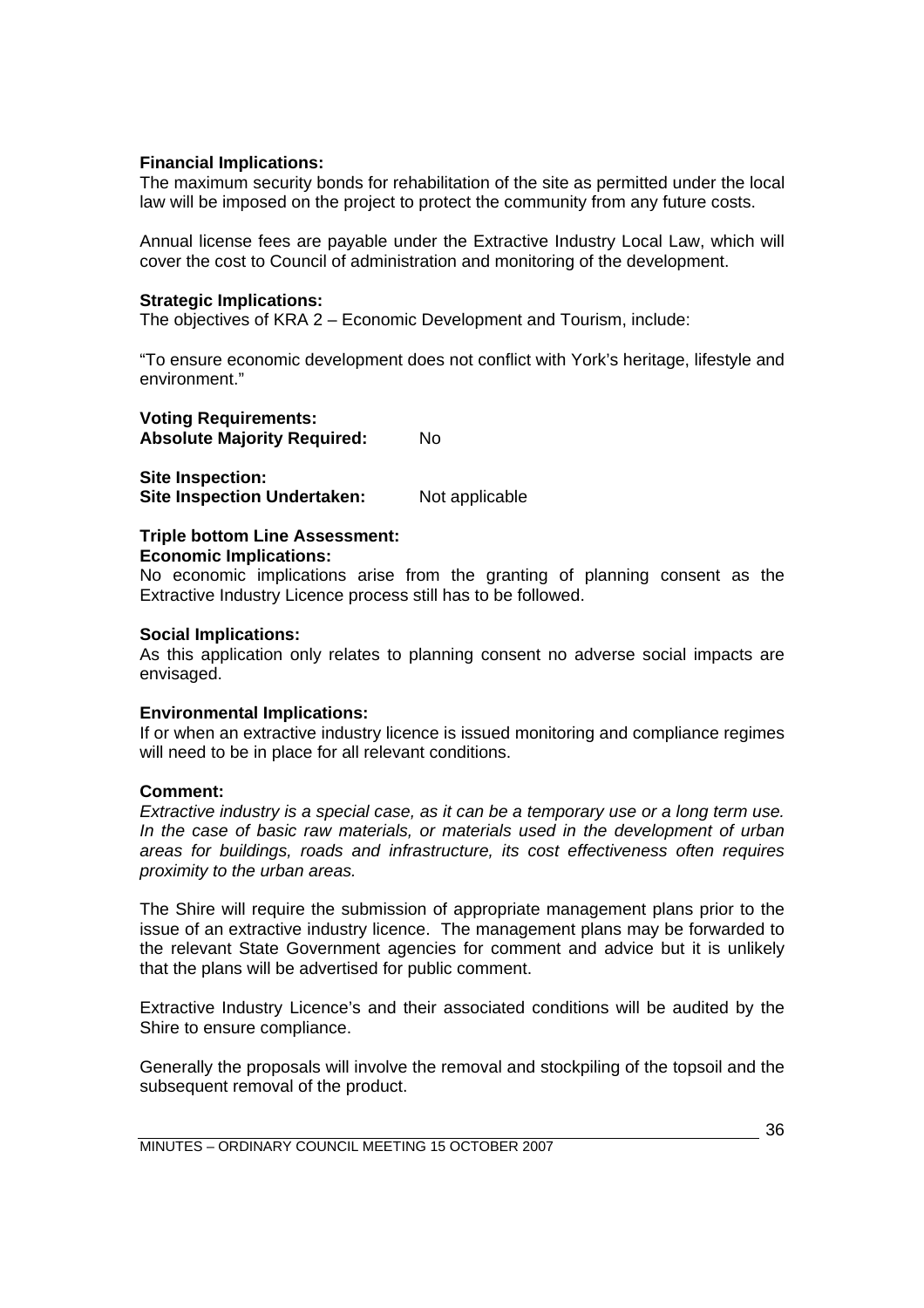**Financial Implications:**
The maximum security bonds for rehabilitation of the site as permitted under the local law will be imposed on the project to protect the community from any future costs.

Annual license fees are payable under the Extractive Industry Local Law, which will cover the cost to Council of administration and monitoring of the development.

**Strategic Implications:**
The objectives of KRA 2 – Economic Development and Tourism, include:

"To ensure economic development does not conflict with York's heritage, lifestyle and environment."

**Voting Requirements:**
**Absolute Majority Required:** No

**Site Inspection:**
**Site Inspection Undertaken:** Not applicable

**Triple bottom Line Assessment:**
**Economic Implications:**
No economic implications arise from the granting of planning consent as the Extractive Industry Licence process still has to be followed.

**Social Implications:**
As this application only relates to planning consent no adverse social impacts are envisaged.

**Environmental Implications:**
If or when an extractive industry licence is issued monitoring and compliance regimes will need to be in place for all relevant conditions.

**Comment:**
*Extractive industry is a special case, as it can be a temporary use or a long term use. In the case of basic raw materials, or materials used in the development of urban areas for buildings, roads and infrastructure, its cost effectiveness often requires proximity to the urban areas.*

The Shire will require the submission of appropriate management plans prior to the issue of an extractive industry licence. The management plans may be forwarded to the relevant State Government agencies for comment and advice but it is unlikely that the plans will be advertised for public comment.

Extractive Industry Licence's and their associated conditions will be audited by the Shire to ensure compliance.

Generally the proposals will involve the removal and stockpiling of the topsoil and the subsequent removal of the product.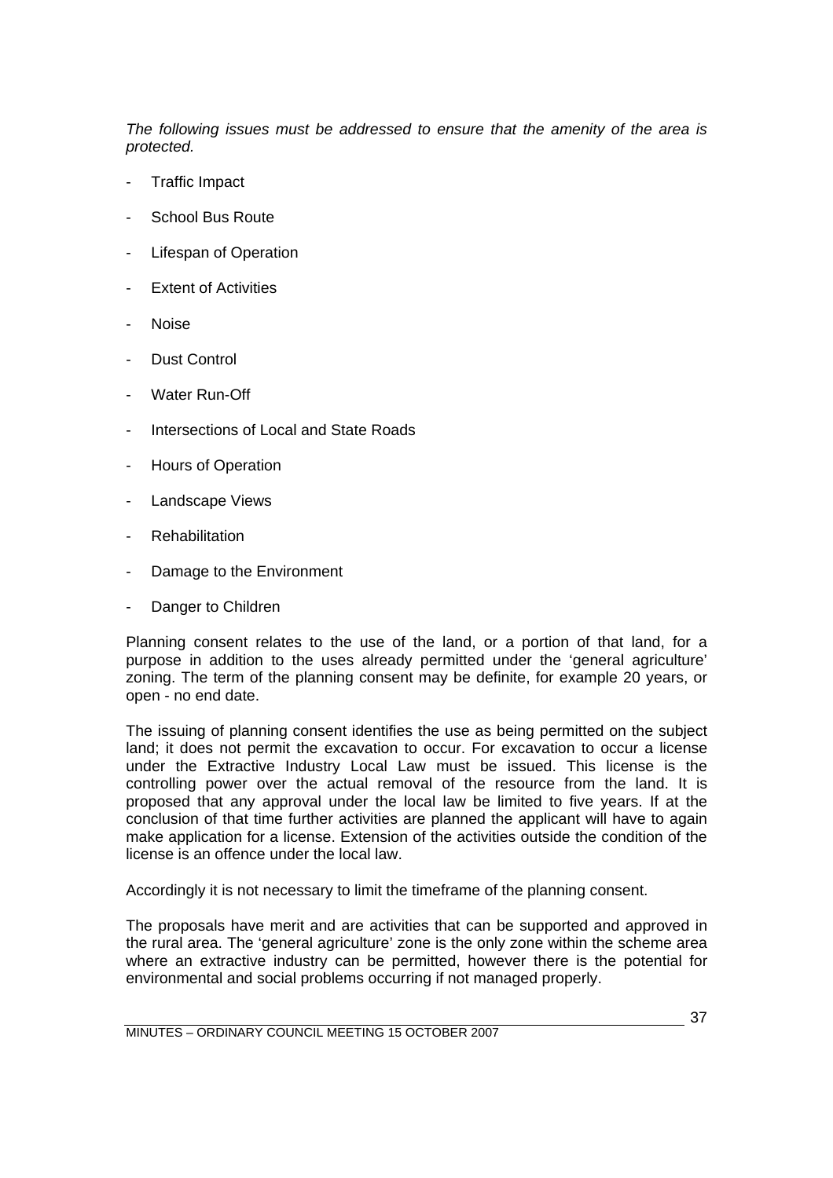*The following issues must be addressed to ensure that the amenity of the area is protected.*

- Traffic Impact
- School Bus Route
- Lifespan of Operation
- Extent of Activities
- Noise
- Dust Control
- Water Run-Off
- Intersections of Local and State Roads
- Hours of Operation
- Landscape Views
- Rehabilitation
- Damage to the Environment
- Danger to Children

Planning consent relates to the use of the land, or a portion of that land, for a purpose in addition to the uses already permitted under the 'general agriculture' zoning. The term of the planning consent may be definite, for example 20 years, or open - no end date.

The issuing of planning consent identifies the use as being permitted on the subject land; it does not permit the excavation to occur. For excavation to occur a license under the Extractive Industry Local Law must be issued. This license is the controlling power over the actual removal of the resource from the land. It is proposed that any approval under the local law be limited to five years. If at the conclusion of that time further activities are planned the applicant will have to again make application for a license. Extension of the activities outside the condition of the license is an offence under the local law.

Accordingly it is not necessary to limit the timeframe of the planning consent.

The proposals have merit and are activities that can be supported and approved in the rural area. The 'general agriculture' zone is the only zone within the scheme area where an extractive industry can be permitted, however there is the potential for environmental and social problems occurring if not managed properly.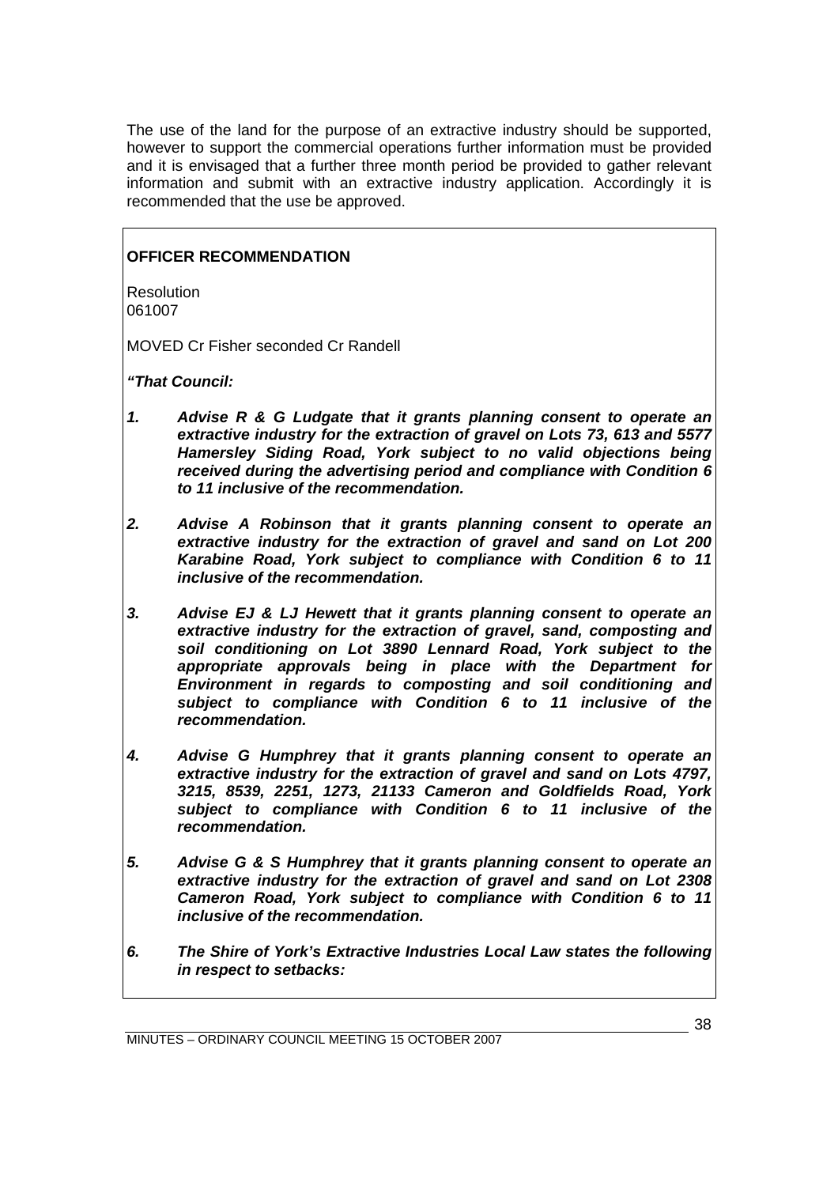The use of the land for the purpose of an extractive industry should be supported, however to support the commercial operations further information must be provided and it is envisaged that a further three month period be provided to gather relevant information and submit with an extractive industry application. Accordingly it is recommended that the use be approved.

**OFFICER RECOMMENDATION**

Resolution
061007

MOVED Cr Fisher seconded Cr Randell

***"That Council:***

1. ***Advise R & G Ludgate that it grants planning consent to operate an extractive industry for the extraction of gravel on Lots 73, 613 and 5577 Hamersley Siding Road, York subject to no valid objections being received during the advertising period and compliance with Condition 6 to 11 inclusive of the recommendation.***

2. ***Advise A Robinson that it grants planning consent to operate an extractive industry for the extraction of gravel and sand on Lot 200 Karabine Road, York subject to compliance with Condition 6 to 11 inclusive of the recommendation.***

3. ***Advise EJ & LJ Hewett that it grants planning consent to operate an extractive industry for the extraction of gravel, sand, composting and soil conditioning on Lot 3890 Lennard Road, York subject to the appropriate approvals being in place with the Department for Environment in regards to composting and soil conditioning and subject to compliance with Condition 6 to 11 inclusive of the recommendation.***

4. ***Advise G Humphrey that it grants planning consent to operate an extractive industry for the extraction of gravel and sand on Lots 4797, 3215, 8539, 2251, 1273, 21133 Cameron and Goldfields Road, York subject to compliance with Condition 6 to 11 inclusive of the recommendation.***

5. ***Advise G & S Humphrey that it grants planning consent to operate an extractive industry for the extraction of gravel and sand on Lot 2308 Cameron Road, York subject to compliance with Condition 6 to 11 inclusive of the recommendation.***

6. ***The Shire of York's Extractive Industries Local Law states the following in respect to setbacks:***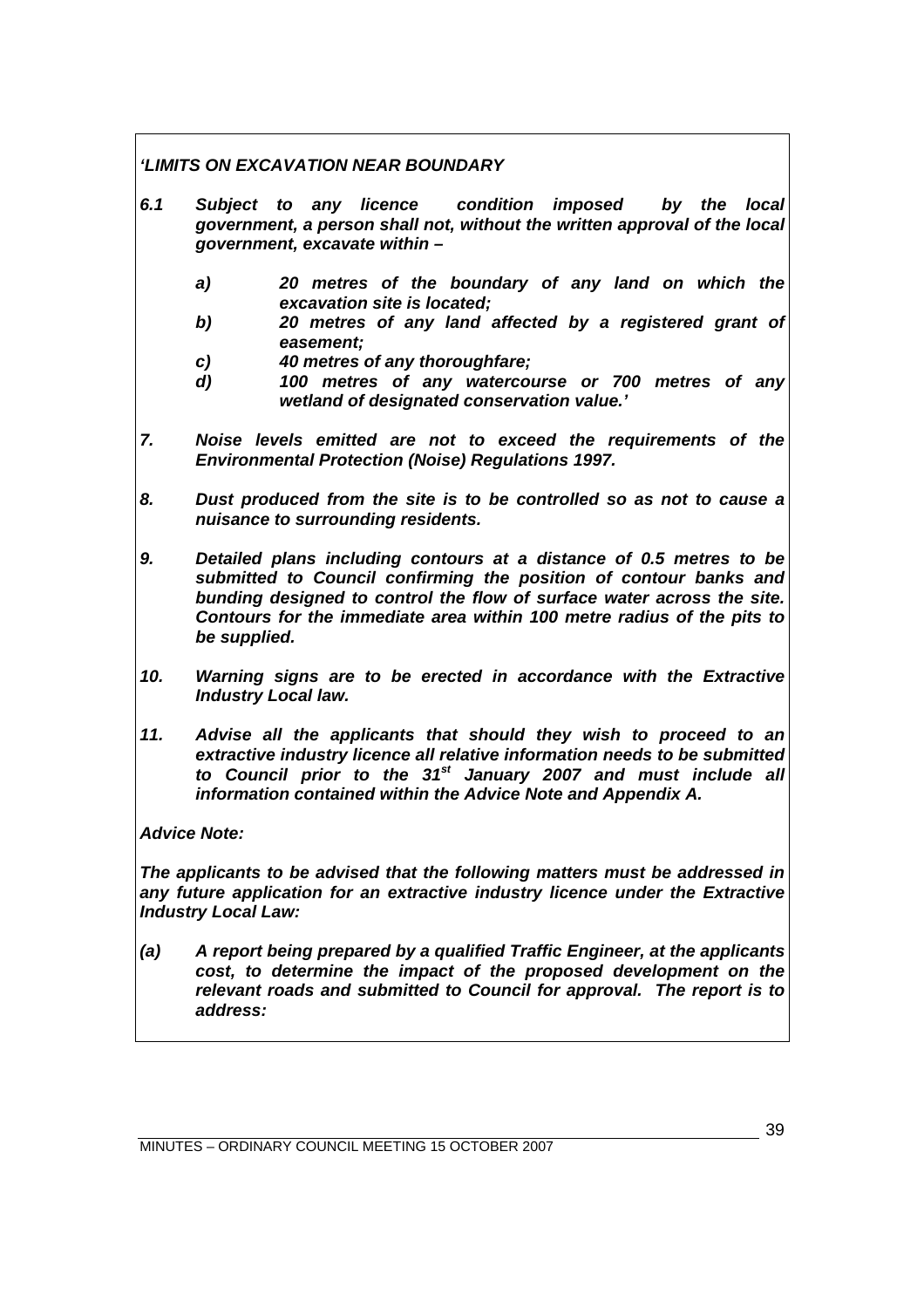***'LIMITS ON EXCAVATION NEAR BOUNDARY***

***6.1 Subject to any licence condition imposed by the local government, a person shall not, without the written approval of the local government, excavate within –***

- ***a) 20 metres of the boundary of any land on which the excavation site is located;***
- ***b) 20 metres of any land affected by a registered grant of easement;***
- ***c) 40 metres of any thoroughfare;***
- ***d) 100 metres of any watercourse or 700 metres of any wetland of designated conservation value.'***

***7. Noise levels emitted are not to exceed the requirements of the Environmental Protection (Noise) Regulations 1997.***

***8. Dust produced from the site is to be controlled so as not to cause a nuisance to surrounding residents.***

***9. Detailed plans including contours at a distance of 0.5 metres to be submitted to Council confirming the position of contour banks and bunding designed to control the flow of surface water across the site. Contours for the immediate area within 100 metre radius of the pits to be supplied.***

***10. Warning signs are to be erected in accordance with the Extractive Industry Local law.***

***11. Advise all the applicants that should they wish to proceed to an extractive industry licence all relative information needs to be submitted to Council prior to the 31st January 2007 and must include all information contained within the Advice Note and Appendix A.***

***Advice Note:***

***The applicants to be advised that the following matters must be addressed in any future application for an extractive industry licence under the Extractive Industry Local Law:***

***(a) A report being prepared by a qualified Traffic Engineer, at the applicants cost, to determine the impact of the proposed development on the relevant roads and submitted to Council for approval. The report is to address:***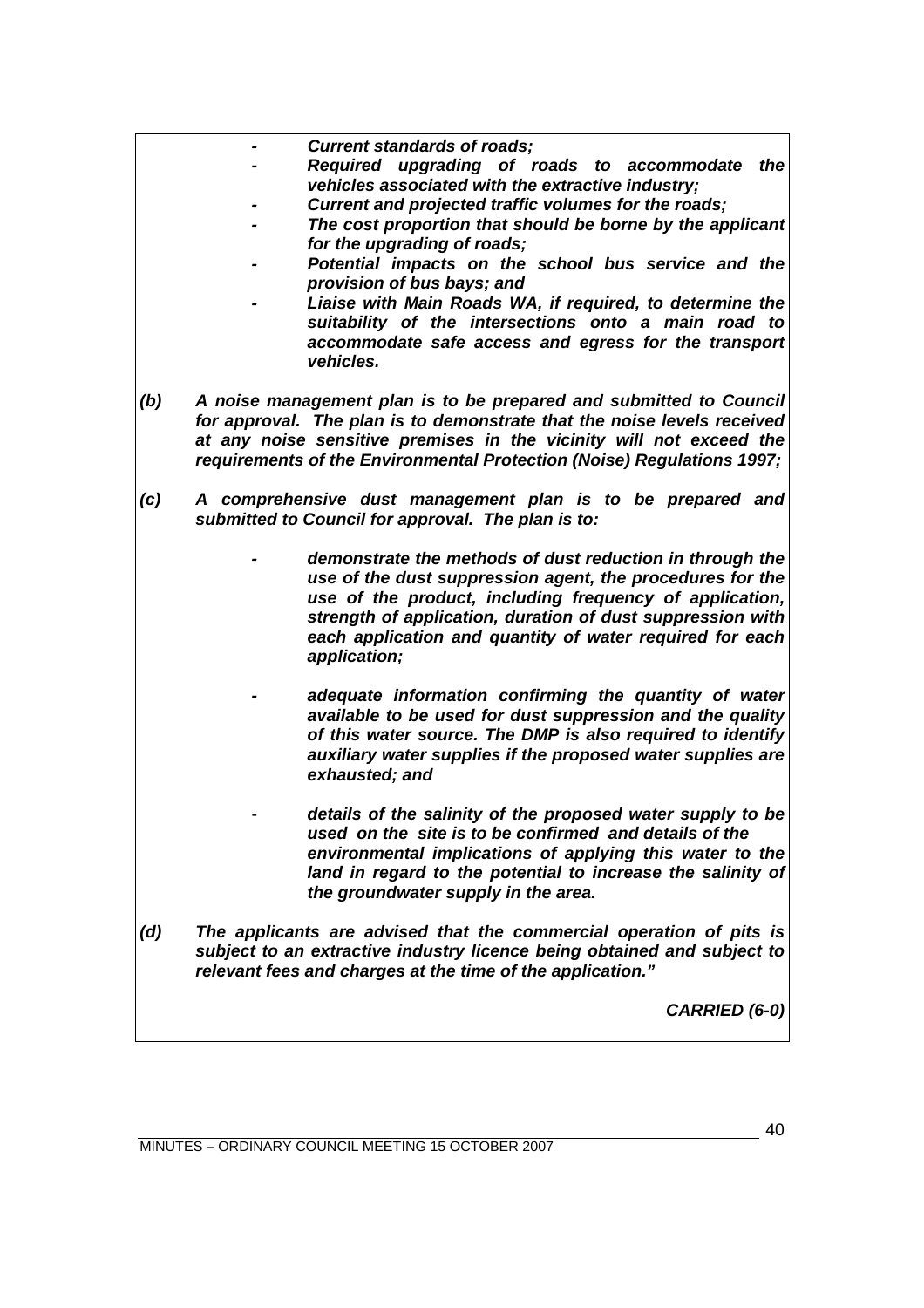- ***Current standards of roads;***
- ***Required upgrading of roads to accommodate the vehicles associated with the extractive industry;***
- ***Current and projected traffic volumes for the roads;***
- ***The cost proportion that should be borne by the applicant for the upgrading of roads;***
- ***Potential impacts on the school bus service and the provision of bus bays; and***
- ***Liaise with Main Roads WA, if required, to determine the suitability of the intersections onto a main road to accommodate safe access and egress for the transport vehicles.***

***(b)*** ***A noise management plan is to be prepared and submitted to Council for approval. The plan is to demonstrate that the noise levels received at any noise sensitive premises in the vicinity will not exceed the requirements of the Environmental Protection (Noise) Regulations 1997;***

***(c)*** ***A comprehensive dust management plan is to be prepared and submitted to Council for approval. The plan is to:***

- ***demonstrate the methods of dust reduction in through the use of the dust suppression agent, the procedures for the use of the product, including frequency of application, strength of application, duration of dust suppression with each application and quantity of water required for each application;***

- ***adequate information confirming the quantity of water available to be used for dust suppression and the quality of this water source. The DMP is also required to identify auxiliary water supplies if the proposed water supplies are exhausted; and***

- ***details of the salinity of the proposed water supply to be used on the site is to be confirmed and details of the environmental implications of applying this water to the land in regard to the potential to increase the salinity of the groundwater supply in the area.***

***(d)*** ***The applicants are advised that the commercial operation of pits is subject to an extractive industry licence being obtained and subject to relevant fees and charges at the time of the application."***

***CARRIED (6-0)***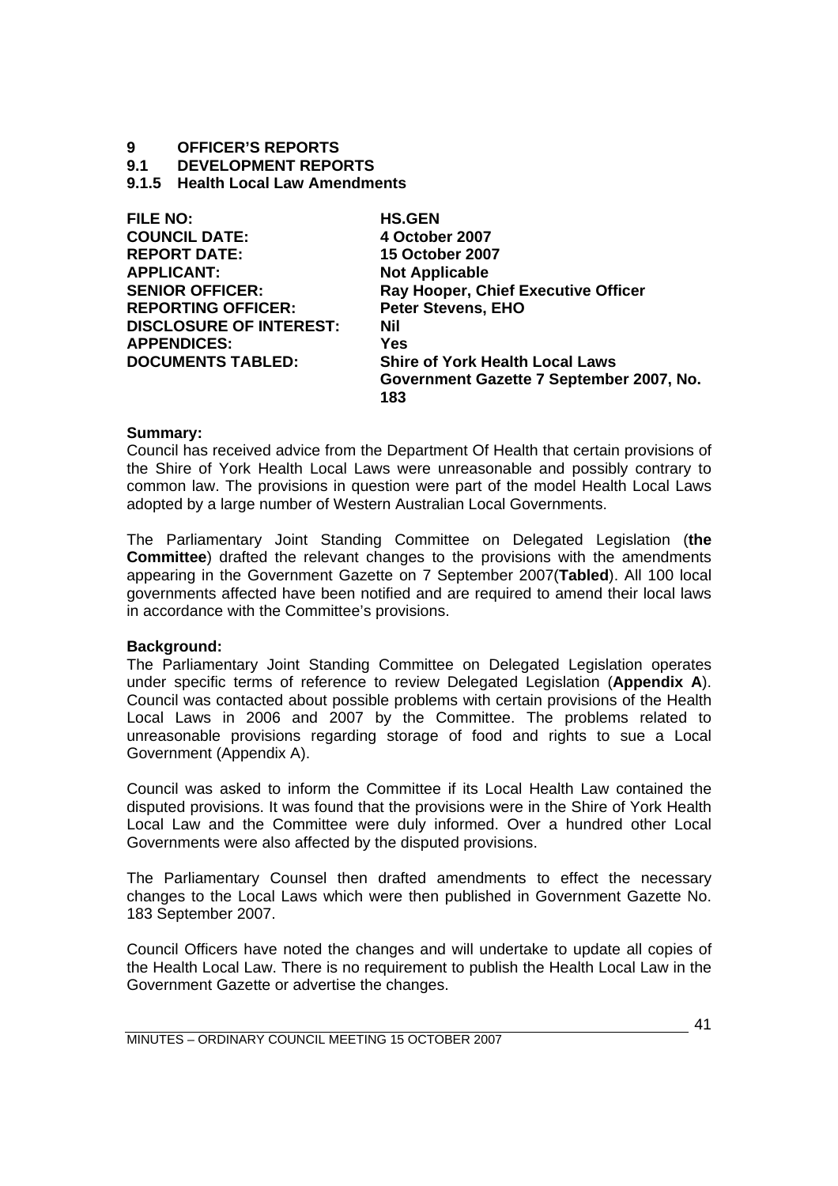# 9 OFFICER'S REPORTS

## 9.1 DEVELOPMENT REPORTS

### 9.1.5 Health Local Law Amendments

| | |
|---|---|
| **FILE NO:** | **HS.GEN** |
| **COUNCIL DATE:** | **4 October 2007** |
| **REPORT DATE:** | **15 October 2007** |
| **APPLICANT:** | **Not Applicable** |
| **SENIOR OFFICER:** | **Ray Hooper, Chief Executive Officer** |
| **REPORTING OFFICER:** | **Peter Stevens, EHO** |
| **DISCLOSURE OF INTEREST:** | **Nil** |
| **APPENDICES:** | **Yes** |
| **DOCUMENTS TABLED:** | **Shire of York Health Local Laws Government Gazette 7 September 2007, No. 183** |

**Summary:**
Council has received advice from the Department Of Health that certain provisions of the Shire of York Health Local Laws were unreasonable and possibly contrary to common law. The provisions in question were part of the model Health Local Laws adopted by a large number of Western Australian Local Governments.

The Parliamentary Joint Standing Committee on Delegated Legislation (**the Committee**) drafted the relevant changes to the provisions with the amendments appearing in the Government Gazette on 7 September 2007(**Tabled**). All 100 local governments affected have been notified and are required to amend their local laws in accordance with the Committee's provisions.

**Background:**
The Parliamentary Joint Standing Committee on Delegated Legislation operates under specific terms of reference to review Delegated Legislation (**Appendix A**). Council was contacted about possible problems with certain provisions of the Health Local Laws in 2006 and 2007 by the Committee. The problems related to unreasonable provisions regarding storage of food and rights to sue a Local Government (Appendix A).

Council was asked to inform the Committee if its Local Health Law contained the disputed provisions. It was found that the provisions were in the Shire of York Health Local Law and the Committee were duly informed. Over a hundred other Local Governments were also affected by the disputed provisions.

The Parliamentary Counsel then drafted amendments to effect the necessary changes to the Local Laws which were then published in Government Gazette No. 183 September 2007.

Council Officers have noted the changes and will undertake to update all copies of the Health Local Law. There is no requirement to publish the Health Local Law in the Government Gazette or advertise the changes.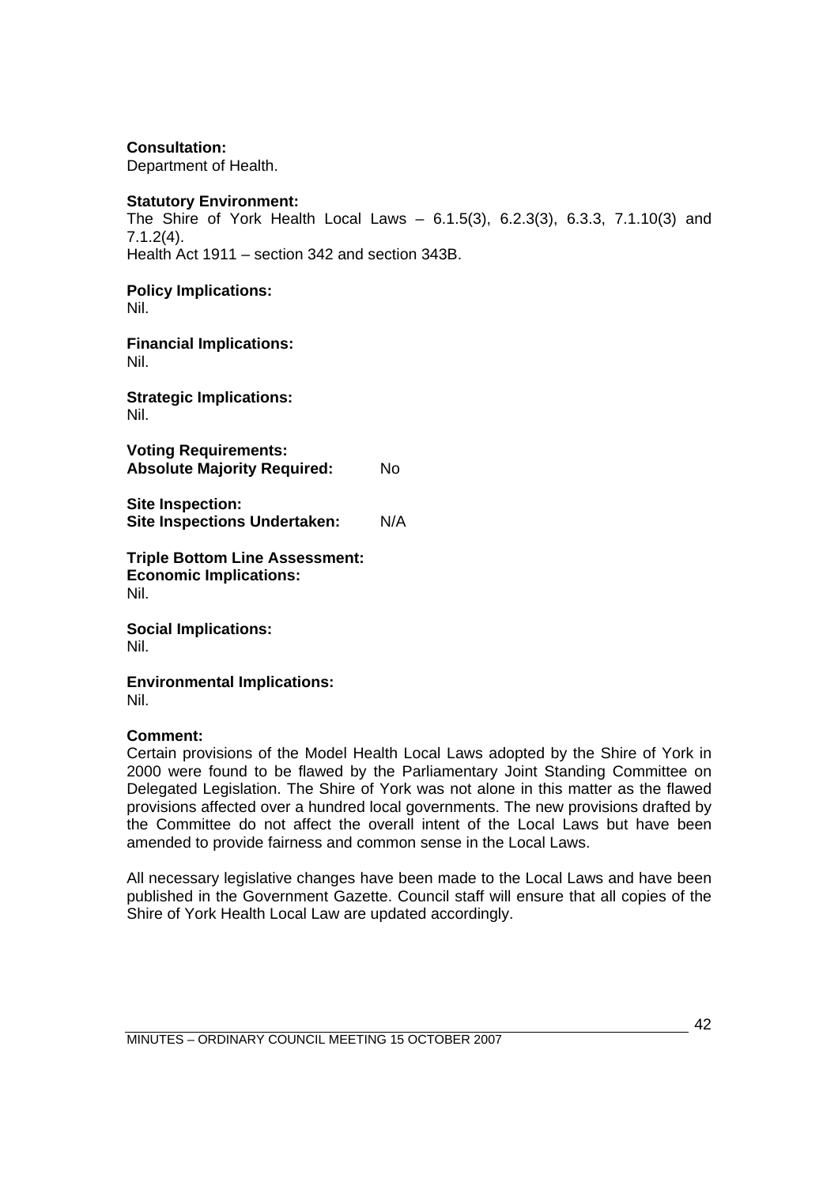**Consultation:**
Department of Health.

**Statutory Environment:**
The Shire of York Health Local Laws – 6.1.5(3), 6.2.3(3), 6.3.3, 7.1.10(3) and 7.1.2(4).
Health Act 1911 – section 342 and section 343B.

**Policy Implications:**
Nil.

**Financial Implications:**
Nil.

**Strategic Implications:**
Nil.

**Voting Requirements:**
**Absolute Majority Required:** No

**Site Inspection:**
**Site Inspections Undertaken:** N/A

**Triple Bottom Line Assessment:**
**Economic Implications:**
Nil.

**Social Implications:**
Nil.

**Environmental Implications:**
Nil.

**Comment:**
Certain provisions of the Model Health Local Laws adopted by the Shire of York in 2000 were found to be flawed by the Parliamentary Joint Standing Committee on Delegated Legislation. The Shire of York was not alone in this matter as the flawed provisions affected over a hundred local governments. The new provisions drafted by the Committee do not affect the overall intent of the Local Laws but have been amended to provide fairness and common sense in the Local Laws.

All necessary legislative changes have been made to the Local Laws and have been published in the Government Gazette. Council staff will ensure that all copies of the Shire of York Health Local Law are updated accordingly.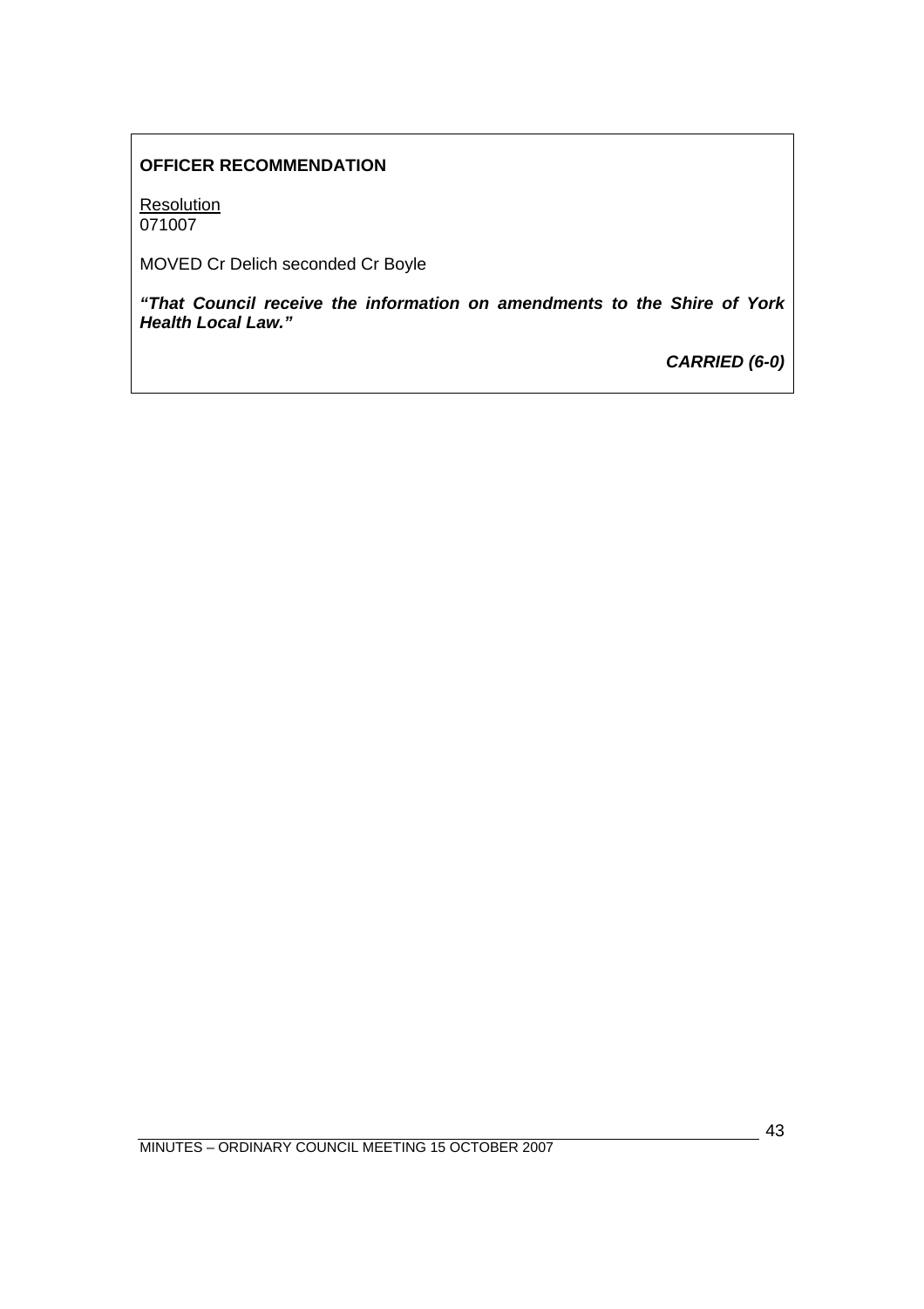**OFFICER RECOMMENDATION**

Resolution
071007

MOVED Cr Delich seconded Cr Boyle

***"That Council receive the information on amendments to the Shire of York Health Local Law."***

***CARRIED (6-0)***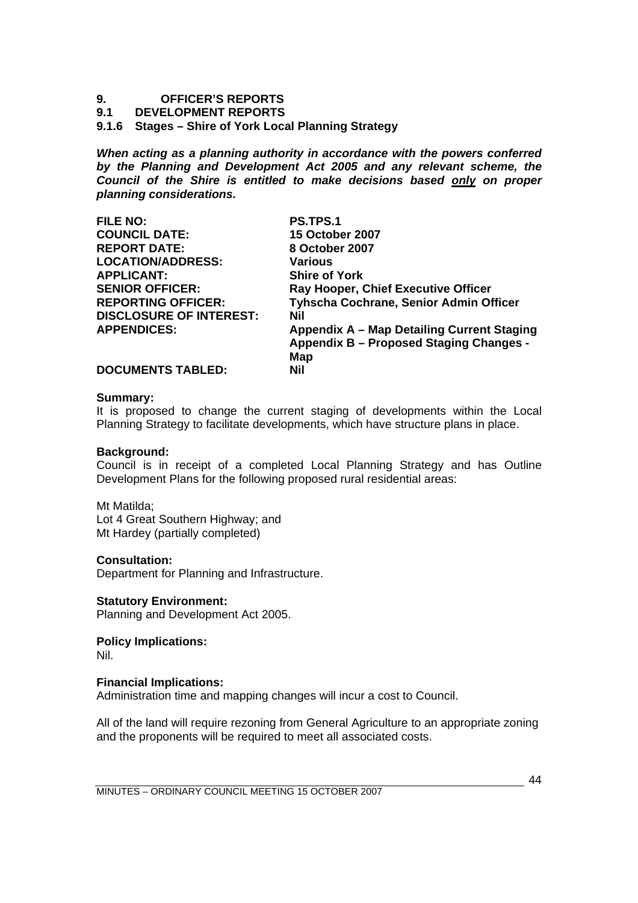# 9. OFFICER'S REPORTS

## 9.1 DEVELOPMENT REPORTS

### 9.1.6 Stages – Shire of York Local Planning Strategy

***When acting as a planning authority in accordance with the powers conferred by the Planning and Development Act 2005 and any relevant scheme, the Council of the Shire is entitled to make decisions based only on proper planning considerations.***

| | |
|---|---|
| **FILE NO:** | **PS.TPS.1** |
| **COUNCIL DATE:** | **15 October 2007** |
| **REPORT DATE:** | **8 October 2007** |
| **LOCATION/ADDRESS:** | **Various** |
| **APPLICANT:** | **Shire of York** |
| **SENIOR OFFICER:** | **Ray Hooper, Chief Executive Officer** |
| **REPORTING OFFICER:** | **Tyhscha Cochrane, Senior Admin Officer** |
| **DISCLOSURE OF INTEREST:** | **Nil** |
| **APPENDICES:** | **Appendix A – Map Detailing Current Staging**<br>**Appendix B – Proposed Staging Changes - Map** |
| **DOCUMENTS TABLED:** | **Nil** |

**Summary:**
It is proposed to change the current staging of developments within the Local Planning Strategy to facilitate developments, which have structure plans in place.

**Background:**
Council is in receipt of a completed Local Planning Strategy and has Outline Development Plans for the following proposed rural residential areas:

Mt Matilda;
Lot 4 Great Southern Highway; and
Mt Hardey (partially completed)

**Consultation:**
Department for Planning and Infrastructure.

**Statutory Environment:**
Planning and Development Act 2005.

**Policy Implications:**
Nil.

**Financial Implications:**
Administration time and mapping changes will incur a cost to Council.

All of the land will require rezoning from General Agriculture to an appropriate zoning and the proponents will be required to meet all associated costs.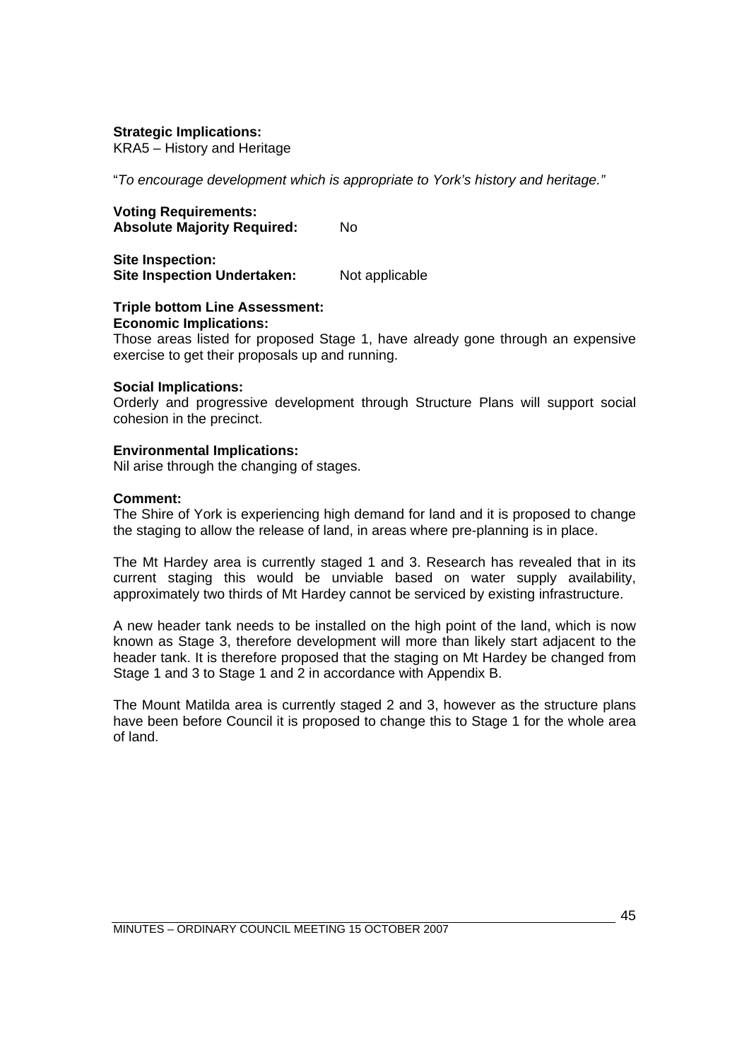**Strategic Implications:**
KRA5 – History and Heritage

"*To encourage development which is appropriate to York's history and heritage."*

**Voting Requirements:**
**Absolute Majority Required:** No

**Site Inspection:**
**Site Inspection Undertaken:** Not applicable

**Triple bottom Line Assessment:**
**Economic Implications:**
Those areas listed for proposed Stage 1, have already gone through an expensive exercise to get their proposals up and running.

**Social Implications:**
Orderly and progressive development through Structure Plans will support social cohesion in the precinct.

**Environmental Implications:**
Nil arise through the changing of stages.

**Comment:**
The Shire of York is experiencing high demand for land and it is proposed to change the staging to allow the release of land, in areas where pre-planning is in place.

The Mt Hardey area is currently staged 1 and 3. Research has revealed that in its current staging this would be unviable based on water supply availability, approximately two thirds of Mt Hardey cannot be serviced by existing infrastructure.

A new header tank needs to be installed on the high point of the land, which is now known as Stage 3, therefore development will more than likely start adjacent to the header tank. It is therefore proposed that the staging on Mt Hardey be changed from Stage 1 and 3 to Stage 1 and 2 in accordance with Appendix B.

The Mount Matilda area is currently staged 2 and 3, however as the structure plans have been before Council it is proposed to change this to Stage 1 for the whole area of land.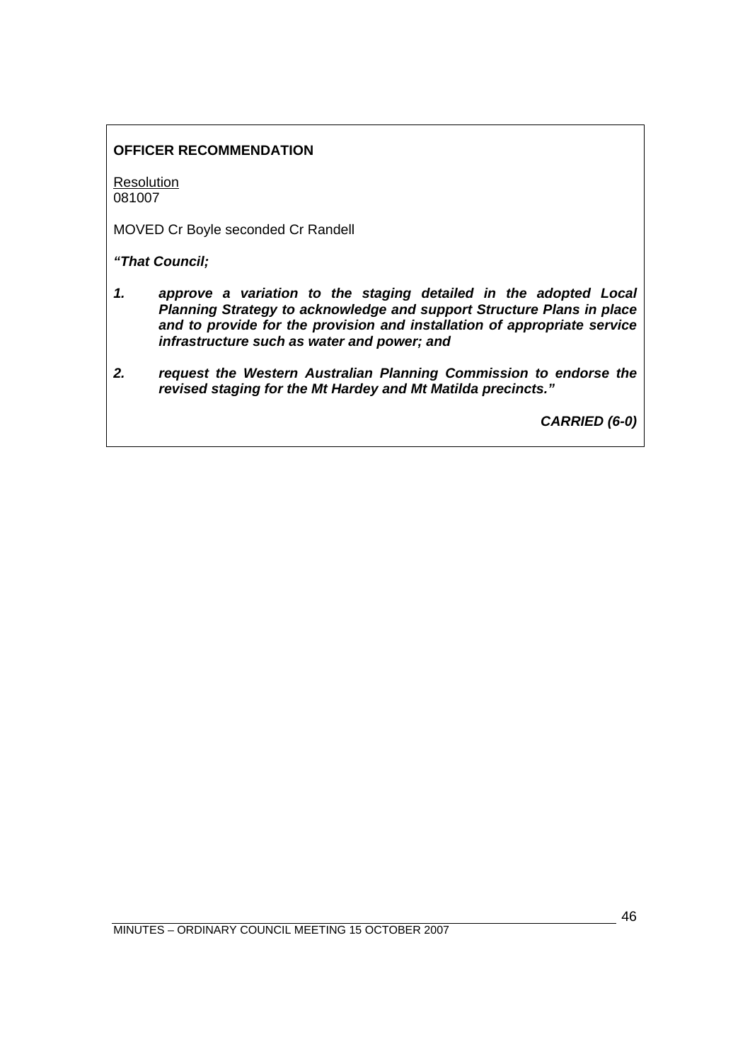**OFFICER RECOMMENDATION**

Resolution
081007

MOVED Cr Boyle seconded Cr Randell

***"That Council;***

1. ***approve a variation to the staging detailed in the adopted Local Planning Strategy to acknowledge and support Structure Plans in place and to provide for the provision and installation of appropriate service infrastructure such as water and power; and***

2. ***request the Western Australian Planning Commission to endorse the revised staging for the Mt Hardey and Mt Matilda precincts."***

***CARRIED (6-0)***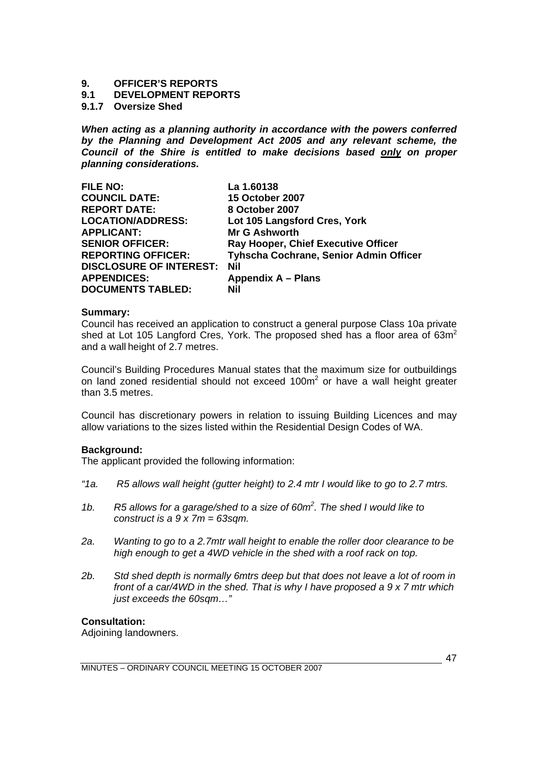# 9. OFFICER'S REPORTS

## 9.1 DEVELOPMENT REPORTS

### 9.1.7 Oversize Shed

***When acting as a planning authority in accordance with the powers conferred by the Planning and Development Act 2005 and any relevant scheme, the Council of the Shire is entitled to make decisions based only on proper planning considerations.***

| | |
|---|---|
| **FILE NO:** | **La 1.60138** |
| **COUNCIL DATE:** | **15 October 2007** |
| **REPORT DATE:** | **8 October 2007** |
| **LOCATION/ADDRESS:** | **Lot 105 Langsford Cres, York** |
| **APPLICANT:** | **Mr G Ashworth** |
| **SENIOR OFFICER:** | **Ray Hooper, Chief Executive Officer** |
| **REPORTING OFFICER:** | **Tyhscha Cochrane, Senior Admin Officer** |
| **DISCLOSURE OF INTEREST:** | **Nil** |
| **APPENDICES:** | **Appendix A – Plans** |
| **DOCUMENTS TABLED:** | **Nil** |

**Summary:**

Council has received an application to construct a general purpose Class 10a private shed at Lot 105 Langford Cres, York. The proposed shed has a floor area of 63m$^2$ and a wall height of 2.7 metres.

Council's Building Procedures Manual states that the maximum size for outbuildings on land zoned residential should not exceed 100m$^2$ or have a wall height greater than 3.5 metres.

Council has discretionary powers in relation to issuing Building Licences and may allow variations to the sizes listed within the Residential Design Codes of WA.

**Background:**

The applicant provided the following information:

*"1a. R5 allows wall height (gutter height) to 2.4 mtr I would like to go to 2.7 mtrs.*

*1b. R5 allows for a garage/shed to a size of 60m$^2$. The shed I would like to construct is a 9 x 7m = 63sqm.*

*2a. Wanting to go to a 2.7mtr wall height to enable the roller door clearance to be high enough to get a 4WD vehicle in the shed with a roof rack on top.*

*2b. Std shed depth is normally 6mtrs deep but that does not leave a lot of room in front of a car/4WD in the shed. That is why I have proposed a 9 x 7 mtr which just exceeds the 60sqm…"*

**Consultation:**

Adjoining landowners.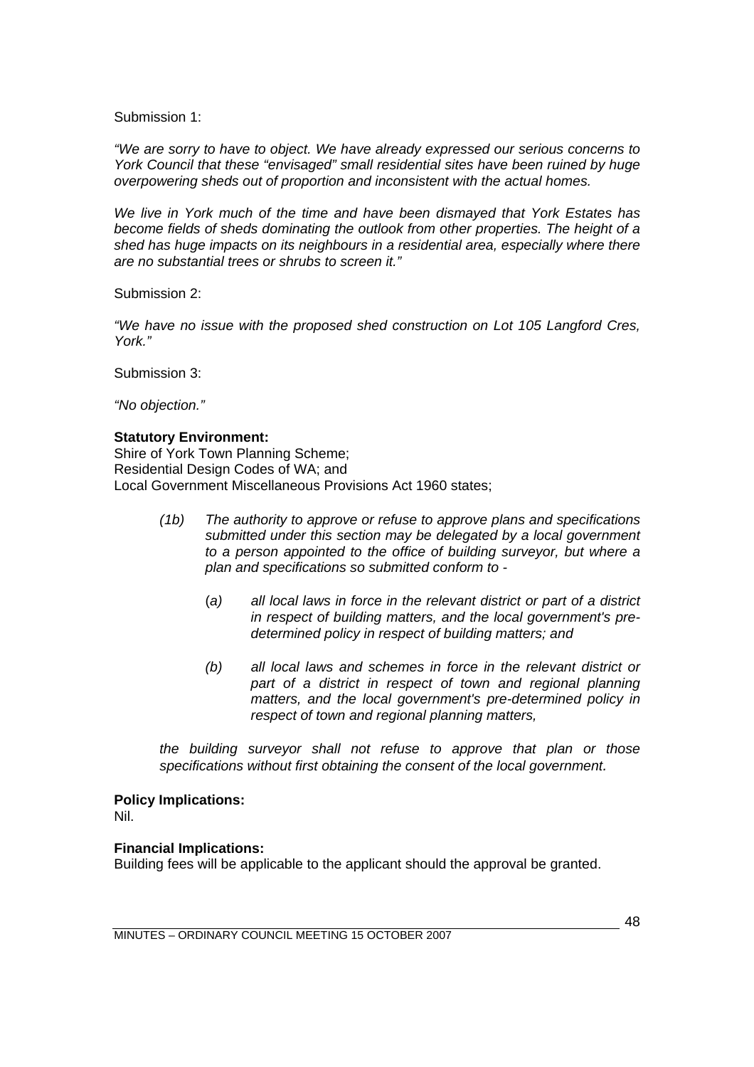Submission 1:

*"We are sorry to have to object. We have already expressed our serious concerns to York Council that these "envisaged" small residential sites have been ruined by huge overpowering sheds out of proportion and inconsistent with the actual homes.*

*We live in York much of the time and have been dismayed that York Estates has become fields of sheds dominating the outlook from other properties. The height of a shed has huge impacts on its neighbours in a residential area, especially where there are no substantial trees or shrubs to screen it."*

Submission 2:

*"We have no issue with the proposed shed construction on Lot 105 Langford Cres, York."*

Submission 3:

*"No objection."*

**Statutory Environment:**
Shire of York Town Planning Scheme;
Residential Design Codes of WA; and
Local Government Miscellaneous Provisions Act 1960 states;

> *(1b) The authority to approve or refuse to approve plans and specifications submitted under this section may be delegated by a local government to a person appointed to the office of building surveyor, but where a plan and specifications so submitted conform to -*
>
> > (*a) all local laws in force in the relevant district or part of a district in respect of building matters, and the local government's pre-determined policy in respect of building matters; and*
> >
> > *(b) all local laws and schemes in force in the relevant district or part of a district in respect of town and regional planning matters, and the local government's pre-determined policy in respect of town and regional planning matters,*
>
> *the building surveyor shall not refuse to approve that plan or those specifications without first obtaining the consent of the local government.*

**Policy Implications:**
Nil.

**Financial Implications:**
Building fees will be applicable to the applicant should the approval be granted.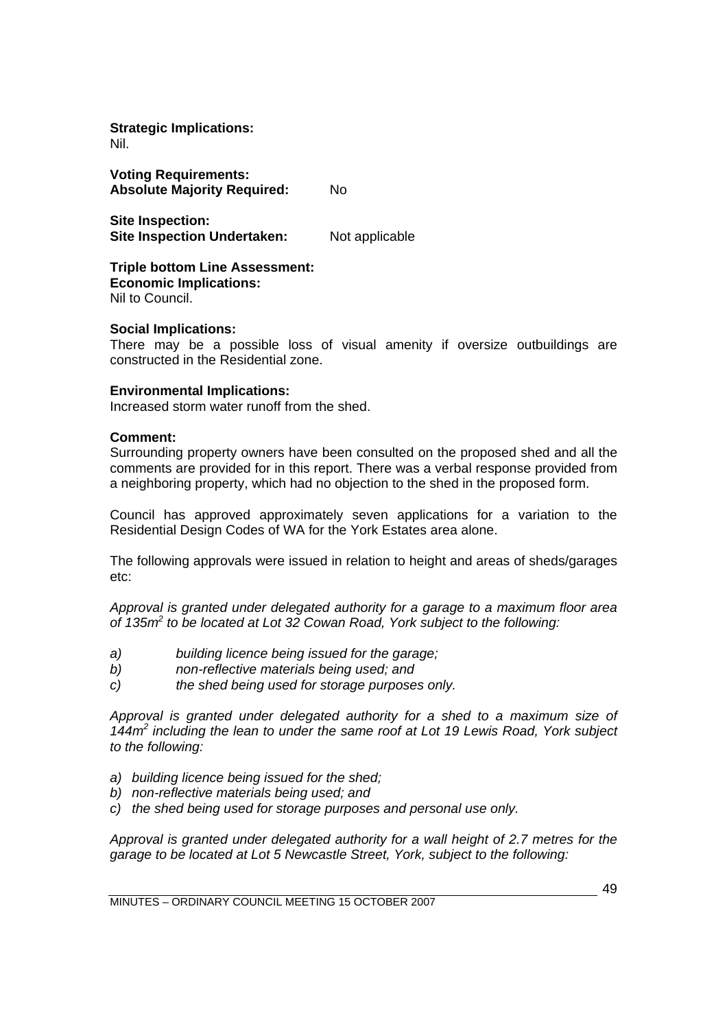**Strategic Implications:**
Nil.

**Voting Requirements:**
**Absolute Majority Required:** No

**Site Inspection:**
**Site Inspection Undertaken:** Not applicable

**Triple bottom Line Assessment:**
**Economic Implications:**
Nil to Council.

**Social Implications:**
There may be a possible loss of visual amenity if oversize outbuildings are constructed in the Residential zone.

**Environmental Implications:**
Increased storm water runoff from the shed.

**Comment:**
Surrounding property owners have been consulted on the proposed shed and all the comments are provided for in this report. There was a verbal response provided from a neighboring property, which had no objection to the shed in the proposed form.

Council has approved approximately seven applications for a variation to the Residential Design Codes of WA for the York Estates area alone.

The following approvals were issued in relation to height and areas of sheds/garages etc:

*Approval is granted under delegated authority for a garage to a maximum floor area of 135m² to be located at Lot 32 Cowan Road, York subject to the following:*

*a) building licence being issued for the garage;*
*b) non-reflective materials being used; and*
*c) the shed being used for storage purposes only.*

*Approval is granted under delegated authority for a shed to a maximum size of 144m² including the lean to under the same roof at Lot 19 Lewis Road, York subject to the following:*

*a) building licence being issued for the shed;*
*b) non-reflective materials being used; and*
*c) the shed being used for storage purposes and personal use only.*

*Approval is granted under delegated authority for a wall height of 2.7 metres for the garage to be located at Lot 5 Newcastle Street, York, subject to the following:*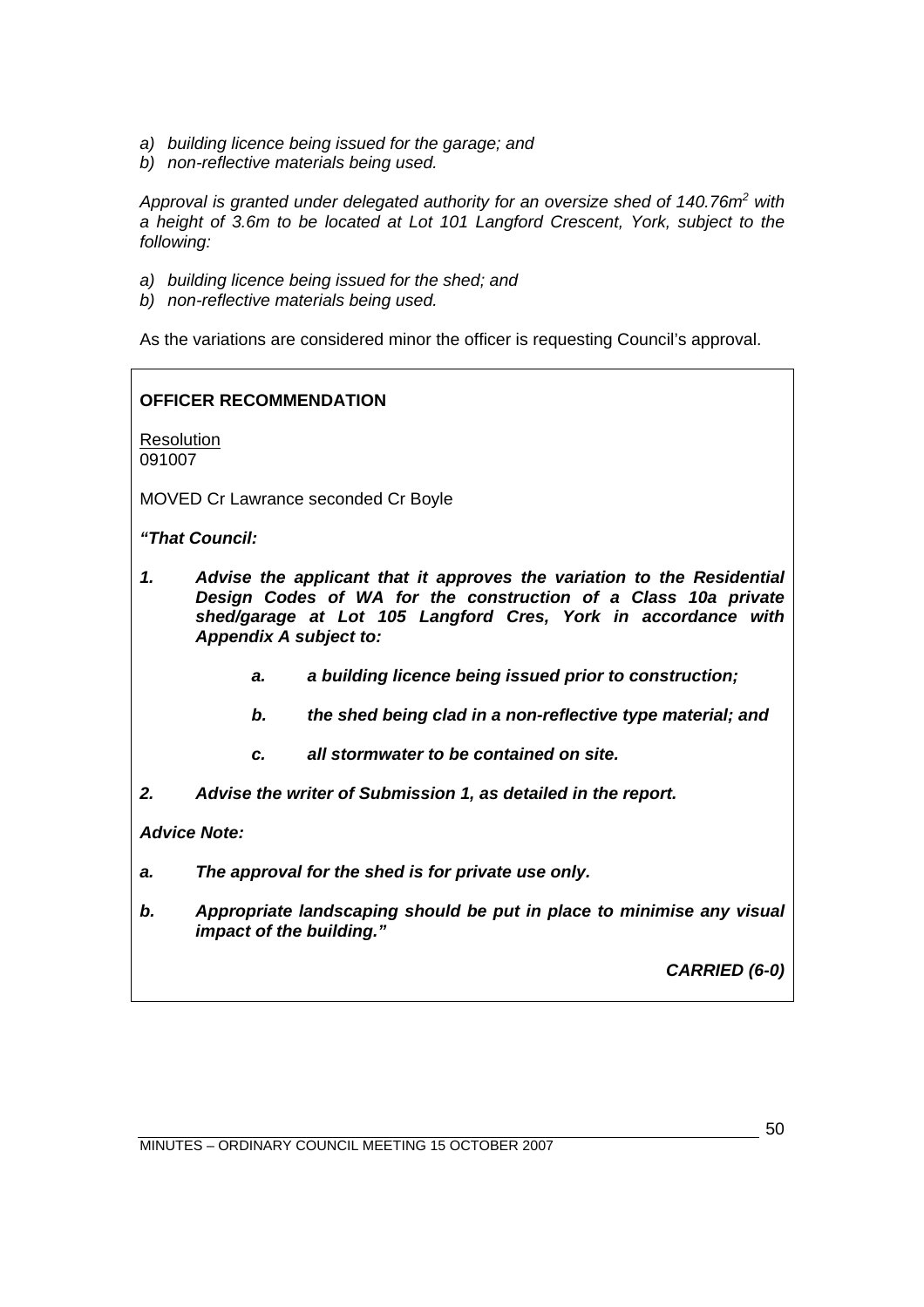*a) building licence being issued for the garage; and*
*b) non-reflective materials being used.*

*Approval is granted under delegated authority for an oversize shed of 140.76m² with a height of 3.6m to be located at Lot 101 Langford Crescent, York, subject to the following:*

*a) building licence being issued for the shed; and*
*b) non-reflective materials being used.*

As the variations are considered minor the officer is requesting Council's approval.

**OFFICER RECOMMENDATION**

Resolution
091007

MOVED Cr Lawrance seconded Cr Boyle

***"That Council:***

***1. Advise the applicant that it approves the variation to the Residential Design Codes of WA for the construction of a Class 10a private shed/garage at Lot 105 Langford Cres, York in accordance with Appendix A subject to:***

***a. a building licence being issued prior to construction;***

***b. the shed being clad in a non-reflective type material; and***

***c. all stormwater to be contained on site.***

***2. Advise the writer of Submission 1, as detailed in the report.***

***Advice Note:***

***a. The approval for the shed is for private use only.***

***b. Appropriate landscaping should be put in place to minimise any visual impact of the building."***

***CARRIED (6-0)***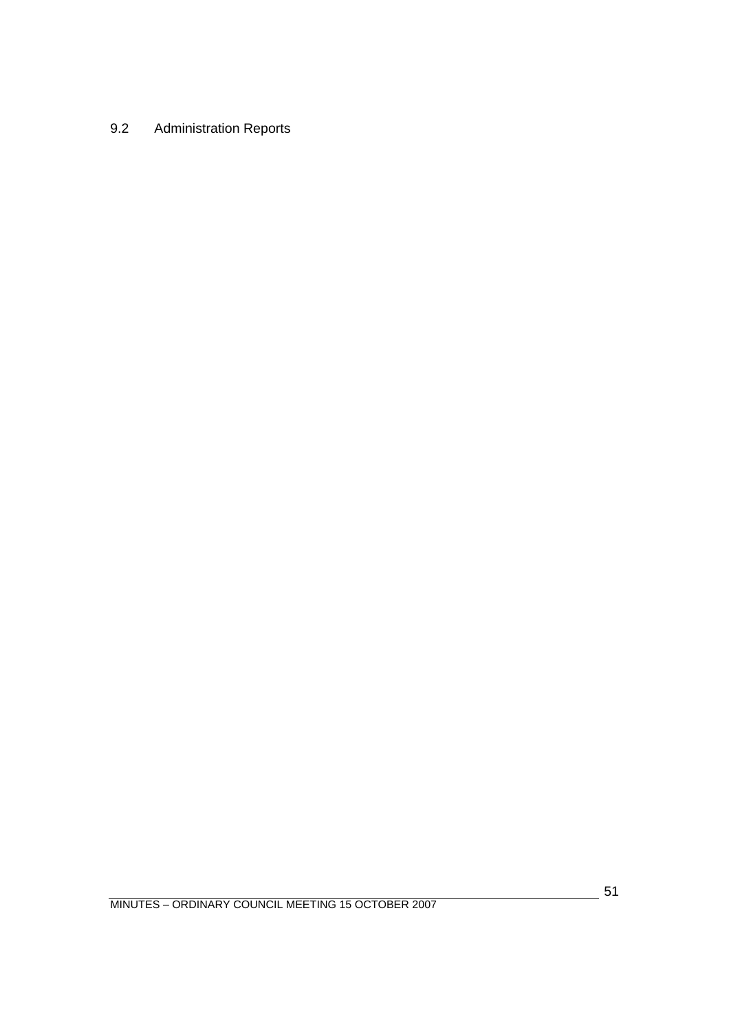## 9.2 Administration Reports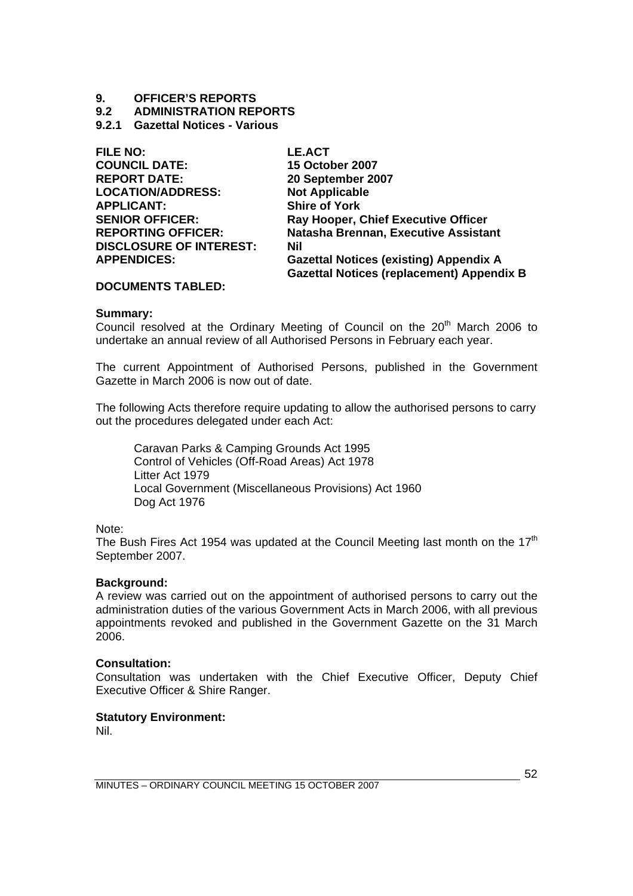# 9. OFFICER'S REPORTS

## 9.2 ADMINISTRATION REPORTS

### 9.2.1 Gazettal Notices - Various

| | |
|---|---|
| **FILE NO:** | **LE.ACT** |
| **COUNCIL DATE:** | **15 October 2007** |
| **REPORT DATE:** | **20 September 2007** |
| **LOCATION/ADDRESS:** | **Not Applicable** |
| **APPLICANT:** | **Shire of York** |
| **SENIOR OFFICER:** | **Ray Hooper, Chief Executive Officer** |
| **REPORTING OFFICER:** | **Natasha Brennan, Executive Assistant** |
| **DISCLOSURE OF INTEREST:** | **Nil** |
| **APPENDICES:** | **Gazettal Notices (existing) Appendix A**<br>**Gazettal Notices (replacement) Appendix B** |
| **DOCUMENTS TABLED:** | |

**Summary:**
Council resolved at the Ordinary Meeting of Council on the 20th March 2006 to undertake an annual review of all Authorised Persons in February each year.

The current Appointment of Authorised Persons, published in the Government Gazette in March 2006 is now out of date.

The following Acts therefore require updating to allow the authorised persons to carry out the procedures delegated under each Act:

Caravan Parks & Camping Grounds Act 1995
Control of Vehicles (Off-Road Areas) Act 1978
Litter Act 1979
Local Government (Miscellaneous Provisions) Act 1960
Dog Act 1976

Note:
The Bush Fires Act 1954 was updated at the Council Meeting last month on the 17th September 2007.

**Background:**
A review was carried out on the appointment of authorised persons to carry out the administration duties of the various Government Acts in March 2006, with all previous appointments revoked and published in the Government Gazette on the 31 March 2006.

**Consultation:**
Consultation was undertaken with the Chief Executive Officer, Deputy Chief Executive Officer & Shire Ranger.

**Statutory Environment:**
Nil.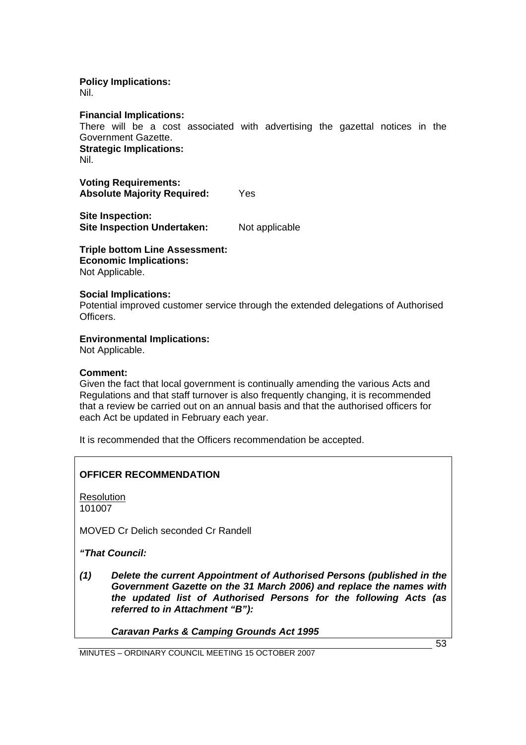**Policy Implications:**
Nil.

**Financial Implications:**
There will be a cost associated with advertising the gazettal notices in the Government Gazette.

**Strategic Implications:**
Nil.

**Voting Requirements:**
**Absolute Majority Required:** Yes

**Site Inspection:**
**Site Inspection Undertaken:** Not applicable

**Triple bottom Line Assessment:**
**Economic Implications:**
Not Applicable.

**Social Implications:**
Potential improved customer service through the extended delegations of Authorised Officers.

**Environmental Implications:**
Not Applicable.

**Comment:**
Given the fact that local government is continually amending the various Acts and Regulations and that staff turnover is also frequently changing, it is recommended that a review be carried out on an annual basis and that the authorised officers for each Act be updated in February each year.

It is recommended that the Officers recommendation be accepted.

**OFFICER RECOMMENDATION**

Resolution
101007

MOVED Cr Delich seconded Cr Randell

***"That Council:***

***(1) Delete the current Appointment of Authorised Persons (published in the Government Gazette on the 31 March 2006) and replace the names with the updated list of Authorised Persons for the following Acts (as referred to in Attachment "B"):***

***Caravan Parks & Camping Grounds Act 1995***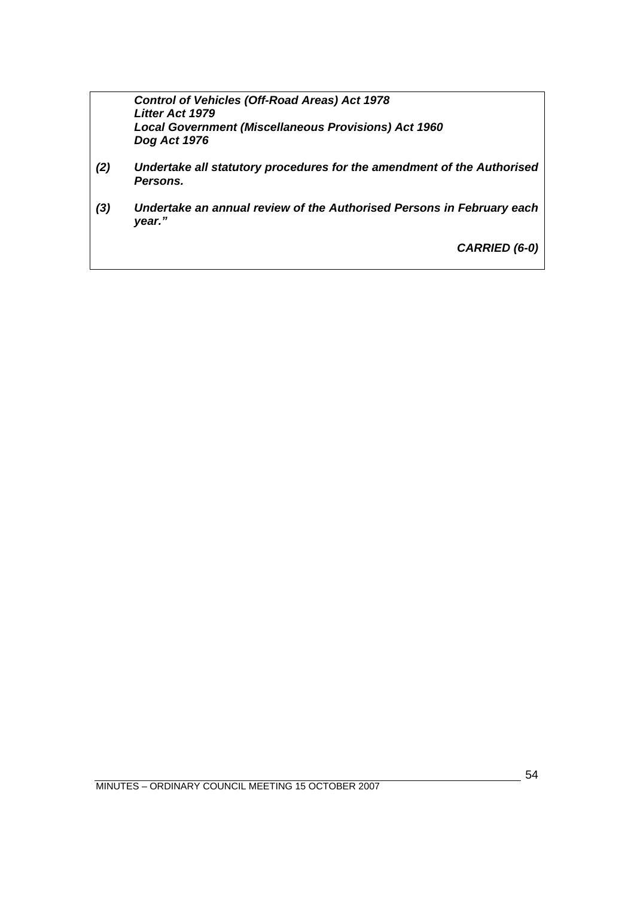***Control of Vehicles (Off-Road Areas) Act 1978***
***Litter Act 1979***
***Local Government (Miscellaneous Provisions) Act 1960***
***Dog Act 1976***

***(2) Undertake all statutory procedures for the amendment of the Authorised Persons.***

***(3) Undertake an annual review of the Authorised Persons in February each year."***

***CARRIED (6-0)***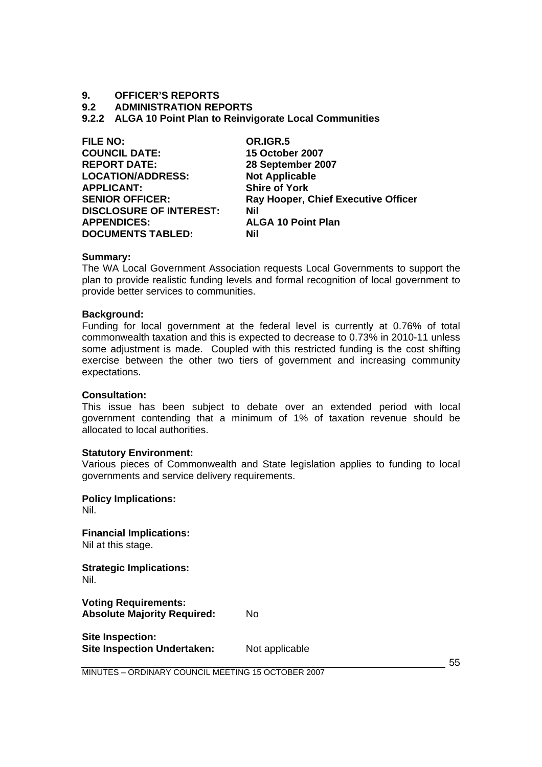# 9. OFFICER'S REPORTS

## 9.2 ADMINISTRATION REPORTS

### 9.2.2 ALGA 10 Point Plan to Reinvigorate Local Communities

| | |
|---|---|
| **FILE NO:** | **OR.IGR.5** |
| **COUNCIL DATE:** | **15 October 2007** |
| **REPORT DATE:** | **28 September 2007** |
| **LOCATION/ADDRESS:** | **Not Applicable** |
| **APPLICANT:** | **Shire of York** |
| **SENIOR OFFICER:** | **Ray Hooper, Chief Executive Officer** |
| **DISCLOSURE OF INTEREST:** | **Nil** |
| **APPENDICES:** | **ALGA 10 Point Plan** |
| **DOCUMENTS TABLED:** | **Nil** |

**Summary:**
The WA Local Government Association requests Local Governments to support the plan to provide realistic funding levels and formal recognition of local government to provide better services to communities.

**Background:**
Funding for local government at the federal level is currently at 0.76% of total commonwealth taxation and this is expected to decrease to 0.73% in 2010-11 unless some adjustment is made. Coupled with this restricted funding is the cost shifting exercise between the other two tiers of government and increasing community expectations.

**Consultation:**
This issue has been subject to debate over an extended period with local government contending that a minimum of 1% of taxation revenue should be allocated to local authorities.

**Statutory Environment:**
Various pieces of Commonwealth and State legislation applies to funding to local governments and service delivery requirements.

**Policy Implications:**
Nil.

**Financial Implications:**
Nil at this stage.

**Strategic Implications:**
Nil.

**Voting Requirements:**
**Absolute Majority Required:** No

**Site Inspection:**
**Site Inspection Undertaken:** Not applicable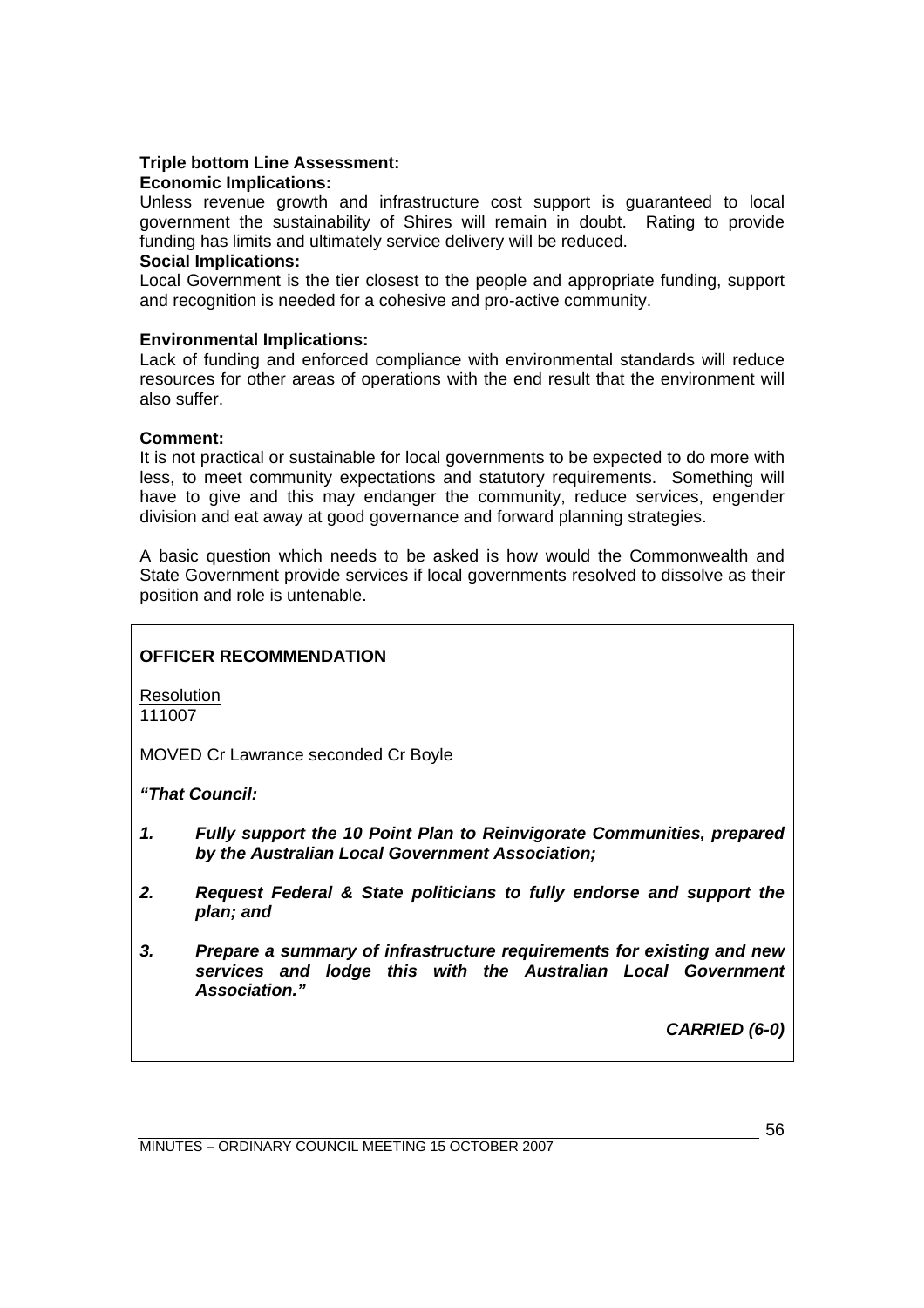**Triple bottom Line Assessment:**

**Economic Implications:**

Unless revenue growth and infrastructure cost support is guaranteed to local government the sustainability of Shires will remain in doubt. Rating to provide funding has limits and ultimately service delivery will be reduced.

**Social Implications:**

Local Government is the tier closest to the people and appropriate funding, support and recognition is needed for a cohesive and pro-active community.

**Environmental Implications:**

Lack of funding and enforced compliance with environmental standards will reduce resources for other areas of operations with the end result that the environment will also suffer.

**Comment:**

It is not practical or sustainable for local governments to be expected to do more with less, to meet community expectations and statutory requirements. Something will have to give and this may endanger the community, reduce services, engender division and eat away at good governance and forward planning strategies.

A basic question which needs to be asked is how would the Commonwealth and State Government provide services if local governments resolved to dissolve as their position and role is untenable.

**OFFICER RECOMMENDATION**

Resolution
111007

MOVED Cr Lawrance seconded Cr Boyle

***"That Council:***

***1. Fully support the 10 Point Plan to Reinvigorate Communities, prepared by the Australian Local Government Association;***

***2. Request Federal & State politicians to fully endorse and support the plan; and***

***3. Prepare a summary of infrastructure requirements for existing and new services and lodge this with the Australian Local Government Association."***

***CARRIED (6-0)***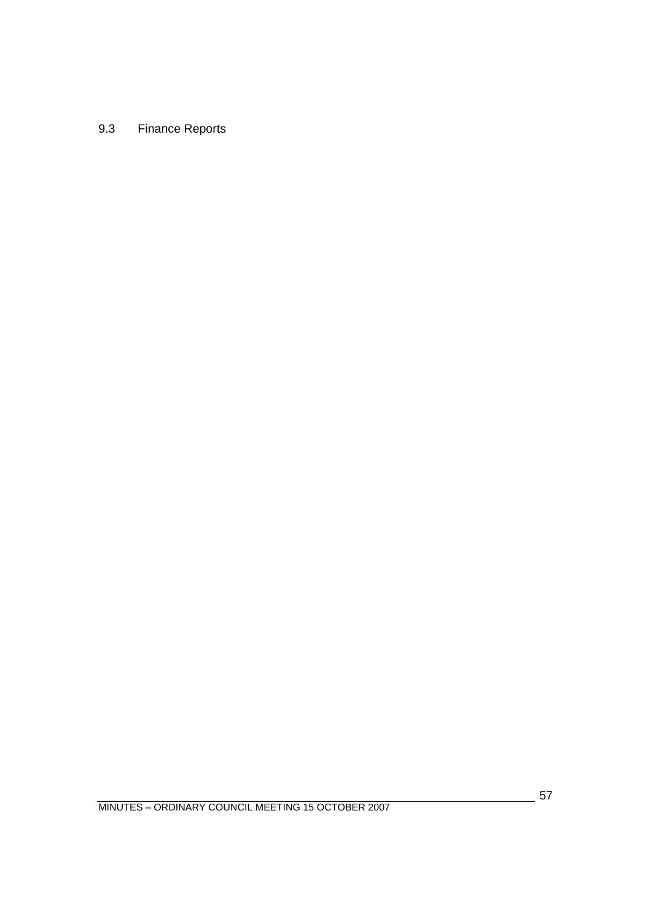## 9.3 Finance Reports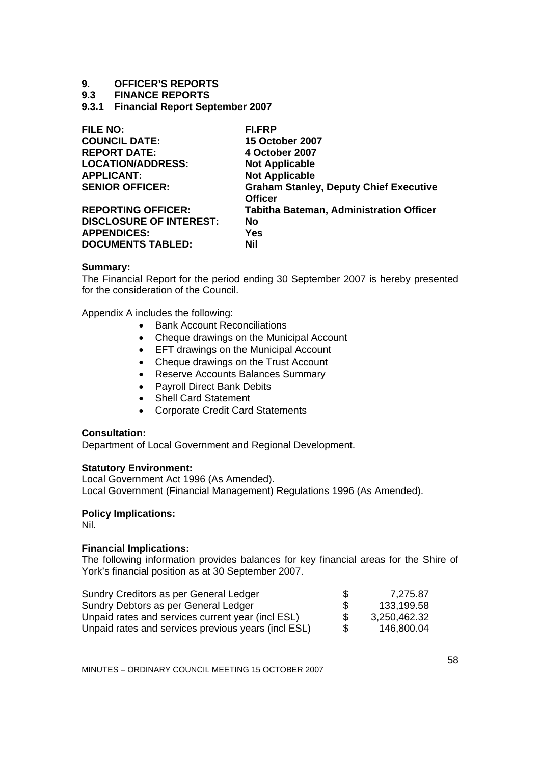# 9. OFFICER'S REPORTS

## 9.3 FINANCE REPORTS

### 9.3.1 Financial Report September 2007

| | |
|---|---|
| **FILE NO:** | **FI.FRP** |
| **COUNCIL DATE:** | **15 October 2007** |
| **REPORT DATE:** | **4 October 2007** |
| **LOCATION/ADDRESS:** | **Not Applicable** |
| **APPLICANT:** | **Not Applicable** |
| **SENIOR OFFICER:** | **Graham Stanley, Deputy Chief Executive Officer** |
| **REPORTING OFFICER:** | **Tabitha Bateman, Administration Officer** |
| **DISCLOSURE OF INTEREST:** | **No** |
| **APPENDICES:** | **Yes** |
| **DOCUMENTS TABLED:** | **Nil** |

**Summary:**
The Financial Report for the period ending 30 September 2007 is hereby presented for the consideration of the Council.

Appendix A includes the following:

- Bank Account Reconciliations
- Cheque drawings on the Municipal Account
- EFT drawings on the Municipal Account
- Cheque drawings on the Trust Account
- Reserve Accounts Balances Summary
- Payroll Direct Bank Debits
- Shell Card Statement
- Corporate Credit Card Statements

**Consultation:**
Department of Local Government and Regional Development.

**Statutory Environment:**
Local Government Act 1996 (As Amended).
Local Government (Financial Management) Regulations 1996 (As Amended).

**Policy Implications:**
Nil.

**Financial Implications:**
The following information provides balances for key financial areas for the Shire of York's financial position as at 30 September 2007.

| | | |
|---|---|---|
| Sundry Creditors as per General Ledger | $ | 7,275.87 |
| Sundry Debtors as per General Ledger | $ | 133,199.58 |
| Unpaid rates and services current year (incl ESL) | $ | 3,250,462.32 |
| Unpaid rates and services previous years (incl ESL) | $ | 146,800.04 |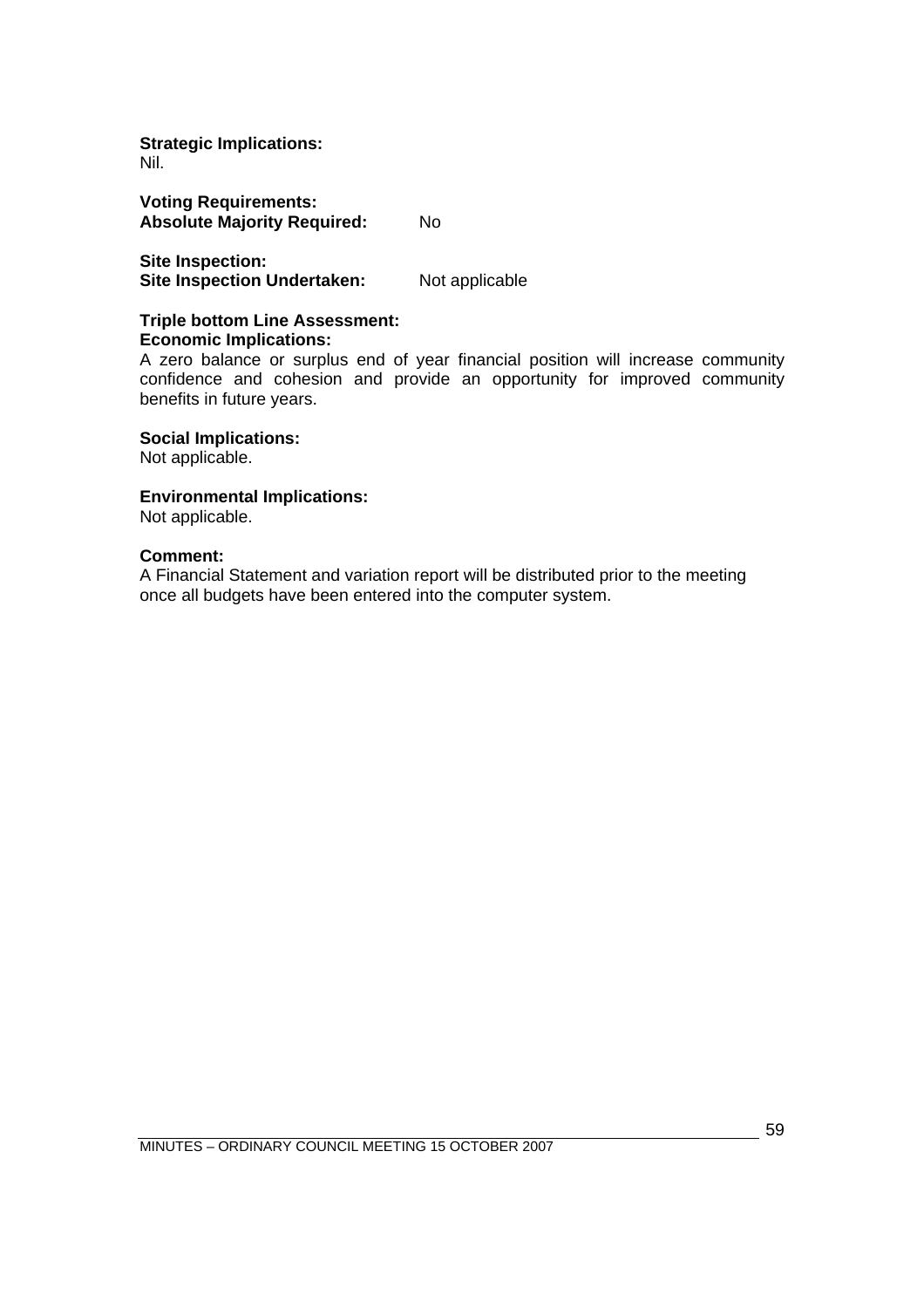**Strategic Implications:**
Nil.

**Voting Requirements:**
**Absolute Majority Required:** No

**Site Inspection:**
**Site Inspection Undertaken:** Not applicable

**Triple bottom Line Assessment:**
**Economic Implications:**
A zero balance or surplus end of year financial position will increase community confidence and cohesion and provide an opportunity for improved community benefits in future years.

**Social Implications:**
Not applicable.

**Environmental Implications:**
Not applicable.

**Comment:**
A Financial Statement and variation report will be distributed prior to the meeting once all budgets have been entered into the computer system.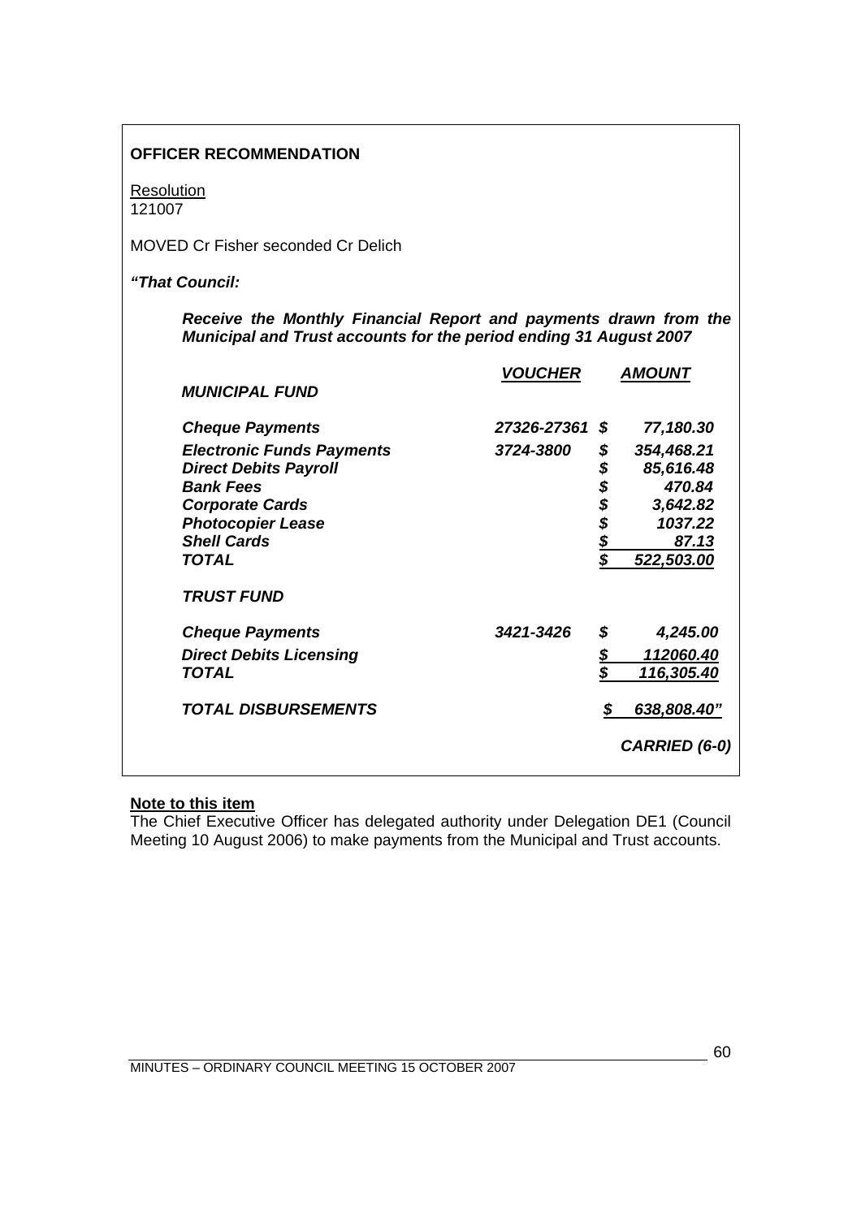**OFFICER RECOMMENDATION**

Resolution
121007

MOVED Cr Fisher seconded Cr Delich

***"That Council:***

***Receive the Monthly Financial Report and payments drawn from the Municipal and Trust accounts for the period ending 31 August 2007***

| | ***VOUCHER*** | | ***AMOUNT*** |
|---|---|---|---|
| ***MUNICIPAL FUND*** | | | |
| ***Cheque Payments*** | ***27326-27361*** | ***$*** | ***77,180.30*** |
| ***Electronic Funds Payments*** | ***3724-3800*** | ***$*** | ***354,468.21*** |
| ***Direct Debits Payroll*** | | ***$*** | ***85,616.48*** |
| ***Bank Fees*** | | ***$*** | ***470.84*** |
| ***Corporate Cards*** | | ***$*** | ***3,642.82*** |
| ***Photocopier Lease*** | | ***$*** | ***1037.22*** |
| ***Shell Cards*** | | ***$*** | ***87.13*** |
| ***TOTAL*** | | ***$*** | ***522,503.00*** |
| ***TRUST FUND*** | | | |
| ***Cheque Payments*** | ***3421-3426*** | ***$*** | ***4,245.00*** |
| ***Direct Debits Licensing*** | | ***$*** | ***112060.40*** |
| ***TOTAL*** | | ***$*** | ***116,305.40*** |
| ***TOTAL DISBURSEMENTS*** | | ***$*** | ***638,808.40"*** |

***CARRIED (6-0)***

**Note to this item**
The Chief Executive Officer has delegated authority under Delegation DE1 (Council Meeting 10 August 2006) to make payments from the Municipal and Trust accounts.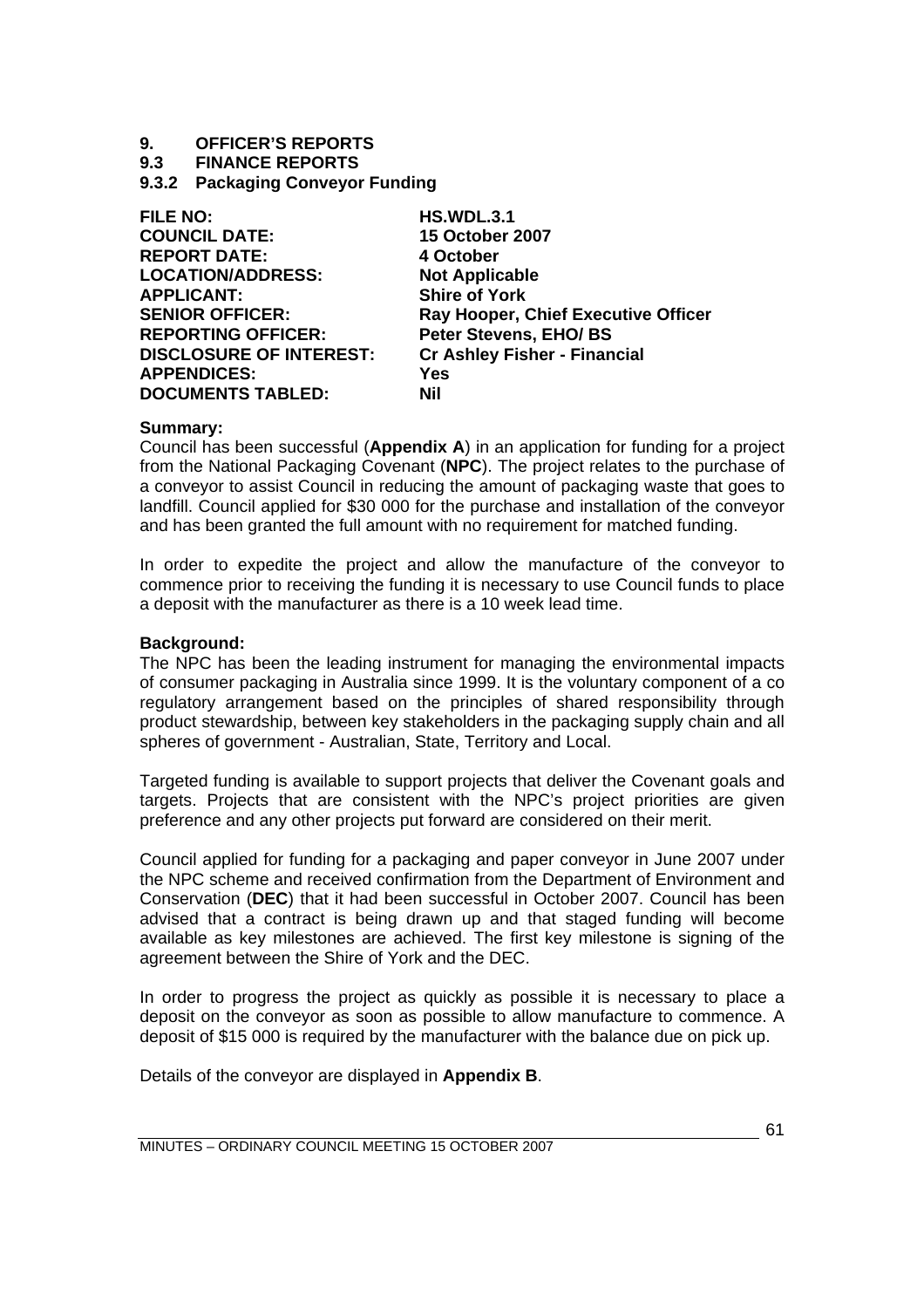# 9. OFFICER'S REPORTS

## 9.3 FINANCE REPORTS

### 9.3.2 Packaging Conveyor Funding

| | |
|---|---|
| **FILE NO:** | **HS.WDL.3.1** |
| **COUNCIL DATE:** | **15 October 2007** |
| **REPORT DATE:** | **4 October** |
| **LOCATION/ADDRESS:** | **Not Applicable** |
| **APPLICANT:** | **Shire of York** |
| **SENIOR OFFICER:** | **Ray Hooper, Chief Executive Officer** |
| **REPORTING OFFICER:** | **Peter Stevens, EHO/ BS** |
| **DISCLOSURE OF INTEREST:** | **Cr Ashley Fisher - Financial** |
| **APPENDICES:** | **Yes** |
| **DOCUMENTS TABLED:** | **Nil** |

**Summary:**

Council has been successful (**Appendix A**) in an application for funding for a project from the National Packaging Covenant (**NPC**). The project relates to the purchase of a conveyor to assist Council in reducing the amount of packaging waste that goes to landfill. Council applied for $30 000 for the purchase and installation of the conveyor and has been granted the full amount with no requirement for matched funding.

In order to expedite the project and allow the manufacture of the conveyor to commence prior to receiving the funding it is necessary to use Council funds to place a deposit with the manufacturer as there is a 10 week lead time.

**Background:**

The NPC has been the leading instrument for managing the environmental impacts of consumer packaging in Australia since 1999. It is the voluntary component of a co regulatory arrangement based on the principles of shared responsibility through product stewardship, between key stakeholders in the packaging supply chain and all spheres of government - Australian, State, Territory and Local.

Targeted funding is available to support projects that deliver the Covenant goals and targets. Projects that are consistent with the NPC's project priorities are given preference and any other projects put forward are considered on their merit.

Council applied for funding for a packaging and paper conveyor in June 2007 under the NPC scheme and received confirmation from the Department of Environment and Conservation (**DEC**) that it had been successful in October 2007. Council has been advised that a contract is being drawn up and that staged funding will become available as key milestones are achieved. The first key milestone is signing of the agreement between the Shire of York and the DEC.

In order to progress the project as quickly as possible it is necessary to place a deposit on the conveyor as soon as possible to allow manufacture to commence. A deposit of $15 000 is required by the manufacturer with the balance due on pick up.

Details of the conveyor are displayed in **Appendix B**.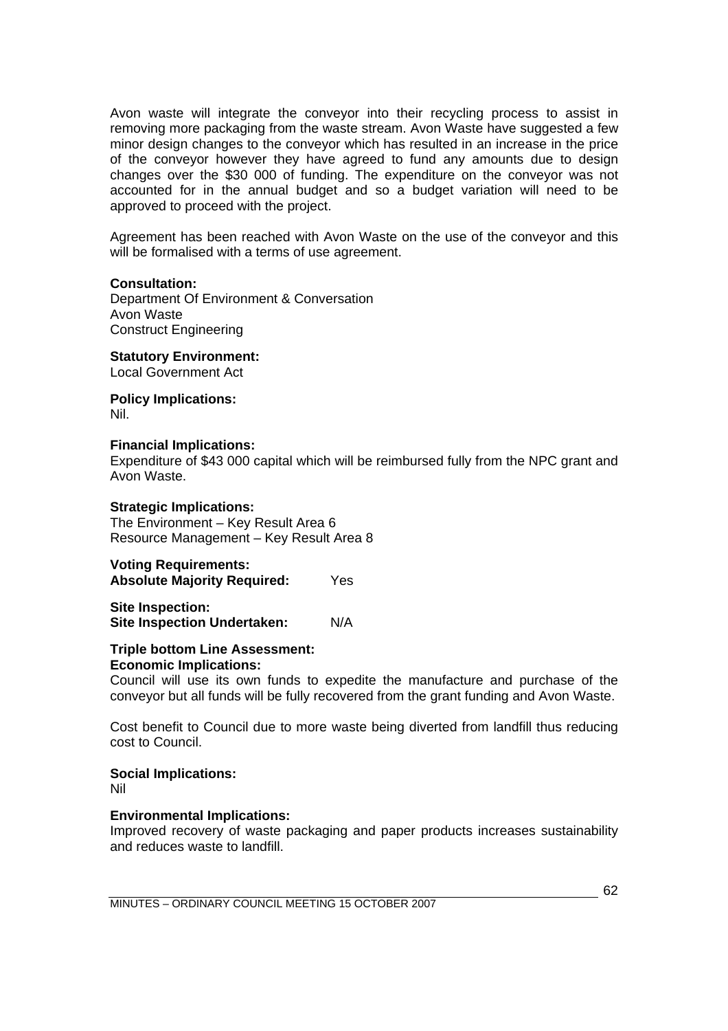Avon waste will integrate the conveyor into their recycling process to assist in removing more packaging from the waste stream. Avon Waste have suggested a few minor design changes to the conveyor which has resulted in an increase in the price of the conveyor however they have agreed to fund any amounts due to design changes over the $30 000 of funding. The expenditure on the conveyor was not accounted for in the annual budget and so a budget variation will need to be approved to proceed with the project.

Agreement has been reached with Avon Waste on the use of the conveyor and this will be formalised with a terms of use agreement.

**Consultation:**
Department Of Environment & Conversation
Avon Waste
Construct Engineering

**Statutory Environment:**
Local Government Act

**Policy Implications:**
Nil.

**Financial Implications:**
Expenditure of $43 000 capital which will be reimbursed fully from the NPC grant and Avon Waste.

**Strategic Implications:**
The Environment – Key Result Area 6
Resource Management – Key Result Area 8

**Voting Requirements:**
**Absolute Majority Required:** Yes

**Site Inspection:**
**Site Inspection Undertaken:** N/A

**Triple bottom Line Assessment:**
**Economic Implications:**
Council will use its own funds to expedite the manufacture and purchase of the conveyor but all funds will be fully recovered from the grant funding and Avon Waste.

Cost benefit to Council due to more waste being diverted from landfill thus reducing cost to Council.

**Social Implications:**
Nil

**Environmental Implications:**
Improved recovery of waste packaging and paper products increases sustainability and reduces waste to landfill.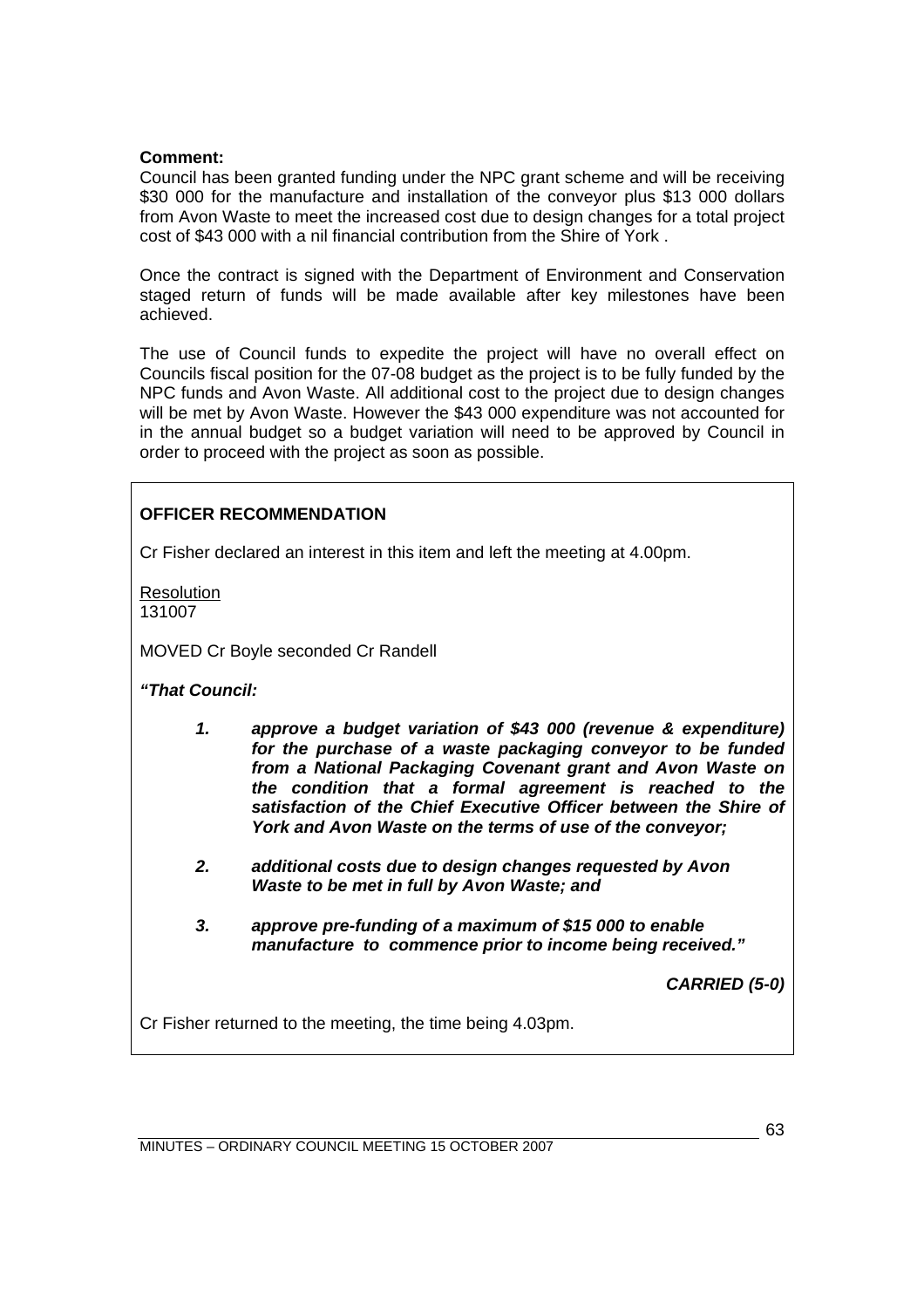**Comment:**

Council has been granted funding under the NPC grant scheme and will be receiving $30 000 for the manufacture and installation of the conveyor plus $13 000 dollars from Avon Waste to meet the increased cost due to design changes for a total project cost of $43 000 with a nil financial contribution from the Shire of York .

Once the contract is signed with the Department of Environment and Conservation staged return of funds will be made available after key milestones have been achieved.

The use of Council funds to expedite the project will have no overall effect on Councils fiscal position for the 07-08 budget as the project is to be fully funded by the NPC funds and Avon Waste. All additional cost to the project due to design changes will be met by Avon Waste. However the $43 000 expenditure was not accounted for in the annual budget so a budget variation will need to be approved by Council in order to proceed with the project as soon as possible.

**OFFICER RECOMMENDATION**

Cr Fisher declared an interest in this item and left the meeting at 4.00pm.

Resolution
131007

MOVED Cr Boyle seconded Cr Randell

***"That Council:***

1. ***approve a budget variation of $43 000 (revenue & expenditure) for the purchase of a waste packaging conveyor to be funded from a National Packaging Covenant grant and Avon Waste on the condition that a formal agreement is reached to the satisfaction of the Chief Executive Officer between the Shire of York and Avon Waste on the terms of use of the conveyor;***

2. ***additional costs due to design changes requested by Avon Waste to be met in full by Avon Waste; and***

3. ***approve pre-funding of a maximum of $15 000 to enable manufacture to commence prior to income being received."***

***CARRIED (5-0)***

Cr Fisher returned to the meeting, the time being 4.03pm.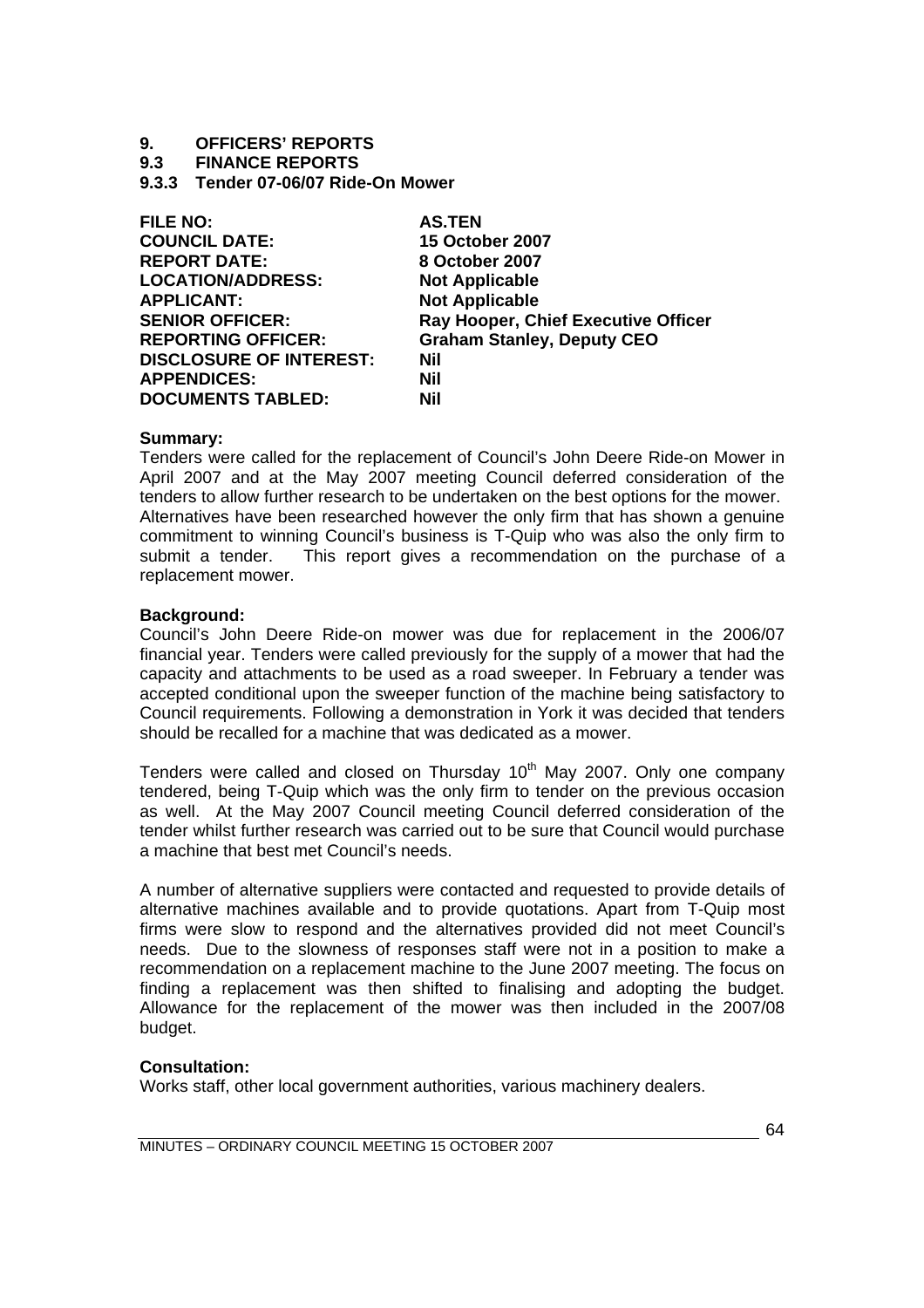**9. OFFICERS' REPORTS**
**9.3 FINANCE REPORTS**
**9.3.3 Tender 07-06/07 Ride-On Mower**

| | |
|---|---|
| **FILE NO:** | **AS.TEN** |
| **COUNCIL DATE:** | **15 October 2007** |
| **REPORT DATE:** | **8 October 2007** |
| **LOCATION/ADDRESS:** | **Not Applicable** |
| **APPLICANT:** | **Not Applicable** |
| **SENIOR OFFICER:** | **Ray Hooper, Chief Executive Officer** |
| **REPORTING OFFICER:** | **Graham Stanley, Deputy CEO** |
| **DISCLOSURE OF INTEREST:** | **Nil** |
| **APPENDICES:** | **Nil** |
| **DOCUMENTS TABLED:** | **Nil** |

**Summary:**
Tenders were called for the replacement of Council's John Deere Ride-on Mower in April 2007 and at the May 2007 meeting Council deferred consideration of the tenders to allow further research to be undertaken on the best options for the mower. Alternatives have been researched however the only firm that has shown a genuine commitment to winning Council's business is T-Quip who was also the only firm to submit a tender. This report gives a recommendation on the purchase of a replacement mower.

**Background:**
Council's John Deere Ride-on mower was due for replacement in the 2006/07 financial year. Tenders were called previously for the supply of a mower that had the capacity and attachments to be used as a road sweeper. In February a tender was accepted conditional upon the sweeper function of the machine being satisfactory to Council requirements. Following a demonstration in York it was decided that tenders should be recalled for a machine that was dedicated as a mower.

Tenders were called and closed on Thursday 10th May 2007. Only one company tendered, being T-Quip which was the only firm to tender on the previous occasion as well. At the May 2007 Council meeting Council deferred consideration of the tender whilst further research was carried out to be sure that Council would purchase a machine that best met Council's needs.

A number of alternative suppliers were contacted and requested to provide details of alternative machines available and to provide quotations. Apart from T-Quip most firms were slow to respond and the alternatives provided did not meet Council's needs. Due to the slowness of responses staff were not in a position to make a recommendation on a replacement machine to the June 2007 meeting. The focus on finding a replacement was then shifted to finalising and adopting the budget. Allowance for the replacement of the mower was then included in the 2007/08 budget.

**Consultation:**
Works staff, other local government authorities, various machinery dealers.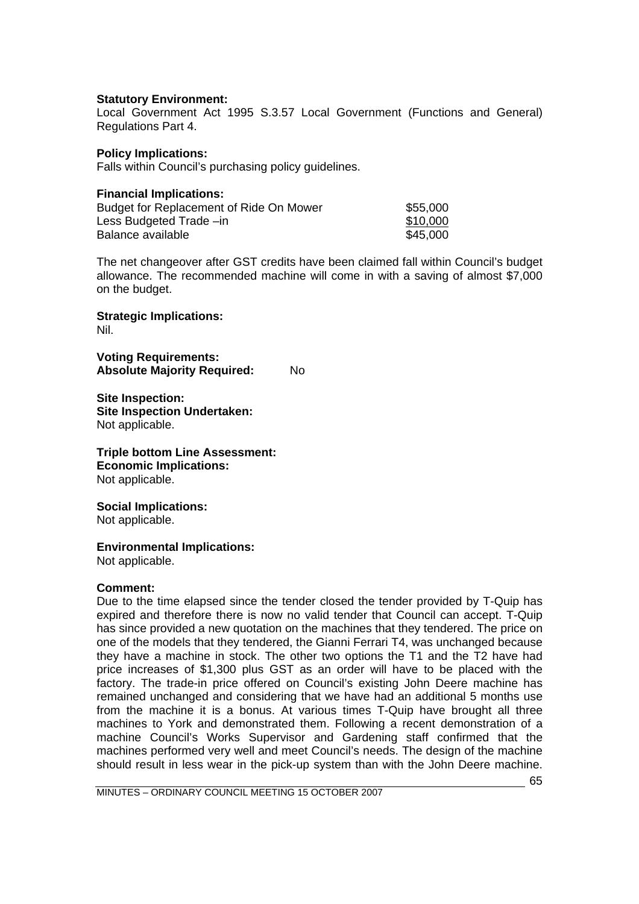**Statutory Environment:**
Local Government Act 1995 S.3.57 Local Government (Functions and General) Regulations Part 4.

**Policy Implications:**
Falls within Council's purchasing policy guidelines.

**Financial Implications:**

| | |
|---|---|
| Budget for Replacement of Ride On Mower | \$55,000 |
| Less Budgeted Trade –in | \$10,000 |
| Balance available | \$45,000 |

The net changeover after GST credits have been claimed fall within Council's budget allowance. The recommended machine will come in with a saving of almost \$7,000 on the budget.

**Strategic Implications:**
Nil.

**Voting Requirements:**
**Absolute Majority Required:** No

**Site Inspection:**
**Site Inspection Undertaken:**
Not applicable.

**Triple bottom Line Assessment:**
**Economic Implications:**
Not applicable.

**Social Implications:**
Not applicable.

**Environmental Implications:**
Not applicable.

**Comment:**
Due to the time elapsed since the tender closed the tender provided by T-Quip has expired and therefore there is now no valid tender that Council can accept. T-Quip has since provided a new quotation on the machines that they tendered. The price on one of the models that they tendered, the Gianni Ferrari T4, was unchanged because they have a machine in stock. The other two options the T1 and the T2 have had price increases of \$1,300 plus GST as an order will have to be placed with the factory. The trade-in price offered on Council's existing John Deere machine has remained unchanged and considering that we have had an additional 5 months use from the machine it is a bonus. At various times T-Quip have brought all three machines to York and demonstrated them. Following a recent demonstration of a machine Council's Works Supervisor and Gardening staff confirmed that the machines performed very well and meet Council's needs. The design of the machine should result in less wear in the pick-up system than with the John Deere machine.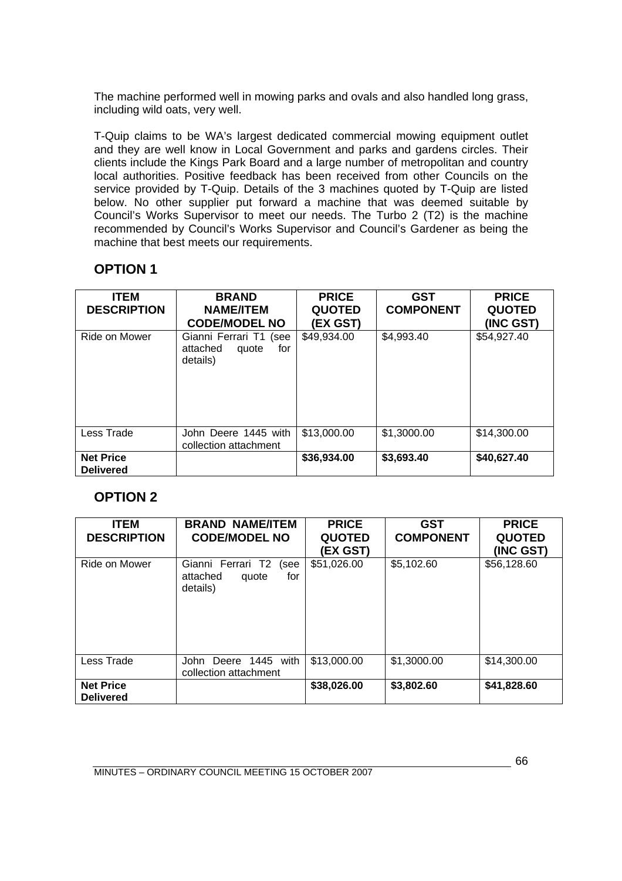The machine performed well in mowing parks and ovals and also handled long grass, including wild oats, very well.

T-Quip claims to be WA's largest dedicated commercial mowing equipment outlet and they are well know in Local Government and parks and gardens circles. Their clients include the Kings Park Board and a large number of metropolitan and country local authorities. Positive feedback has been received from other Councils on the service provided by T-Quip. Details of the 3 machines quoted by T-Quip are listed below. No other supplier put forward a machine that was deemed suitable by Council's Works Supervisor to meet our needs. The Turbo 2 (T2) is the machine recommended by Council's Works Supervisor and Council's Gardener as being the machine that best meets our requirements.

## OPTION 1

| ITEM DESCRIPTION | BRAND NAME/ITEM CODE/MODEL NO | PRICE QUOTED (EX GST) | GST COMPONENT | PRICE QUOTED (INC GST) |
|---|---|---|---|---|
| Ride on Mower | Gianni Ferrari T1 (see attached quote for details) | $49,934.00 | $4,993.40 | $54,927.40 |
| Less Trade | John Deere 1445 with collection attachment | $13,000.00 | $1,3000.00 | $14,300.00 |
| **Net Price Delivered** | | **$36,934.00** | **$3,693.40** | **$40,627.40** |

## OPTION 2

| ITEM DESCRIPTION | BRAND NAME/ITEM CODE/MODEL NO | PRICE QUOTED (EX GST) | GST COMPONENT | PRICE QUOTED (INC GST) |
|---|---|---|---|---|
| Ride on Mower | Gianni Ferrari T2 (see attached quote for details) | $51,026.00 | $5,102.60 | $56,128.60 |
| Less Trade | John Deere 1445 with collection attachment | $13,000.00 | $1,3000.00 | $14,300.00 |
| **Net Price Delivered** | | **$38,026.00** | **$3,802.60** | **$41,828.60** |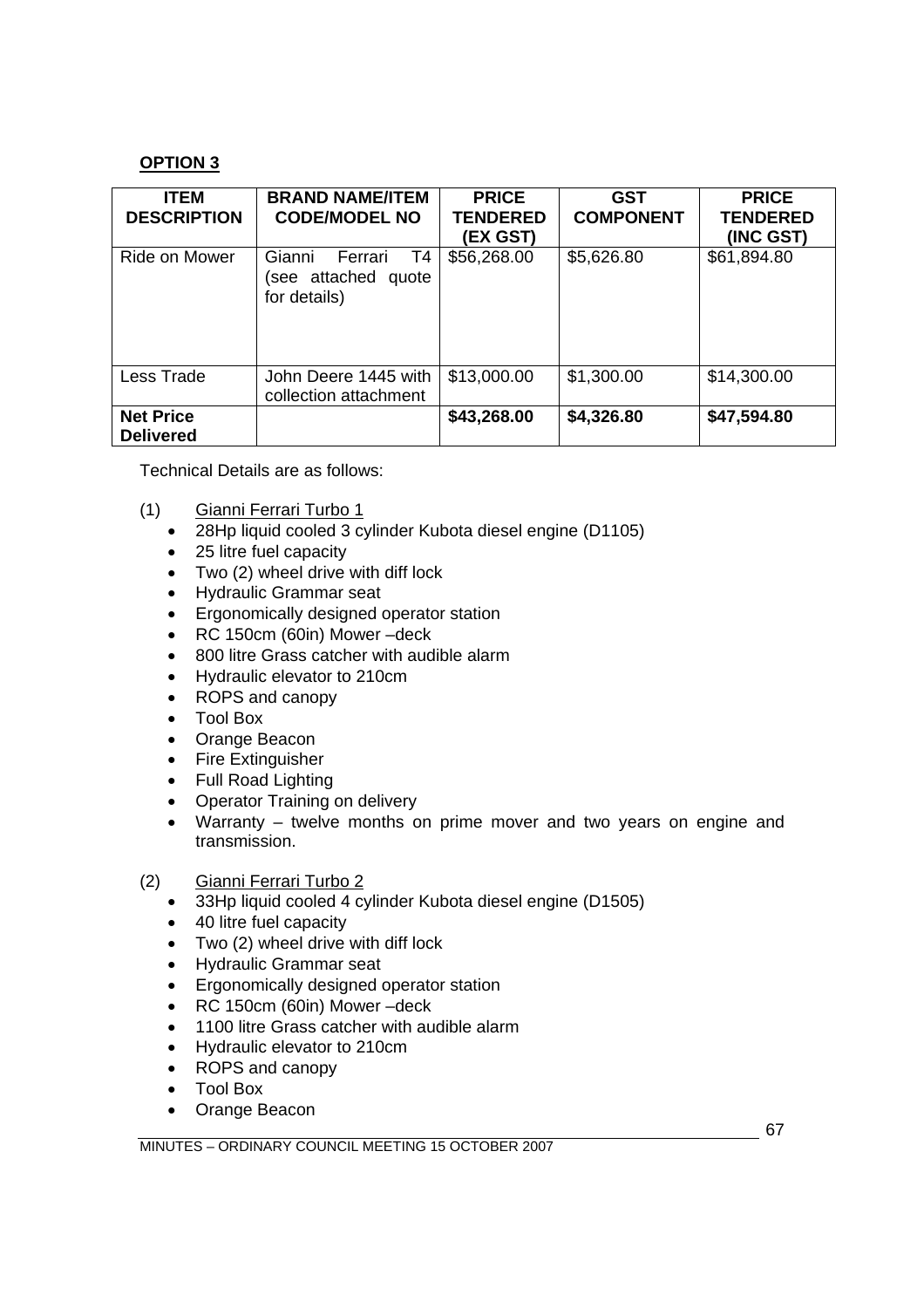**OPTION 3**

| ITEM DESCRIPTION | BRAND NAME/ITEM CODE/MODEL NO | PRICE TENDERED (EX GST) | GST COMPONENT | PRICE TENDERED (INC GST) |
|---|---|---|---|---|
| Ride on Mower | Gianni Ferrari T4 (see attached quote for details) | $56,268.00 | $5,626.80 | $61,894.80 |
| Less Trade | John Deere 1445 with collection attachment | $13,000.00 | $1,300.00 | $14,300.00 |
| **Net Price Delivered** | | **$43,268.00** | **$4,326.80** | **$47,594.80** |

Technical Details are as follows:

(1) Gianni Ferrari Turbo 1

- 28Hp liquid cooled 3 cylinder Kubota diesel engine (D1105)
- 25 litre fuel capacity
- Two (2) wheel drive with diff lock
- Hydraulic Grammar seat
- Ergonomically designed operator station
- RC 150cm (60in) Mower –deck
- 800 litre Grass catcher with audible alarm
- Hydraulic elevator to 210cm
- ROPS and canopy
- Tool Box
- Orange Beacon
- Fire Extinguisher
- Full Road Lighting
- Operator Training on delivery
- Warranty – twelve months on prime mover and two years on engine and transmission.

(2) Gianni Ferrari Turbo 2

- 33Hp liquid cooled 4 cylinder Kubota diesel engine (D1505)
- 40 litre fuel capacity
- Two (2) wheel drive with diff lock
- Hydraulic Grammar seat
- Ergonomically designed operator station
- RC 150cm (60in) Mower –deck
- 1100 litre Grass catcher with audible alarm
- Hydraulic elevator to 210cm
- ROPS and canopy
- Tool Box
- Orange Beacon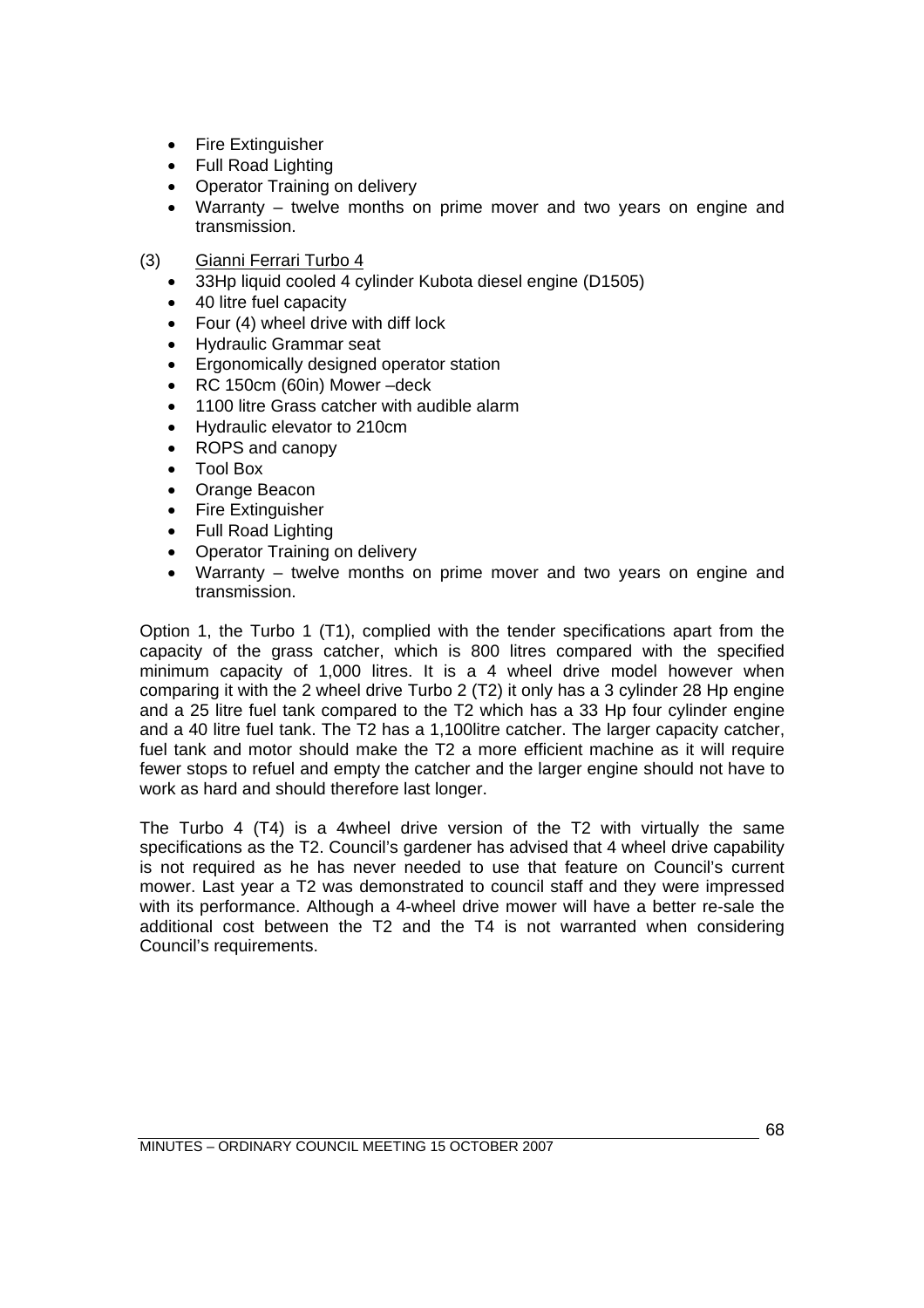- Fire Extinguisher
- Full Road Lighting
- Operator Training on delivery
- Warranty – twelve months on prime mover and two years on engine and transmission.

(3) Gianni Ferrari Turbo 4

- 33Hp liquid cooled 4 cylinder Kubota diesel engine (D1505)
- 40 litre fuel capacity
- Four (4) wheel drive with diff lock
- Hydraulic Grammar seat
- Ergonomically designed operator station
- RC 150cm (60in) Mower –deck
- 1100 litre Grass catcher with audible alarm
- Hydraulic elevator to 210cm
- ROPS and canopy
- Tool Box
- Orange Beacon
- Fire Extinguisher
- Full Road Lighting
- Operator Training on delivery
- Warranty – twelve months on prime mover and two years on engine and transmission.

Option 1, the Turbo 1 (T1), complied with the tender specifications apart from the capacity of the grass catcher, which is 800 litres compared with the specified minimum capacity of 1,000 litres. It is a 4 wheel drive model however when comparing it with the 2 wheel drive Turbo 2 (T2) it only has a 3 cylinder 28 Hp engine and a 25 litre fuel tank compared to the T2 which has a 33 Hp four cylinder engine and a 40 litre fuel tank. The T2 has a 1,100litre catcher. The larger capacity catcher, fuel tank and motor should make the T2 a more efficient machine as it will require fewer stops to refuel and empty the catcher and the larger engine should not have to work as hard and should therefore last longer.

The Turbo 4 (T4) is a 4wheel drive version of the T2 with virtually the same specifications as the T2. Council's gardener has advised that 4 wheel drive capability is not required as he has never needed to use that feature on Council's current mower. Last year a T2 was demonstrated to council staff and they were impressed with its performance. Although a 4-wheel drive mower will have a better re-sale the additional cost between the T2 and the T4 is not warranted when considering Council's requirements.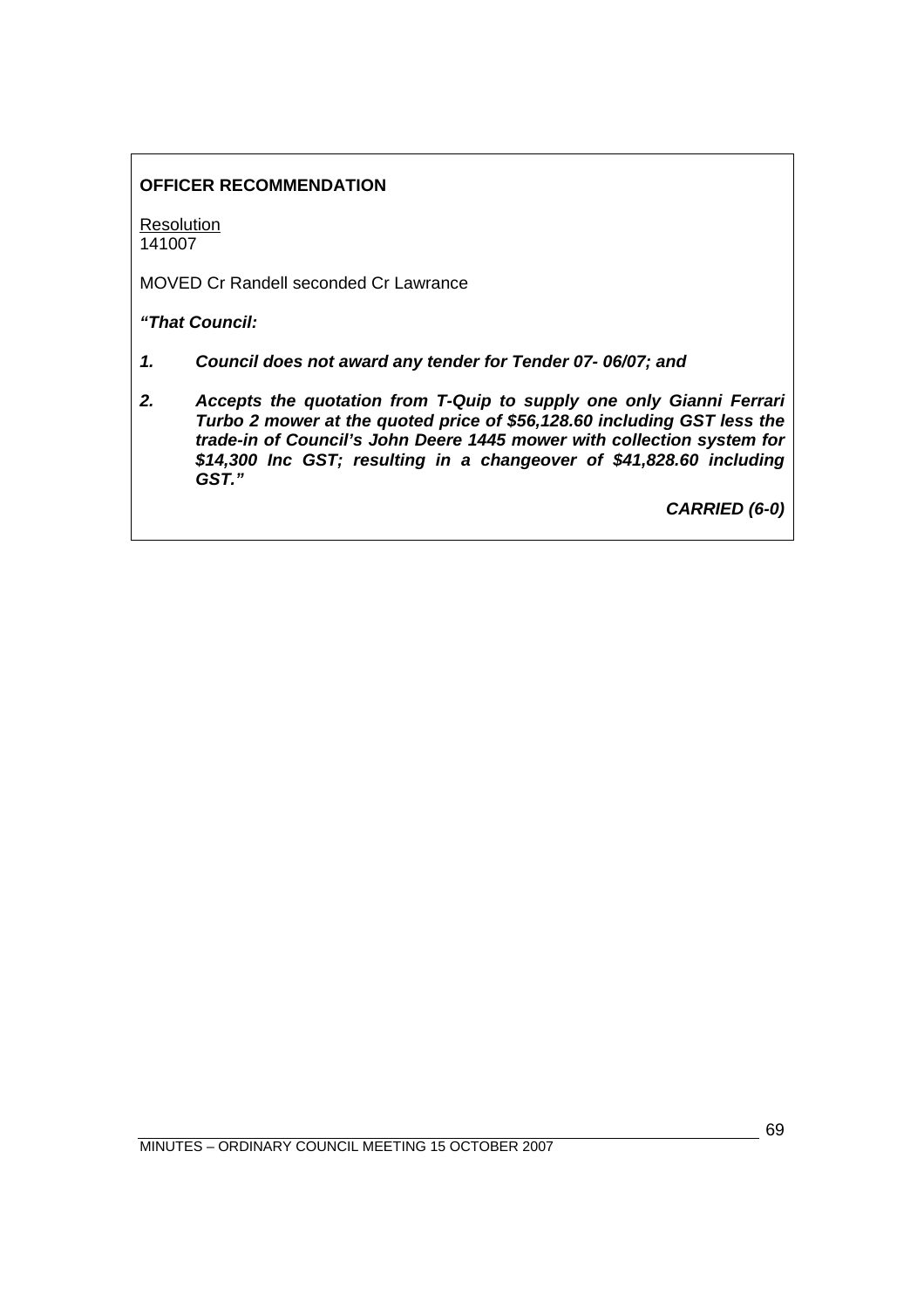**OFFICER RECOMMENDATION**

Resolution
141007

MOVED Cr Randell seconded Cr Lawrance

***"That Council:***

1. ***Council does not award any tender for Tender 07- 06/07; and***

2. ***Accepts the quotation from T-Quip to supply one only Gianni Ferrari Turbo 2 mower at the quoted price of $56,128.60 including GST less the trade-in of Council's John Deere 1445 mower with collection system for $14,300 Inc GST; resulting in a changeover of $41,828.60 including GST."***

***CARRIED (6-0)***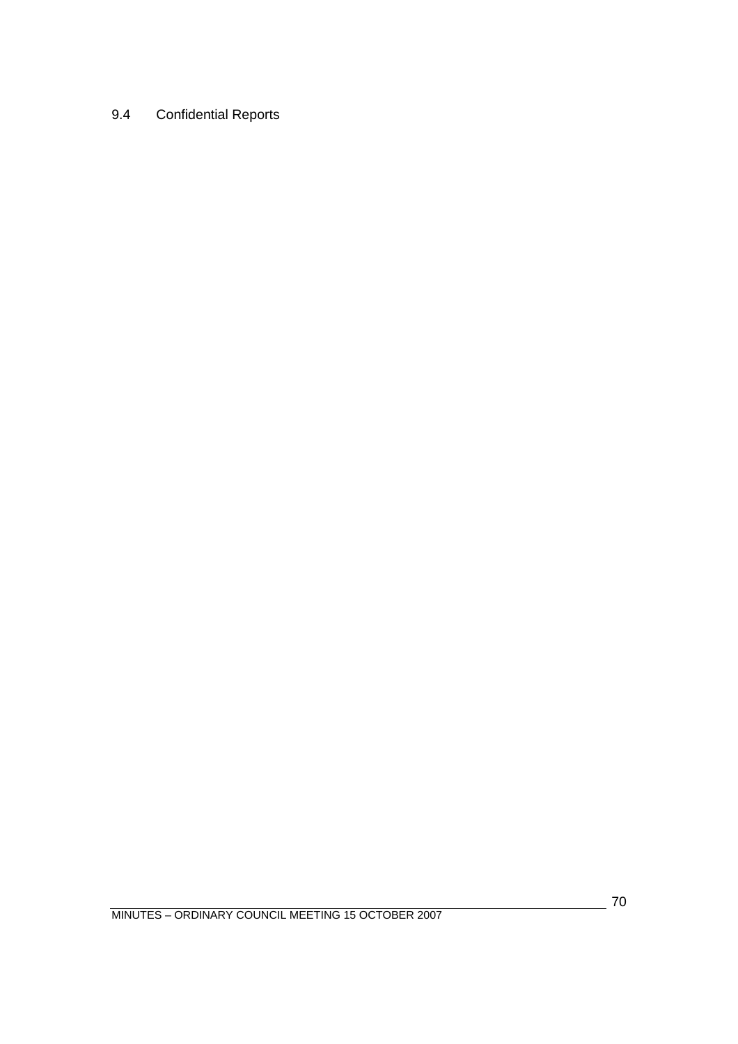## 9.4 Confidential Reports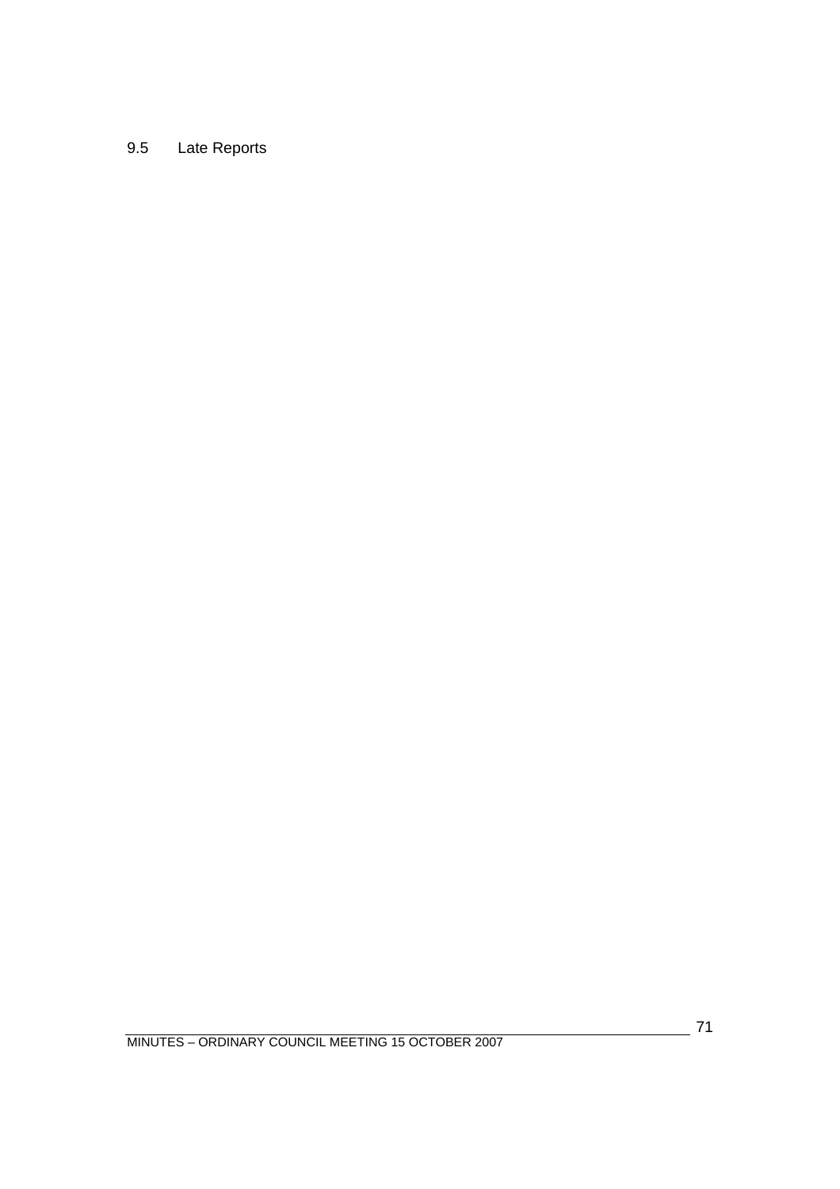## 9.5 Late Reports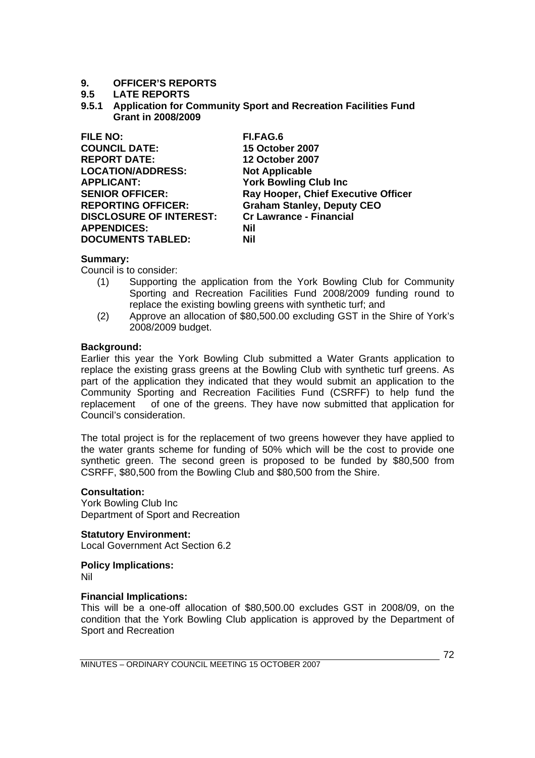# 9. OFFICER'S REPORTS

## 9.5 LATE REPORTS

### 9.5.1 Application for Community Sport and Recreation Facilities Fund Grant in 2008/2009

| | |
|---|---|
| **FILE NO:** | **FI.FAG.6** |
| **COUNCIL DATE:** | **15 October 2007** |
| **REPORT DATE:** | **12 October 2007** |
| **LOCATION/ADDRESS:** | **Not Applicable** |
| **APPLICANT:** | **York Bowling Club Inc** |
| **SENIOR OFFICER:** | **Ray Hooper, Chief Executive Officer** |
| **REPORTING OFFICER:** | **Graham Stanley, Deputy CEO** |
| **DISCLOSURE OF INTEREST:** | **Cr Lawrance - Financial** |
| **APPENDICES:** | **Nil** |
| **DOCUMENTS TABLED:** | **Nil** |

**Summary:**

Council is to consider:

(1) Supporting the application from the York Bowling Club for Community Sporting and Recreation Facilities Fund 2008/2009 funding round to replace the existing bowling greens with synthetic turf; and

(2) Approve an allocation of $80,500.00 excluding GST in the Shire of York's 2008/2009 budget.

**Background:**

Earlier this year the York Bowling Club submitted a Water Grants application to replace the existing grass greens at the Bowling Club with synthetic turf greens. As part of the application they indicated that they would submit an application to the Community Sporting and Recreation Facilities Fund (CSRFF) to help fund the replacement of one of the greens. They have now submitted that application for Council's consideration.

The total project is for the replacement of two greens however they have applied to the water grants scheme for funding of 50% which will be the cost to provide one synthetic green. The second green is proposed to be funded by $80,500 from CSRFF, $80,500 from the Bowling Club and $80,500 from the Shire.

**Consultation:**

York Bowling Club Inc
Department of Sport and Recreation

**Statutory Environment:**

Local Government Act Section 6.2

**Policy Implications:**

Nil

**Financial Implications:**

This will be a one-off allocation of $80,500.00 excludes GST in 2008/09, on the condition that the York Bowling Club application is approved by the Department of Sport and Recreation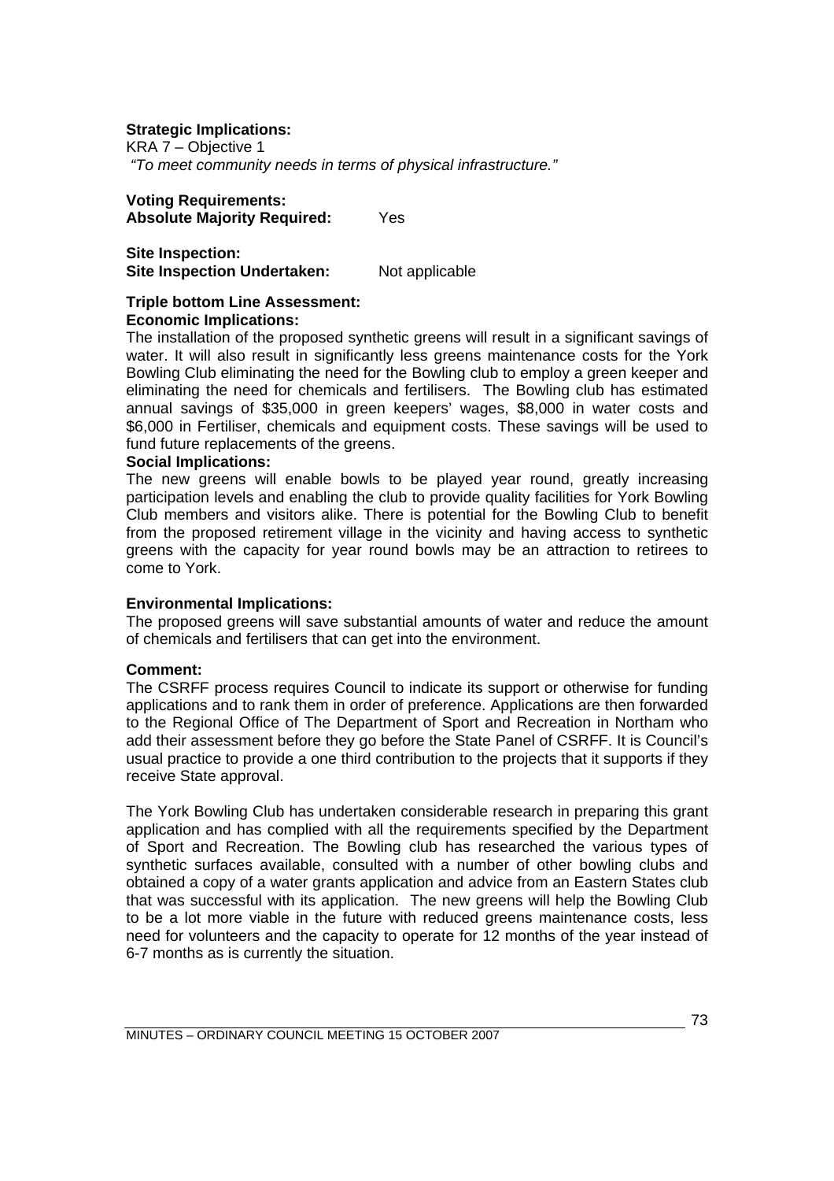**Strategic Implications:**
KRA 7 – Objective 1
*"To meet community needs in terms of physical infrastructure."*

**Voting Requirements:**
**Absolute Majority Required:** Yes

**Site Inspection:**
**Site Inspection Undertaken:** Not applicable

**Triple bottom Line Assessment:**
**Economic Implications:**
The installation of the proposed synthetic greens will result in a significant savings of water. It will also result in significantly less greens maintenance costs for the York Bowling Club eliminating the need for the Bowling club to employ a green keeper and eliminating the need for chemicals and fertilisers. The Bowling club has estimated annual savings of $35,000 in green keepers' wages, $8,000 in water costs and $6,000 in Fertiliser, chemicals and equipment costs. These savings will be used to fund future replacements of the greens.
**Social Implications:**
The new greens will enable bowls to be played year round, greatly increasing participation levels and enabling the club to provide quality facilities for York Bowling Club members and visitors alike. There is potential for the Bowling Club to benefit from the proposed retirement village in the vicinity and having access to synthetic greens with the capacity for year round bowls may be an attraction to retirees to come to York.

**Environmental Implications:**
The proposed greens will save substantial amounts of water and reduce the amount of chemicals and fertilisers that can get into the environment.

**Comment:**
The CSRFF process requires Council to indicate its support or otherwise for funding applications and to rank them in order of preference. Applications are then forwarded to the Regional Office of The Department of Sport and Recreation in Northam who add their assessment before they go before the State Panel of CSRFF. It is Council's usual practice to provide a one third contribution to the projects that it supports if they receive State approval.

The York Bowling Club has undertaken considerable research in preparing this grant application and has complied with all the requirements specified by the Department of Sport and Recreation. The Bowling club has researched the various types of synthetic surfaces available, consulted with a number of other bowling clubs and obtained a copy of a water grants application and advice from an Eastern States club that was successful with its application. The new greens will help the Bowling Club to be a lot more viable in the future with reduced greens maintenance costs, less need for volunteers and the capacity to operate for 12 months of the year instead of 6-7 months as is currently the situation.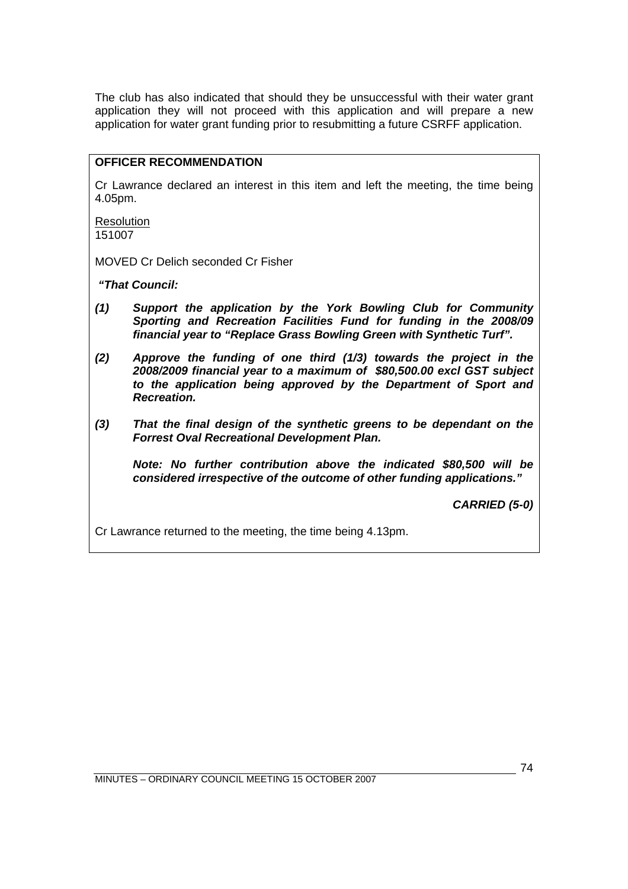The club has also indicated that should they be unsuccessful with their water grant application they will not proceed with this application and will prepare a new application for water grant funding prior to resubmitting a future CSRFF application.

**OFFICER RECOMMENDATION**

Cr Lawrance declared an interest in this item and left the meeting, the time being 4.05pm.

Resolution
151007

MOVED Cr Delich seconded Cr Fisher

***"That Council:***

***(1) Support the application by the York Bowling Club for Community Sporting and Recreation Facilities Fund for funding in the 2008/09 financial year to "Replace Grass Bowling Green with Synthetic Turf".***

***(2) Approve the funding of one third (1/3) towards the project in the 2008/2009 financial year to a maximum of $80,500.00 excl GST subject to the application being approved by the Department of Sport and Recreation.***

***(3) That the final design of the synthetic greens to be dependant on the Forrest Oval Recreational Development Plan.***

***Note: No further contribution above the indicated $80,500 will be considered irrespective of the outcome of other funding applications."***

***CARRIED (5-0)***

Cr Lawrance returned to the meeting, the time being 4.13pm.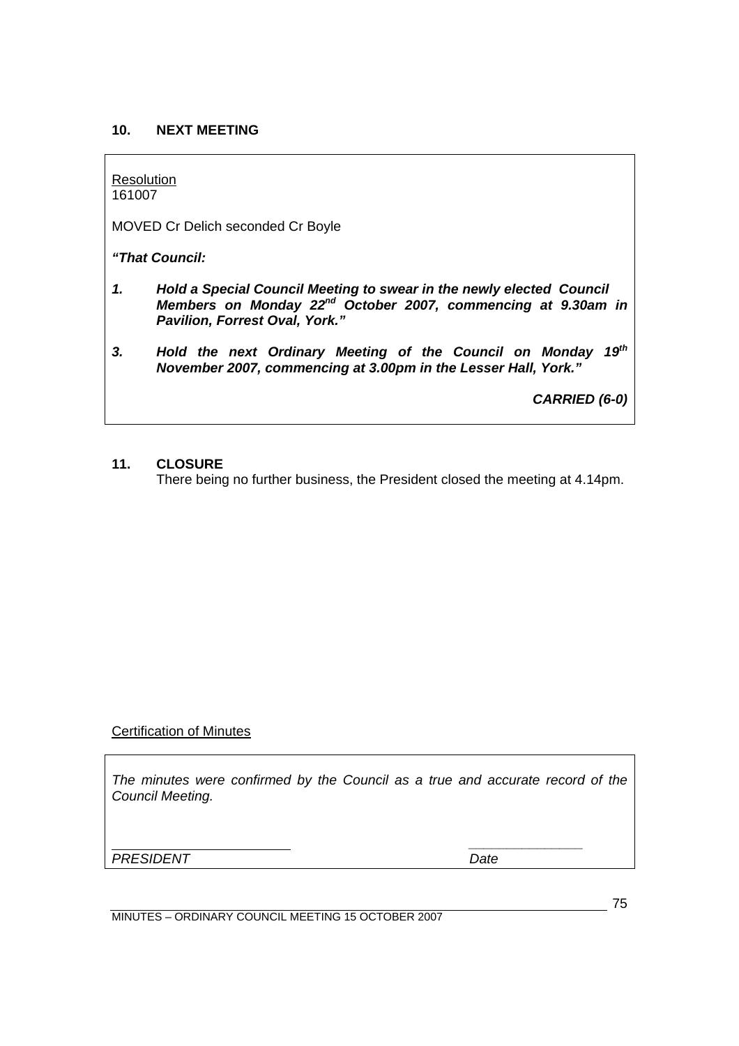## 10. NEXT MEETING

Resolution
161007

MOVED Cr Delich seconded Cr Boyle

***"That Council:***

***1. Hold a Special Council Meeting to swear in the newly elected Council Members on Monday 22nd October 2007, commencing at 9.30am in Pavilion, Forrest Oval, York."***

***3. Hold the next Ordinary Meeting of the Council on Monday 19th November 2007, commencing at 3.00pm in the Lesser Hall, York."***

***CARRIED (6-0)***

## 11. CLOSURE

There being no further business, the President closed the meeting at 4.14pm.

Certification of Minutes

*The minutes were confirmed by the Council as a true and accurate record of the Council Meeting.*

_______________________ _______________

*PRESIDENT* *Date*